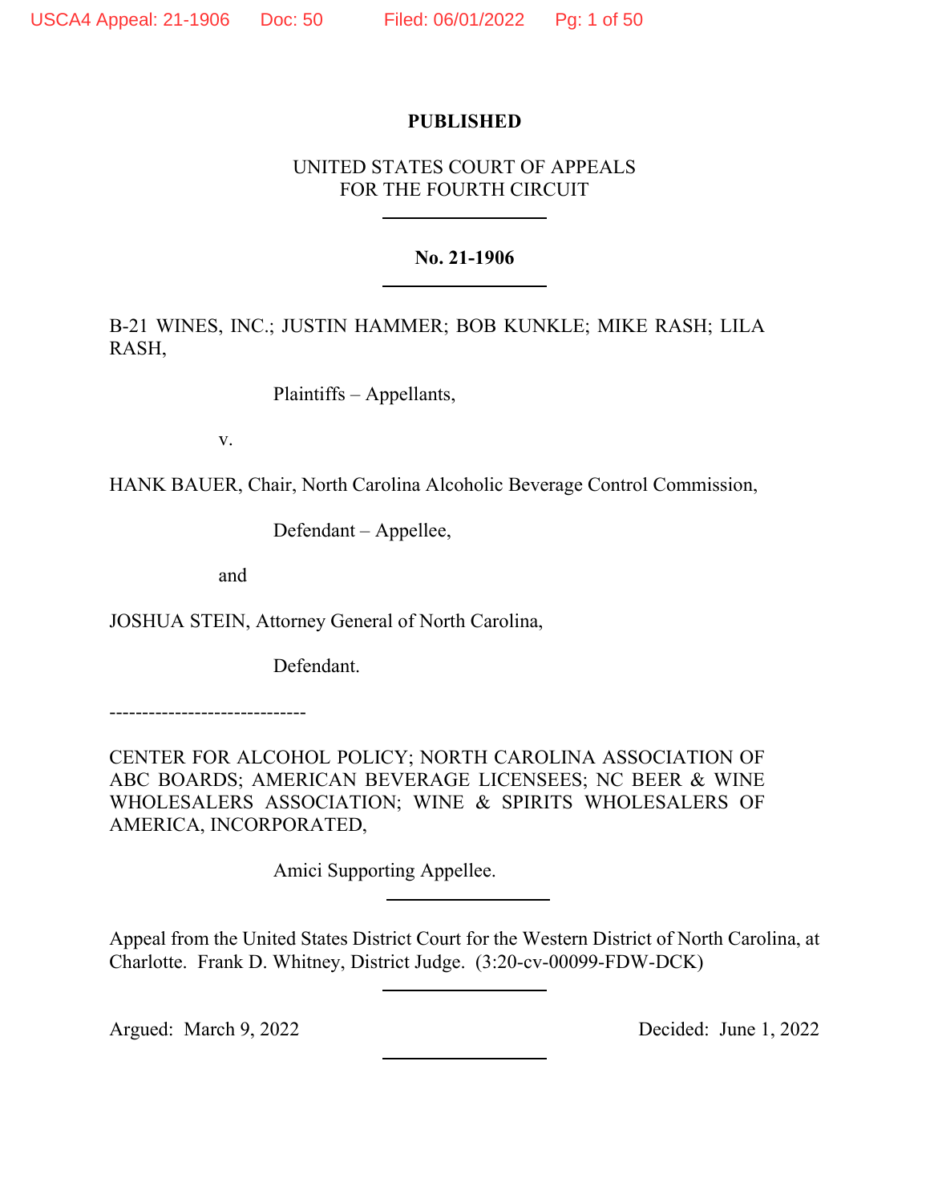**PUBLISHED**

UNITED STATES COURT OF APPEALS
FOR THE FOURTH CIRCUIT

---

**No. 21-1906**

---

B-21 WINES, INC.; JUSTIN HAMMER; BOB KUNKLE; MIKE RASH; LILA RASH,

Plaintiffs – Appellants,

v.

HANK BAUER, Chair, North Carolina Alcoholic Beverage Control Commission,

Defendant – Appellee,

and

JOSHUA STEIN, Attorney General of North Carolina,

Defendant.

------------------------------

CENTER FOR ALCOHOL POLICY; NORTH CAROLINA ASSOCIATION OF ABC BOARDS; AMERICAN BEVERAGE LICENSEES; NC BEER & WINE WHOLESALERS ASSOCIATION; WINE & SPIRITS WHOLESALERS OF AMERICA, INCORPORATED,

Amici Supporting Appellee.

---

Appeal from the United States District Court for the Western District of North Carolina, at Charlotte. Frank D. Whitney, District Judge. (3:20-cv-00099-FDW-DCK)

---

Argued: March 9, 2022 — Decided: June 1, 2022

---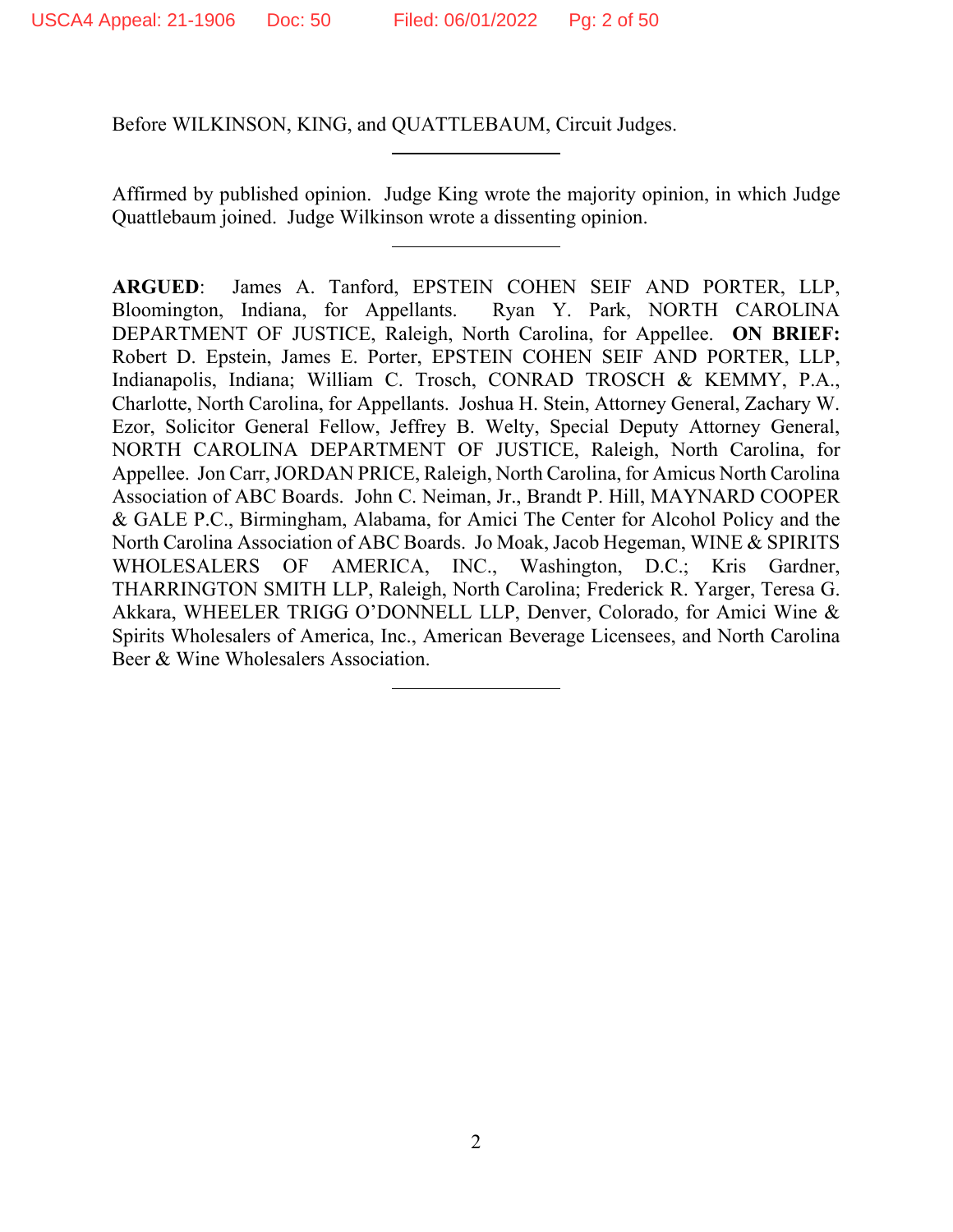Before WILKINSON, KING, and QUATTLEBAUM, Circuit Judges.

---

Affirmed by published opinion. Judge King wrote the majority opinion, in which Judge Quattlebaum joined. Judge Wilkinson wrote a dissenting opinion.

---

**ARGUED**: James A. Tanford, EPSTEIN COHEN SEIF AND PORTER, LLP, Bloomington, Indiana, for Appellants. Ryan Y. Park, NORTH CAROLINA DEPARTMENT OF JUSTICE, Raleigh, North Carolina, for Appellee. **ON BRIEF:** Robert D. Epstein, James E. Porter, EPSTEIN COHEN SEIF AND PORTER, LLP, Indianapolis, Indiana; William C. Trosch, CONRAD TROSCH & KEMMY, P.A., Charlotte, North Carolina, for Appellants. Joshua H. Stein, Attorney General, Zachary W. Ezor, Solicitor General Fellow, Jeffrey B. Welty, Special Deputy Attorney General, NORTH CAROLINA DEPARTMENT OF JUSTICE, Raleigh, North Carolina, for Appellee. Jon Carr, JORDAN PRICE, Raleigh, North Carolina, for Amicus North Carolina Association of ABC Boards. John C. Neiman, Jr., Brandt P. Hill, MAYNARD COOPER & GALE P.C., Birmingham, Alabama, for Amici The Center for Alcohol Policy and the North Carolina Association of ABC Boards. Jo Moak, Jacob Hegeman, WINE & SPIRITS WHOLESALERS OF AMERICA, INC., Washington, D.C.; Kris Gardner, THARRINGTON SMITH LLP, Raleigh, North Carolina; Frederick R. Yarger, Teresa G. Akkara, WHEELER TRIGG O'DONNELL LLP, Denver, Colorado, for Amici Wine & Spirits Wholesalers of America, Inc., American Beverage Licensees, and North Carolina Beer & Wine Wholesalers Association.

---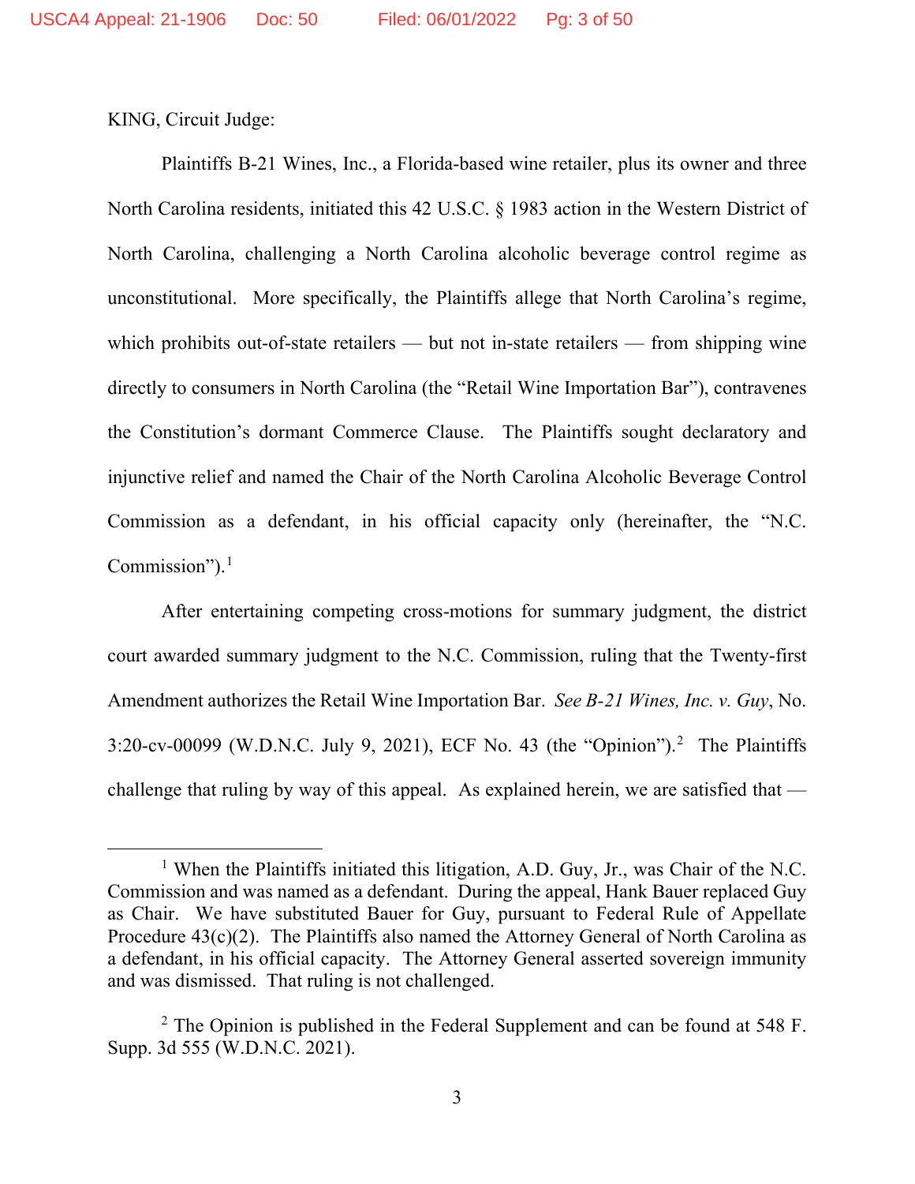KING, Circuit Judge:

Plaintiffs B-21 Wines, Inc., a Florida-based wine retailer, plus its owner and three North Carolina residents, initiated this 42 U.S.C. § 1983 action in the Western District of North Carolina, challenging a North Carolina alcoholic beverage control regime as unconstitutional. More specifically, the Plaintiffs allege that North Carolina's regime, which prohibits out-of-state retailers — but not in-state retailers — from shipping wine directly to consumers in North Carolina (the "Retail Wine Importation Bar"), contravenes the Constitution's dormant Commerce Clause. The Plaintiffs sought declaratory and injunctive relief and named the Chair of the North Carolina Alcoholic Beverage Control Commission as a defendant, in his official capacity only (hereinafter, the "N.C. Commission").[1]

After entertaining competing cross-motions for summary judgment, the district court awarded summary judgment to the N.C. Commission, ruling that the Twenty-first Amendment authorizes the Retail Wine Importation Bar. *See B-21 Wines, Inc. v. Guy*, No. 3:20-cv-00099 (W.D.N.C. July 9, 2021), ECF No. 43 (the "Opinion").[2] The Plaintiffs challenge that ruling by way of this appeal. As explained herein, we are satisfied that —

---

[1] When the Plaintiffs initiated this litigation, A.D. Guy, Jr., was Chair of the N.C. Commission and was named as a defendant. During the appeal, Hank Bauer replaced Guy as Chair. We have substituted Bauer for Guy, pursuant to Federal Rule of Appellate Procedure 43(c)(2). The Plaintiffs also named the Attorney General of North Carolina as a defendant, in his official capacity. The Attorney General asserted sovereign immunity and was dismissed. That ruling is not challenged.

[2] The Opinion is published in the Federal Supplement and can be found at 548 F. Supp. 3d 555 (W.D.N.C. 2021).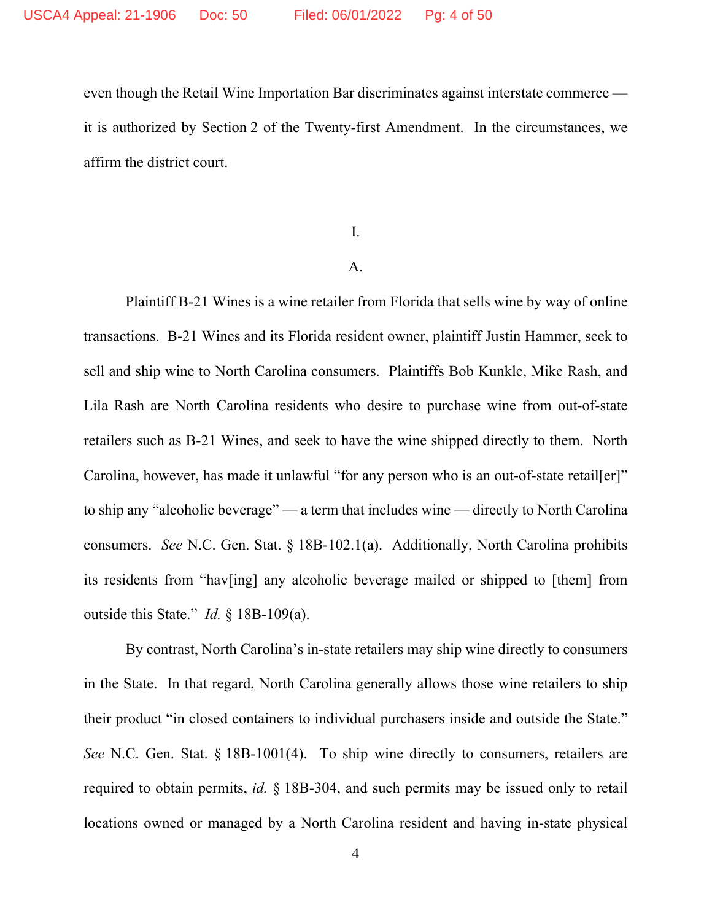even though the Retail Wine Importation Bar discriminates against interstate commerce — it is authorized by Section 2 of the Twenty-first Amendment. In the circumstances, we affirm the district court.

# I.

## A.

Plaintiff B-21 Wines is a wine retailer from Florida that sells wine by way of online transactions. B-21 Wines and its Florida resident owner, plaintiff Justin Hammer, seek to sell and ship wine to North Carolina consumers. Plaintiffs Bob Kunkle, Mike Rash, and Lila Rash are North Carolina residents who desire to purchase wine from out-of-state retailers such as B-21 Wines, and seek to have the wine shipped directly to them. North Carolina, however, has made it unlawful "for any person who is an out-of-state retail[er]" to ship any "alcoholic beverage" — a term that includes wine — directly to North Carolina consumers. *See* N.C. Gen. Stat. § 18B-102.1(a). Additionally, North Carolina prohibits its residents from "hav[ing] any alcoholic beverage mailed or shipped to [them] from outside this State." *Id.* § 18B-109(a).

By contrast, North Carolina's in-state retailers may ship wine directly to consumers in the State. In that regard, North Carolina generally allows those wine retailers to ship their product "in closed containers to individual purchasers inside and outside the State." *See* N.C. Gen. Stat. § 18B-1001(4). To ship wine directly to consumers, retailers are required to obtain permits, *id.* § 18B-304, and such permits may be issued only to retail locations owned or managed by a North Carolina resident and having in-state physical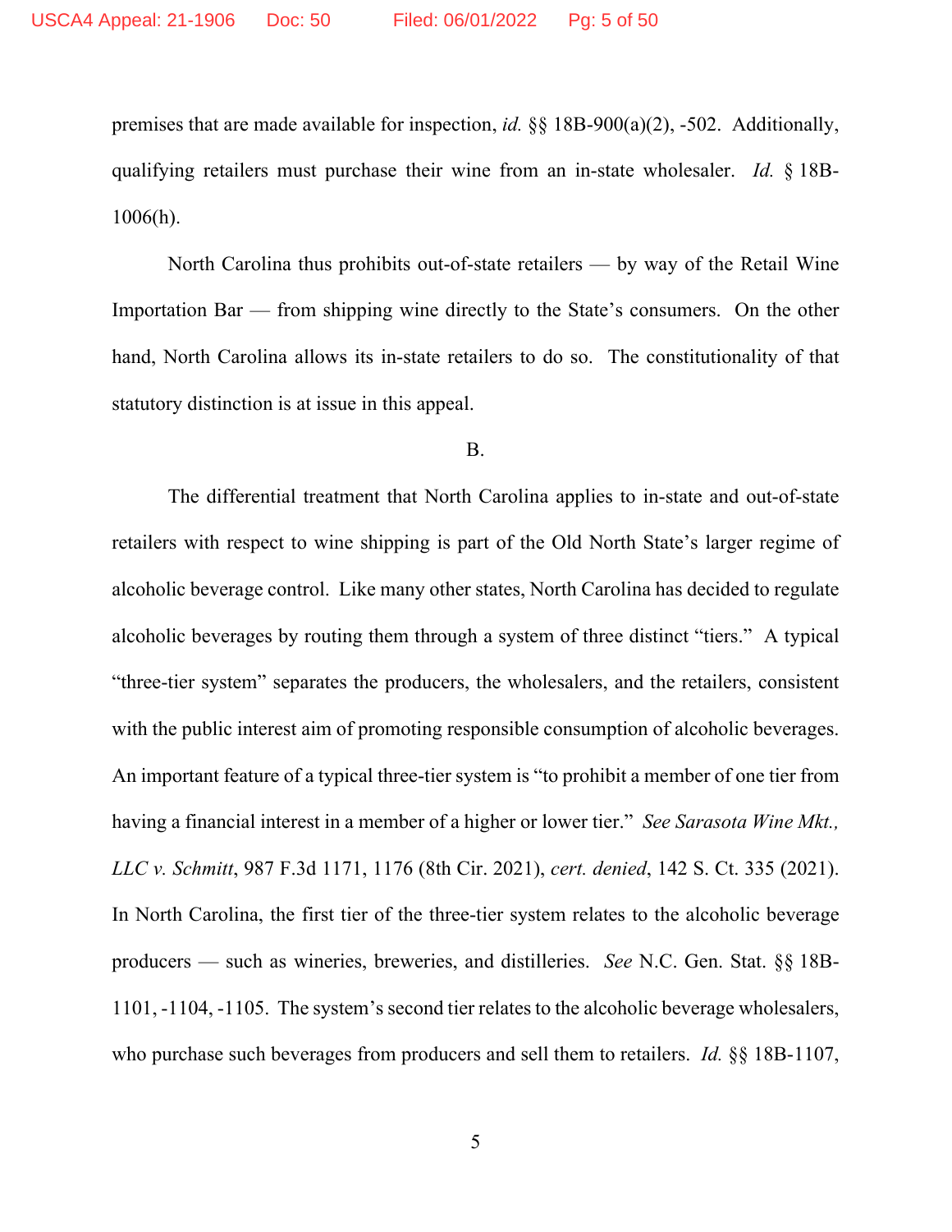premises that are made available for inspection, *id.* §§ 18B-900(a)(2), -502. Additionally, qualifying retailers must purchase their wine from an in-state wholesaler. *Id.* § 18B-1006(h).

North Carolina thus prohibits out-of-state retailers — by way of the Retail Wine Importation Bar — from shipping wine directly to the State's consumers. On the other hand, North Carolina allows its in-state retailers to do so. The constitutionality of that statutory distinction is at issue in this appeal.

B.

The differential treatment that North Carolina applies to in-state and out-of-state retailers with respect to wine shipping is part of the Old North State's larger regime of alcoholic beverage control. Like many other states, North Carolina has decided to regulate alcoholic beverages by routing them through a system of three distinct "tiers." A typical "three-tier system" separates the producers, the wholesalers, and the retailers, consistent with the public interest aim of promoting responsible consumption of alcoholic beverages. An important feature of a typical three-tier system is "to prohibit a member of one tier from having a financial interest in a member of a higher or lower tier." *See Sarasota Wine Mkt., LLC v. Schmitt*, 987 F.3d 1171, 1176 (8th Cir. 2021), *cert. denied*, 142 S. Ct. 335 (2021). In North Carolina, the first tier of the three-tier system relates to the alcoholic beverage producers — such as wineries, breweries, and distilleries. *See* N.C. Gen. Stat. §§ 18B-1101, -1104, -1105. The system's second tier relates to the alcoholic beverage wholesalers, who purchase such beverages from producers and sell them to retailers. *Id.* §§ 18B-1107,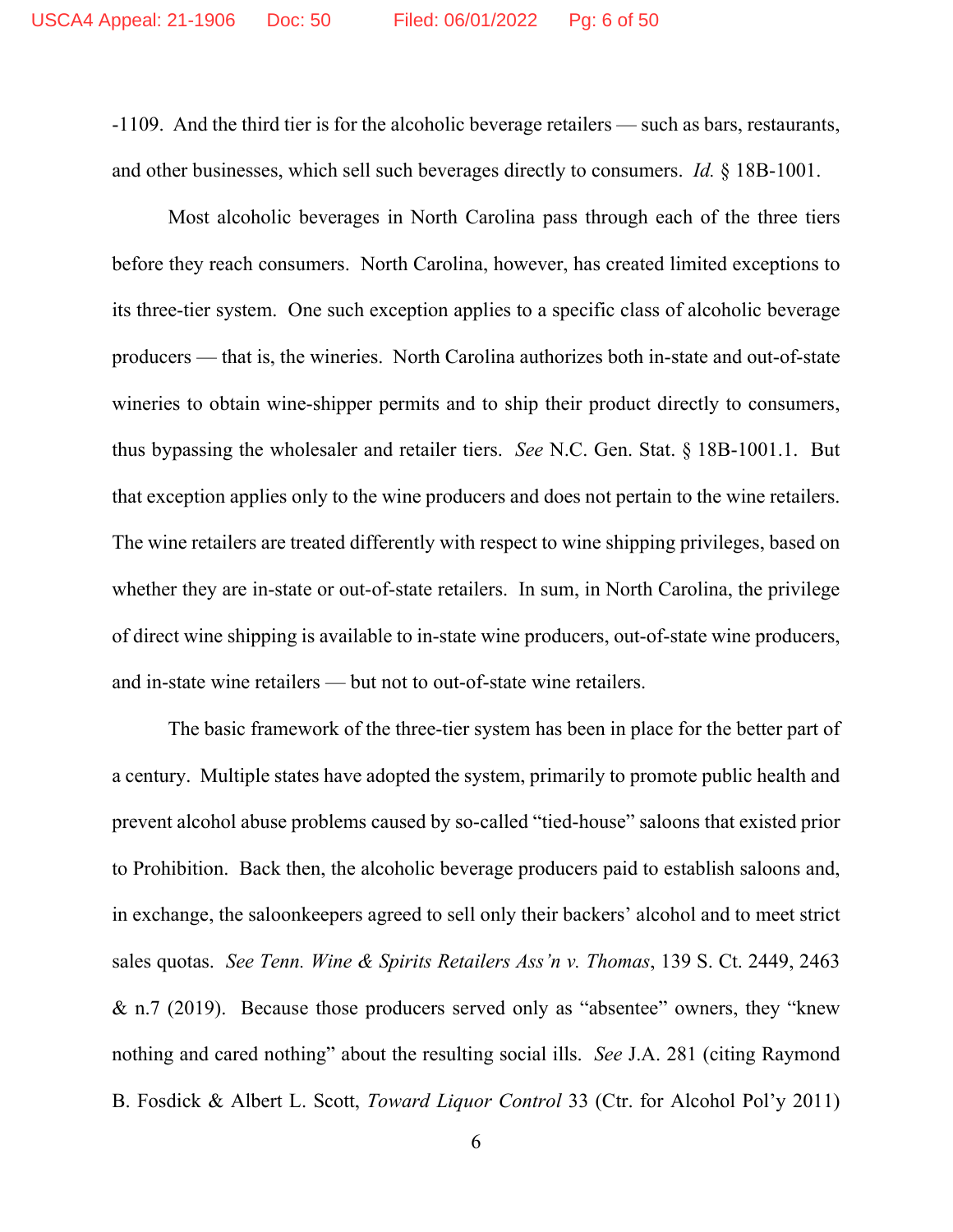-1109. And the third tier is for the alcoholic beverage retailers — such as bars, restaurants, and other businesses, which sell such beverages directly to consumers. *Id.* § 18B-1001.

Most alcoholic beverages in North Carolina pass through each of the three tiers before they reach consumers. North Carolina, however, has created limited exceptions to its three-tier system. One such exception applies to a specific class of alcoholic beverage producers — that is, the wineries. North Carolina authorizes both in-state and out-of-state wineries to obtain wine-shipper permits and to ship their product directly to consumers, thus bypassing the wholesaler and retailer tiers. *See* N.C. Gen. Stat. § 18B-1001.1. But that exception applies only to the wine producers and does not pertain to the wine retailers. The wine retailers are treated differently with respect to wine shipping privileges, based on whether they are in-state or out-of-state retailers. In sum, in North Carolina, the privilege of direct wine shipping is available to in-state wine producers, out-of-state wine producers, and in-state wine retailers — but not to out-of-state wine retailers.

The basic framework of the three-tier system has been in place for the better part of a century. Multiple states have adopted the system, primarily to promote public health and prevent alcohol abuse problems caused by so-called "tied-house" saloons that existed prior to Prohibition. Back then, the alcoholic beverage producers paid to establish saloons and, in exchange, the saloonkeepers agreed to sell only their backers' alcohol and to meet strict sales quotas. *See Tenn. Wine & Spirits Retailers Ass'n v. Thomas*, 139 S. Ct. 2449, 2463 & n.7 (2019). Because those producers served only as "absentee" owners, they "knew nothing and cared nothing" about the resulting social ills. *See* J.A. 281 (citing Raymond B. Fosdick & Albert L. Scott, *Toward Liquor Control* 33 (Ctr. for Alcohol Pol'y 2011)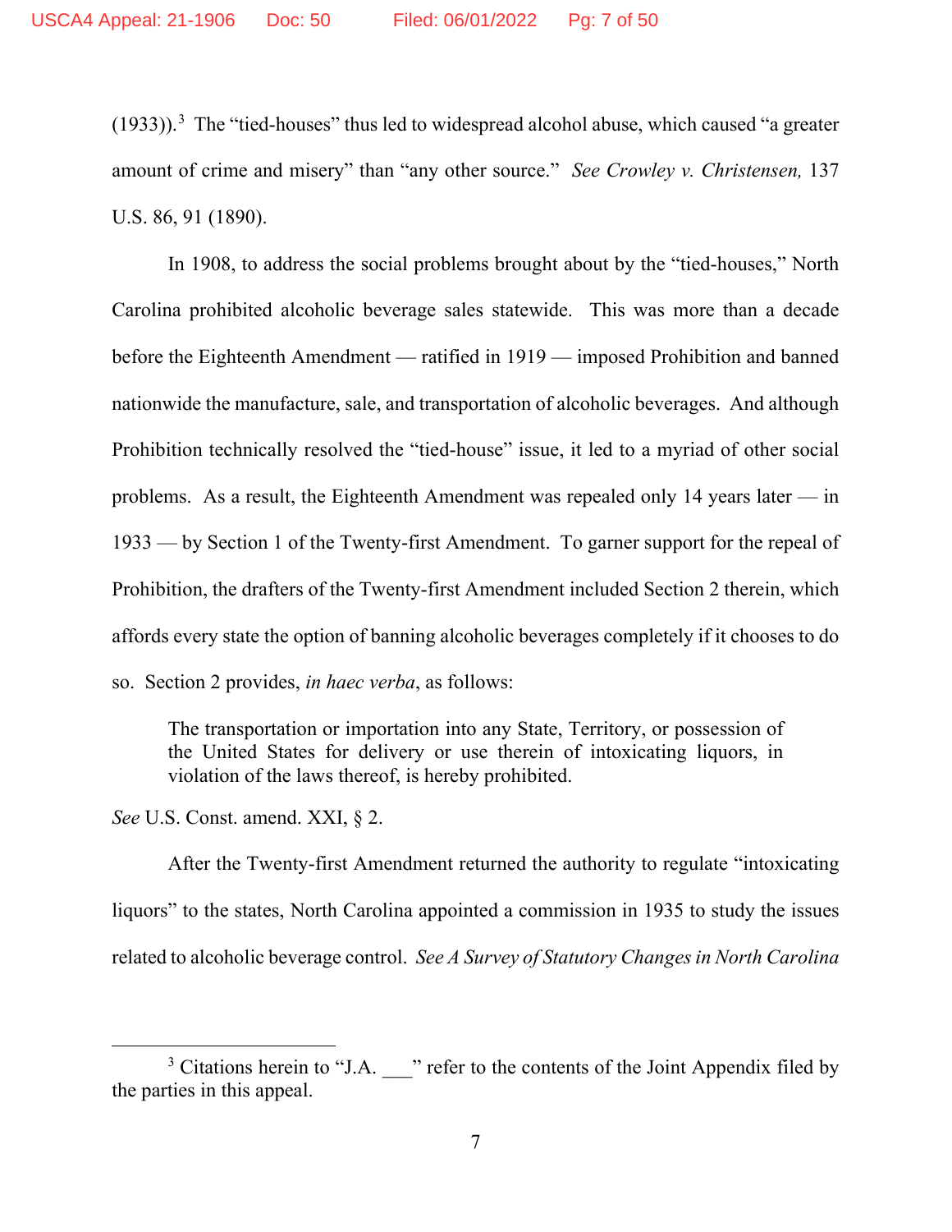(1933)).[3] The "tied-houses" thus led to widespread alcohol abuse, which caused "a greater amount of crime and misery" than "any other source." *See Crowley v. Christensen,* 137 U.S. 86, 91 (1890).

In 1908, to address the social problems brought about by the "tied-houses," North Carolina prohibited alcoholic beverage sales statewide. This was more than a decade before the Eighteenth Amendment — ratified in 1919 — imposed Prohibition and banned nationwide the manufacture, sale, and transportation of alcoholic beverages. And although Prohibition technically resolved the "tied-house" issue, it led to a myriad of other social problems. As a result, the Eighteenth Amendment was repealed only 14 years later — in 1933 — by Section 1 of the Twenty-first Amendment. To garner support for the repeal of Prohibition, the drafters of the Twenty-first Amendment included Section 2 therein, which affords every state the option of banning alcoholic beverages completely if it chooses to do so. Section 2 provides, *in haec verba*, as follows:

> The transportation or importation into any State, Territory, or possession of the United States for delivery or use therein of intoxicating liquors, in violation of the laws thereof, is hereby prohibited.

*See* U.S. Const. amend. XXI, § 2.

After the Twenty-first Amendment returned the authority to regulate "intoxicating liquors" to the states, North Carolina appointed a commission in 1935 to study the issues related to alcoholic beverage control. *See A Survey of Statutory Changes in North Carolina*

---

[3] Citations herein to "J.A. \_\_\_" refer to the contents of the Joint Appendix filed by the parties in this appeal.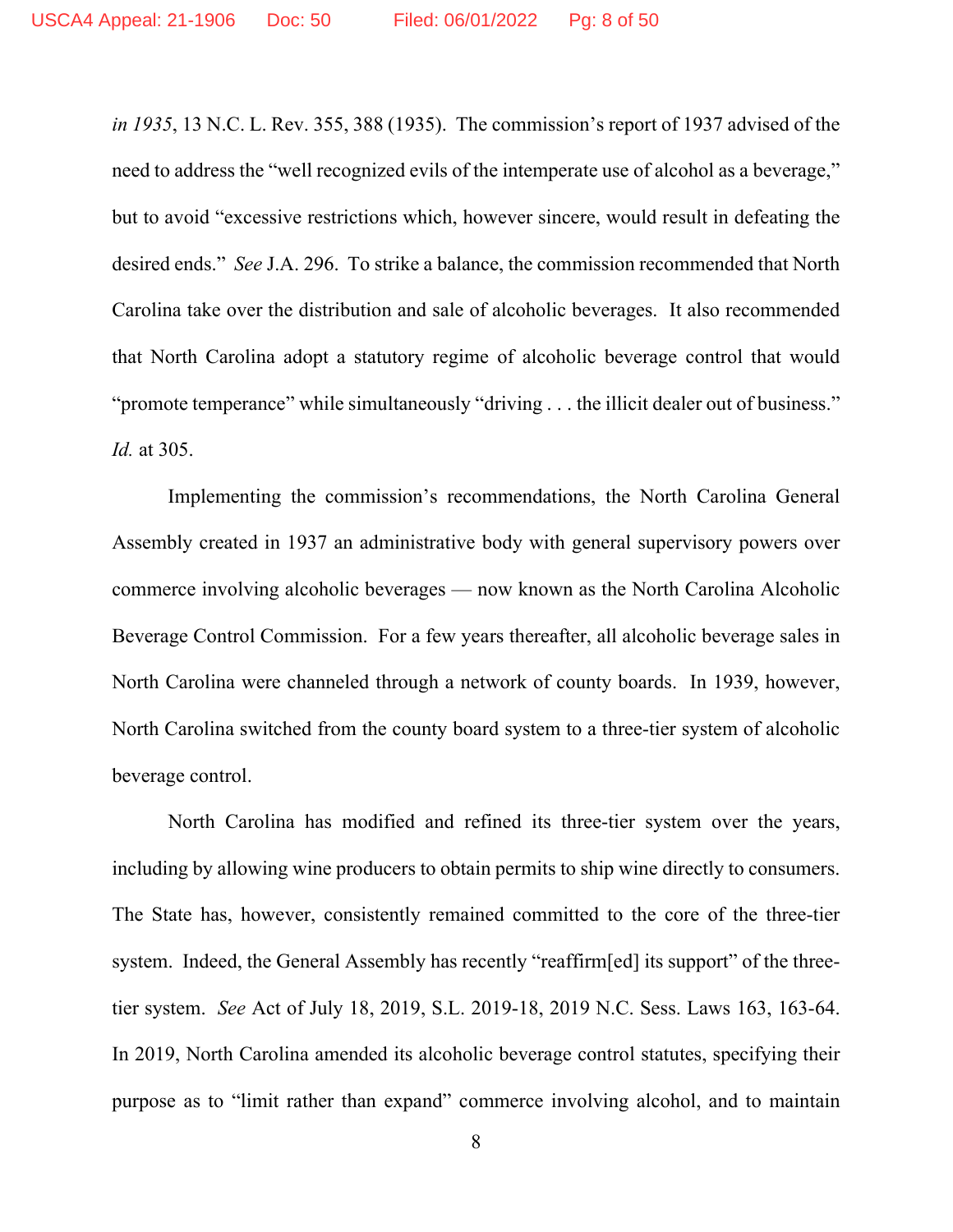*in 1935*, 13 N.C. L. Rev. 355, 388 (1935). The commission's report of 1937 advised of the need to address the "well recognized evils of the intemperate use of alcohol as a beverage," but to avoid "excessive restrictions which, however sincere, would result in defeating the desired ends." *See* J.A. 296. To strike a balance, the commission recommended that North Carolina take over the distribution and sale of alcoholic beverages. It also recommended that North Carolina adopt a statutory regime of alcoholic beverage control that would "promote temperance" while simultaneously "driving . . . the illicit dealer out of business." *Id.* at 305.

Implementing the commission's recommendations, the North Carolina General Assembly created in 1937 an administrative body with general supervisory powers over commerce involving alcoholic beverages — now known as the North Carolina Alcoholic Beverage Control Commission. For a few years thereafter, all alcoholic beverage sales in North Carolina were channeled through a network of county boards. In 1939, however, North Carolina switched from the county board system to a three-tier system of alcoholic beverage control.

North Carolina has modified and refined its three-tier system over the years, including by allowing wine producers to obtain permits to ship wine directly to consumers. The State has, however, consistently remained committed to the core of the three-tier system. Indeed, the General Assembly has recently "reaffirm[ed] its support" of the three-tier system. *See* Act of July 18, 2019, S.L. 2019-18, 2019 N.C. Sess. Laws 163, 163-64. In 2019, North Carolina amended its alcoholic beverage control statutes, specifying their purpose as to "limit rather than expand" commerce involving alcohol, and to maintain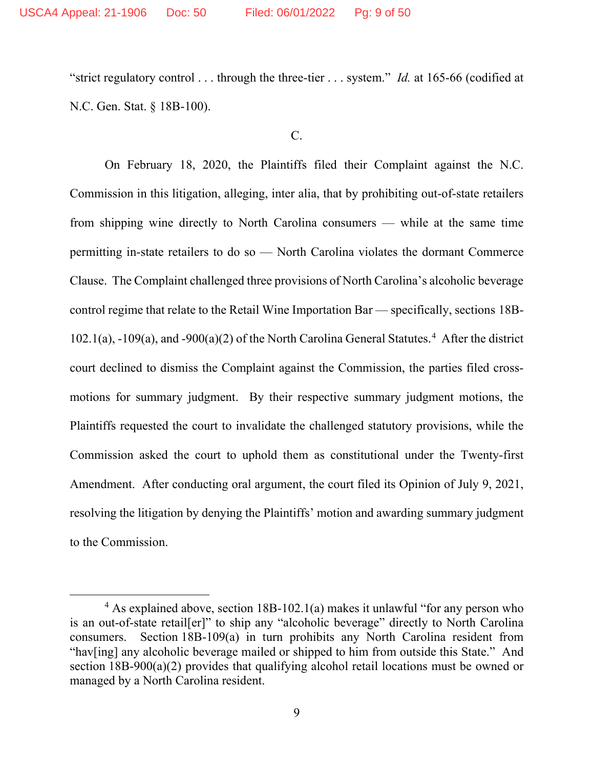"strict regulatory control . . . through the three-tier . . . system." *Id.* at 165-66 (codified at N.C. Gen. Stat. § 18B-100).

C.

On February 18, 2020, the Plaintiffs filed their Complaint against the N.C. Commission in this litigation, alleging, inter alia, that by prohibiting out-of-state retailers from shipping wine directly to North Carolina consumers — while at the same time permitting in-state retailers to do so — North Carolina violates the dormant Commerce Clause. The Complaint challenged three provisions of North Carolina's alcoholic beverage control regime that relate to the Retail Wine Importation Bar — specifically, sections 18B-102.1(a), -109(a), and -900(a)(2) of the North Carolina General Statutes.[4] After the district court declined to dismiss the Complaint against the Commission, the parties filed cross-motions for summary judgment. By their respective summary judgment motions, the Plaintiffs requested the court to invalidate the challenged statutory provisions, while the Commission asked the court to uphold them as constitutional under the Twenty-first Amendment. After conducting oral argument, the court filed its Opinion of July 9, 2021, resolving the litigation by denying the Plaintiffs' motion and awarding summary judgment to the Commission.

[4] As explained above, section 18B-102.1(a) makes it unlawful "for any person who is an out-of-state retail[er]" to ship any "alcoholic beverage" directly to North Carolina consumers. Section 18B-109(a) in turn prohibits any North Carolina resident from "hav[ing] any alcoholic beverage mailed or shipped to him from outside this State." And section 18B-900(a)(2) provides that qualifying alcohol retail locations must be owned or managed by a North Carolina resident.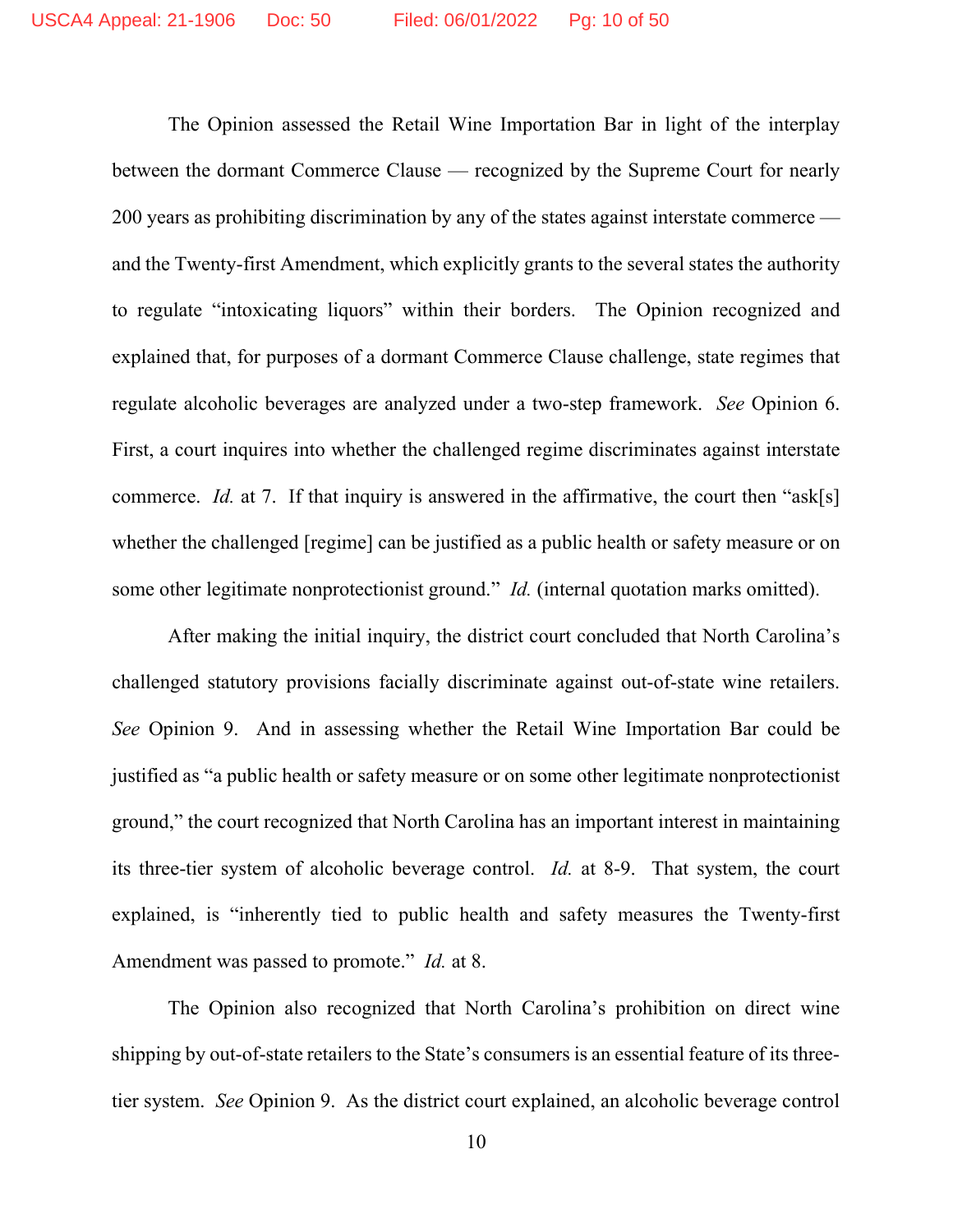The Opinion assessed the Retail Wine Importation Bar in light of the interplay between the dormant Commerce Clause — recognized by the Supreme Court for nearly 200 years as prohibiting discrimination by any of the states against interstate commerce — and the Twenty-first Amendment, which explicitly grants to the several states the authority to regulate "intoxicating liquors" within their borders. The Opinion recognized and explained that, for purposes of a dormant Commerce Clause challenge, state regimes that regulate alcoholic beverages are analyzed under a two-step framework. *See* Opinion 6. First, a court inquires into whether the challenged regime discriminates against interstate commerce. *Id.* at 7. If that inquiry is answered in the affirmative, the court then "ask[s] whether the challenged [regime] can be justified as a public health or safety measure or on some other legitimate nonprotectionist ground." *Id.* (internal quotation marks omitted).

After making the initial inquiry, the district court concluded that North Carolina's challenged statutory provisions facially discriminate against out-of-state wine retailers. *See* Opinion 9. And in assessing whether the Retail Wine Importation Bar could be justified as "a public health or safety measure or on some other legitimate nonprotectionist ground," the court recognized that North Carolina has an important interest in maintaining its three-tier system of alcoholic beverage control. *Id.* at 8-9. That system, the court explained, is "inherently tied to public health and safety measures the Twenty-first Amendment was passed to promote." *Id.* at 8.

The Opinion also recognized that North Carolina's prohibition on direct wine shipping by out-of-state retailers to the State's consumers is an essential feature of its three-tier system. *See* Opinion 9. As the district court explained, an alcoholic beverage control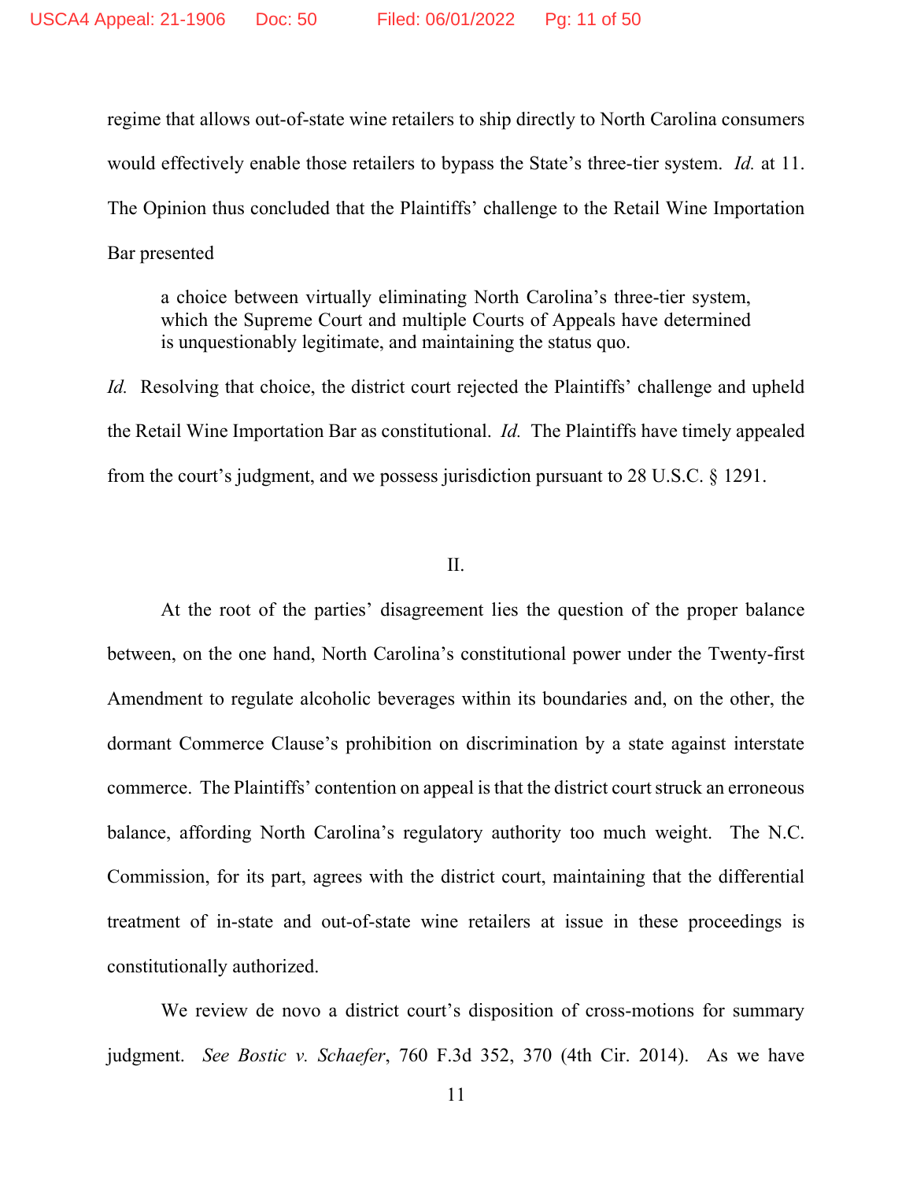regime that allows out-of-state wine retailers to ship directly to North Carolina consumers would effectively enable those retailers to bypass the State's three-tier system. *Id.* at 11. The Opinion thus concluded that the Plaintiffs' challenge to the Retail Wine Importation Bar presented

> a choice between virtually eliminating North Carolina's three-tier system, which the Supreme Court and multiple Courts of Appeals have determined is unquestionably legitimate, and maintaining the status quo.

*Id.* Resolving that choice, the district court rejected the Plaintiffs' challenge and upheld the Retail Wine Importation Bar as constitutional. *Id.* The Plaintiffs have timely appealed from the court's judgment, and we possess jurisdiction pursuant to 28 U.S.C. § 1291.

## II.

At the root of the parties' disagreement lies the question of the proper balance between, on the one hand, North Carolina's constitutional power under the Twenty-first Amendment to regulate alcoholic beverages within its boundaries and, on the other, the dormant Commerce Clause's prohibition on discrimination by a state against interstate commerce. The Plaintiffs' contention on appeal is that the district court struck an erroneous balance, affording North Carolina's regulatory authority too much weight. The N.C. Commission, for its part, agrees with the district court, maintaining that the differential treatment of in-state and out-of-state wine retailers at issue in these proceedings is constitutionally authorized.

We review de novo a district court's disposition of cross-motions for summary judgment. *See Bostic v. Schaefer*, 760 F.3d 352, 370 (4th Cir. 2014). As we have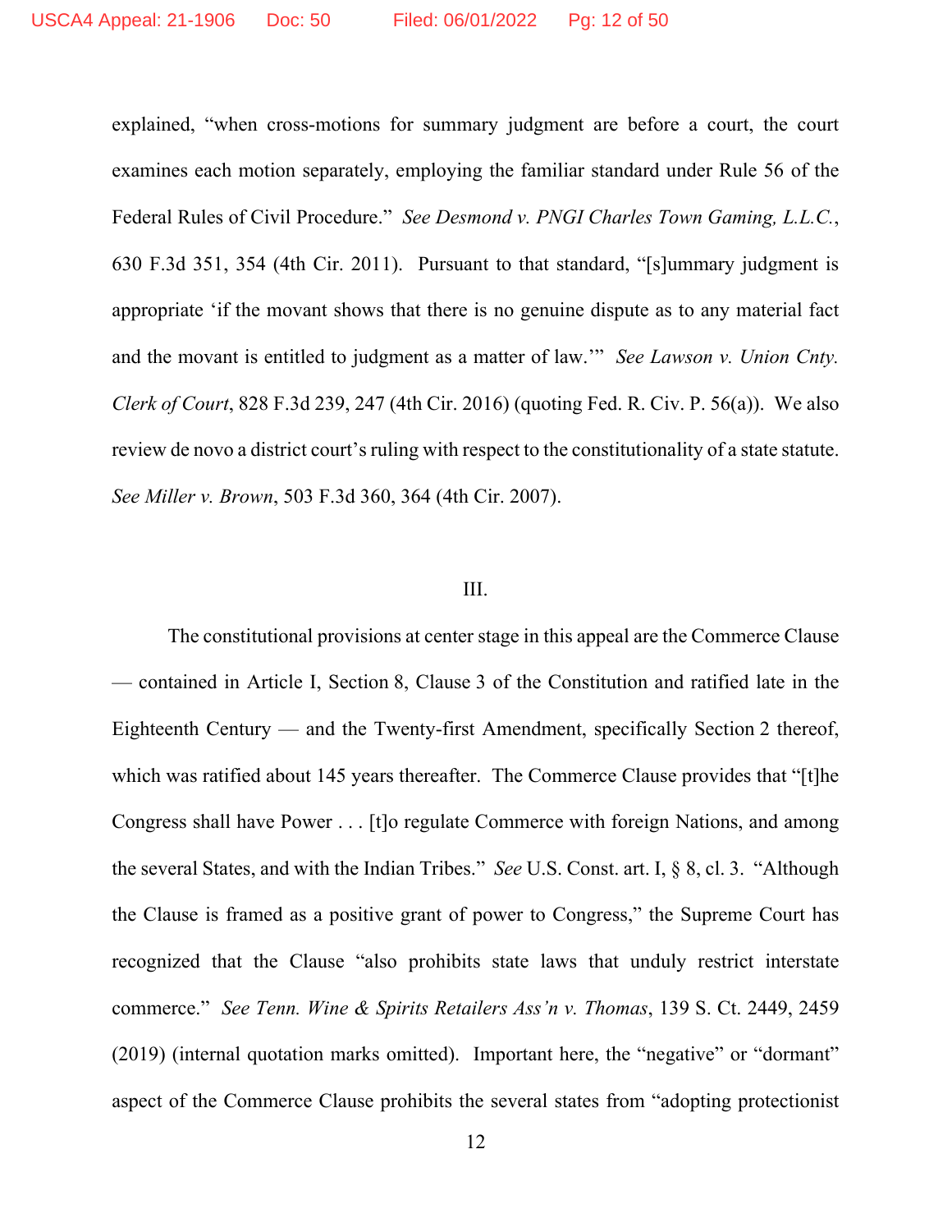explained, "when cross-motions for summary judgment are before a court, the court examines each motion separately, employing the familiar standard under Rule 56 of the Federal Rules of Civil Procedure." *See Desmond v. PNGI Charles Town Gaming, L.L.C.*, 630 F.3d 351, 354 (4th Cir. 2011). Pursuant to that standard, "[s]ummary judgment is appropriate 'if the movant shows that there is no genuine dispute as to any material fact and the movant is entitled to judgment as a matter of law.'" *See Lawson v. Union Cnty. Clerk of Court*, 828 F.3d 239, 247 (4th Cir. 2016) (quoting Fed. R. Civ. P. 56(a)). We also review de novo a district court's ruling with respect to the constitutionality of a state statute. *See Miller v. Brown*, 503 F.3d 360, 364 (4th Cir. 2007).

## III.

The constitutional provisions at center stage in this appeal are the Commerce Clause — contained in Article I, Section 8, Clause 3 of the Constitution and ratified late in the Eighteenth Century — and the Twenty-first Amendment, specifically Section 2 thereof, which was ratified about 145 years thereafter. The Commerce Clause provides that "[t]he Congress shall have Power . . . [t]o regulate Commerce with foreign Nations, and among the several States, and with the Indian Tribes." *See* U.S. Const. art. I, § 8, cl. 3. "Although the Clause is framed as a positive grant of power to Congress," the Supreme Court has recognized that the Clause "also prohibits state laws that unduly restrict interstate commerce." *See Tenn. Wine & Spirits Retailers Ass'n v. Thomas*, 139 S. Ct. 2449, 2459 (2019) (internal quotation marks omitted). Important here, the "negative" or "dormant" aspect of the Commerce Clause prohibits the several states from "adopting protectionist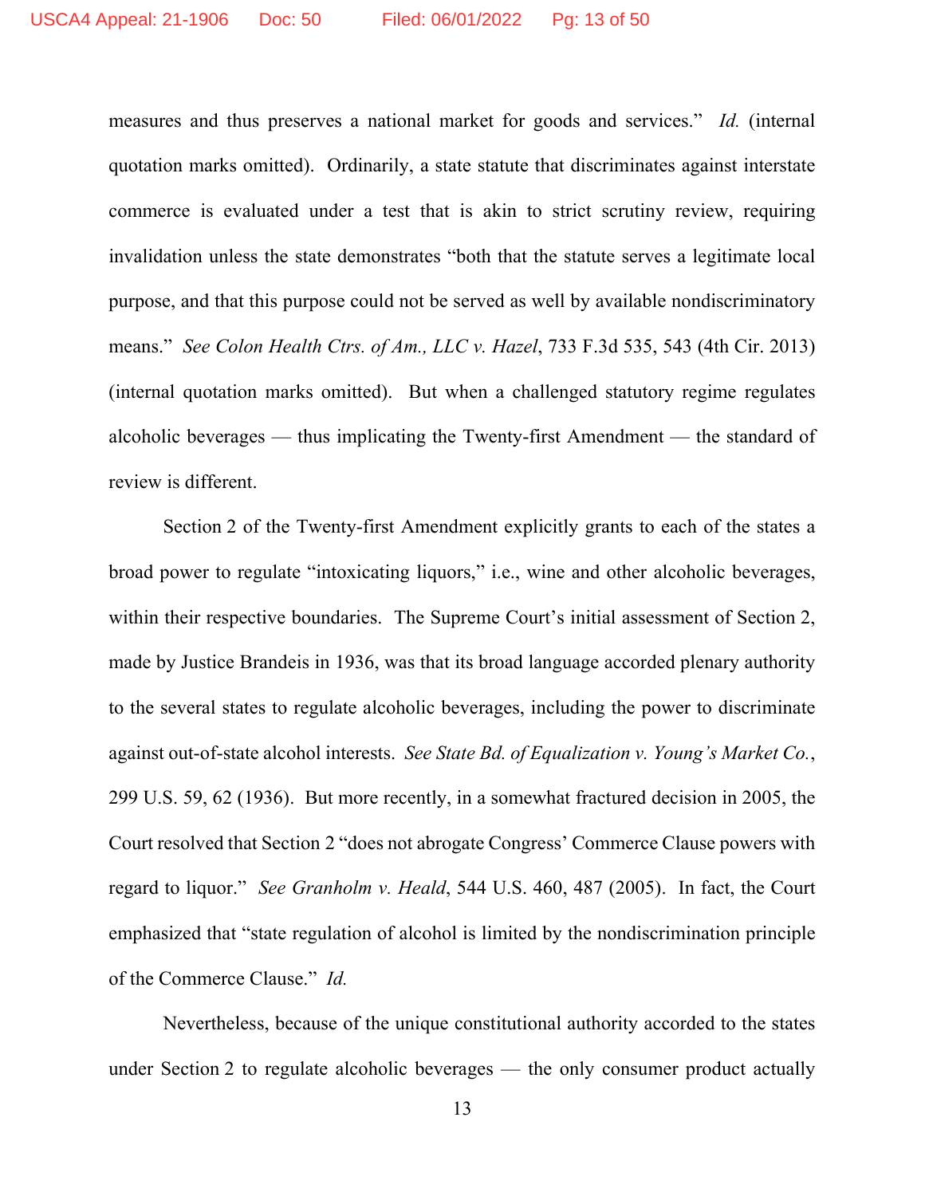measures and thus preserves a national market for goods and services." *Id.* (internal quotation marks omitted). Ordinarily, a state statute that discriminates against interstate commerce is evaluated under a test that is akin to strict scrutiny review, requiring invalidation unless the state demonstrates "both that the statute serves a legitimate local purpose, and that this purpose could not be served as well by available nondiscriminatory means." *See Colon Health Ctrs. of Am., LLC v. Hazel*, 733 F.3d 535, 543 (4th Cir. 2013) (internal quotation marks omitted). But when a challenged statutory regime regulates alcoholic beverages — thus implicating the Twenty-first Amendment — the standard of review is different.

Section 2 of the Twenty-first Amendment explicitly grants to each of the states a broad power to regulate "intoxicating liquors," i.e., wine and other alcoholic beverages, within their respective boundaries. The Supreme Court's initial assessment of Section 2, made by Justice Brandeis in 1936, was that its broad language accorded plenary authority to the several states to regulate alcoholic beverages, including the power to discriminate against out-of-state alcohol interests. *See State Bd. of Equalization v. Young's Market Co.*, 299 U.S. 59, 62 (1936). But more recently, in a somewhat fractured decision in 2005, the Court resolved that Section 2 "does not abrogate Congress' Commerce Clause powers with regard to liquor." *See Granholm v. Heald*, 544 U.S. 460, 487 (2005). In fact, the Court emphasized that "state regulation of alcohol is limited by the nondiscrimination principle of the Commerce Clause." *Id.*

Nevertheless, because of the unique constitutional authority accorded to the states under Section 2 to regulate alcoholic beverages — the only consumer product actually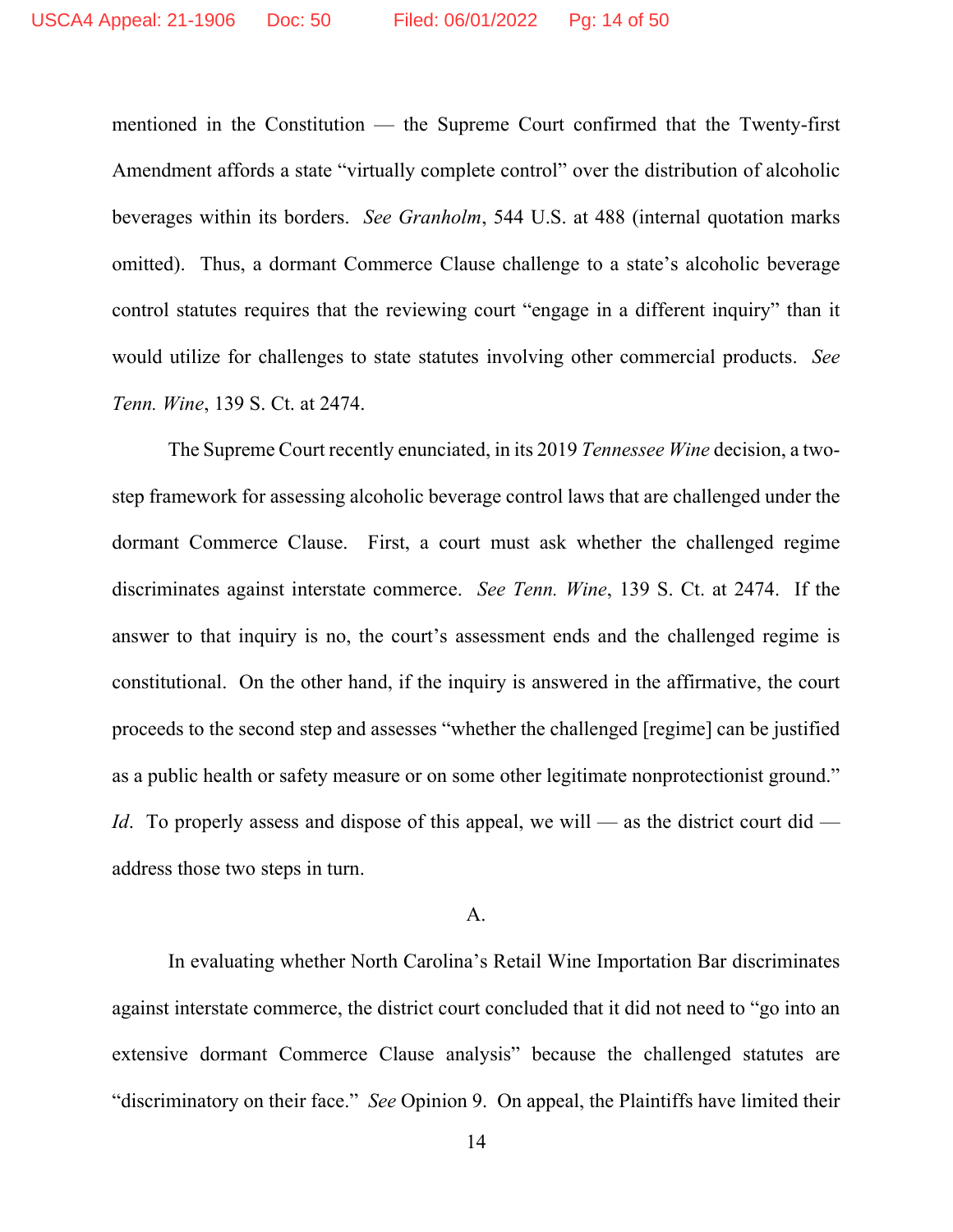mentioned in the Constitution — the Supreme Court confirmed that the Twenty-first Amendment affords a state "virtually complete control" over the distribution of alcoholic beverages within its borders. *See Granholm*, 544 U.S. at 488 (internal quotation marks omitted). Thus, a dormant Commerce Clause challenge to a state's alcoholic beverage control statutes requires that the reviewing court "engage in a different inquiry" than it would utilize for challenges to state statutes involving other commercial products. *See Tenn. Wine*, 139 S. Ct. at 2474.

The Supreme Court recently enunciated, in its 2019 *Tennessee Wine* decision, a two-step framework for assessing alcoholic beverage control laws that are challenged under the dormant Commerce Clause. First, a court must ask whether the challenged regime discriminates against interstate commerce. *See Tenn. Wine*, 139 S. Ct. at 2474. If the answer to that inquiry is no, the court's assessment ends and the challenged regime is constitutional. On the other hand, if the inquiry is answered in the affirmative, the court proceeds to the second step and assesses "whether the challenged [regime] can be justified as a public health or safety measure or on some other legitimate nonprotectionist ground." *Id*. To properly assess and dispose of this appeal, we will — as the district court did — address those two steps in turn.

A.

In evaluating whether North Carolina's Retail Wine Importation Bar discriminates against interstate commerce, the district court concluded that it did not need to "go into an extensive dormant Commerce Clause analysis" because the challenged statutes are "discriminatory on their face." *See* Opinion 9. On appeal, the Plaintiffs have limited their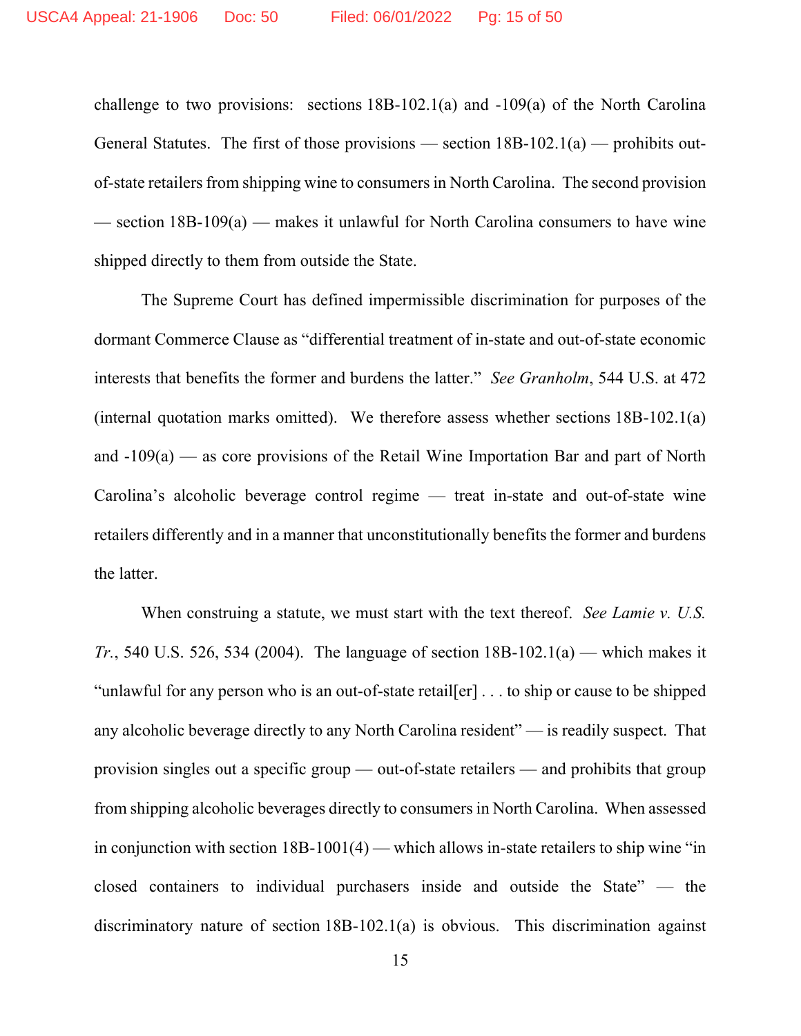challenge to two provisions: sections 18B-102.1(a) and -109(a) of the North Carolina General Statutes. The first of those provisions — section 18B-102.1(a) — prohibits out-of-state retailers from shipping wine to consumers in North Carolina. The second provision — section 18B-109(a) — makes it unlawful for North Carolina consumers to have wine shipped directly to them from outside the State.

The Supreme Court has defined impermissible discrimination for purposes of the dormant Commerce Clause as "differential treatment of in-state and out-of-state economic interests that benefits the former and burdens the latter." *See Granholm*, 544 U.S. at 472 (internal quotation marks omitted). We therefore assess whether sections 18B-102.1(a) and -109(a) — as core provisions of the Retail Wine Importation Bar and part of North Carolina's alcoholic beverage control regime — treat in-state and out-of-state wine retailers differently and in a manner that unconstitutionally benefits the former and burdens the latter.

When construing a statute, we must start with the text thereof. *See Lamie v. U.S. Tr.*, 540 U.S. 526, 534 (2004). The language of section 18B-102.1(a) — which makes it "unlawful for any person who is an out-of-state retail[er] . . . to ship or cause to be shipped any alcoholic beverage directly to any North Carolina resident" — is readily suspect. That provision singles out a specific group — out-of-state retailers — and prohibits that group from shipping alcoholic beverages directly to consumers in North Carolina. When assessed in conjunction with section 18B-1001(4) — which allows in-state retailers to ship wine "in closed containers to individual purchasers inside and outside the State" — the discriminatory nature of section 18B-102.1(a) is obvious. This discrimination against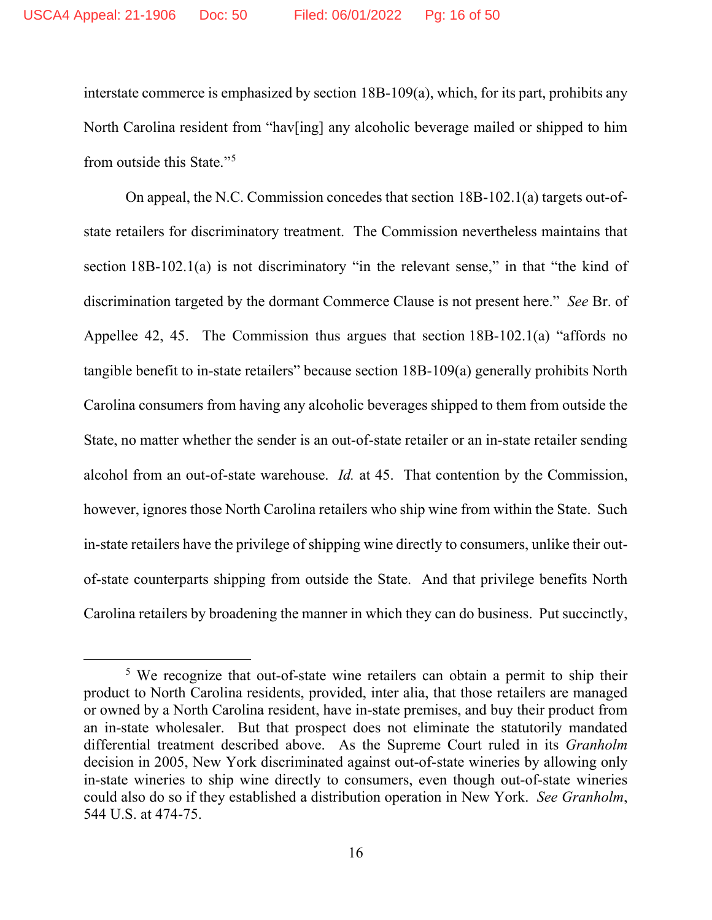interstate commerce is emphasized by section 18B-109(a), which, for its part, prohibits any North Carolina resident from "hav[ing] any alcoholic beverage mailed or shipped to him from outside this State."[5]

On appeal, the N.C. Commission concedes that section 18B-102.1(a) targets out-of-state retailers for discriminatory treatment. The Commission nevertheless maintains that section 18B-102.1(a) is not discriminatory "in the relevant sense," in that "the kind of discrimination targeted by the dormant Commerce Clause is not present here." *See* Br. of Appellee 42, 45. The Commission thus argues that section 18B-102.1(a) "affords no tangible benefit to in-state retailers" because section 18B-109(a) generally prohibits North Carolina consumers from having any alcoholic beverages shipped to them from outside the State, no matter whether the sender is an out-of-state retailer or an in-state retailer sending alcohol from an out-of-state warehouse. *Id.* at 45. That contention by the Commission, however, ignores those North Carolina retailers who ship wine from within the State. Such in-state retailers have the privilege of shipping wine directly to consumers, unlike their out-of-state counterparts shipping from outside the State. And that privilege benefits North Carolina retailers by broadening the manner in which they can do business. Put succinctly,

---

[5] We recognize that out-of-state wine retailers can obtain a permit to ship their product to North Carolina residents, provided, inter alia, that those retailers are managed or owned by a North Carolina resident, have in-state premises, and buy their product from an in-state wholesaler. But that prospect does not eliminate the statutorily mandated differential treatment described above. As the Supreme Court ruled in its *Granholm* decision in 2005, New York discriminated against out-of-state wineries by allowing only in-state wineries to ship wine directly to consumers, even though out-of-state wineries could also do so if they established a distribution operation in New York. *See Granholm*, 544 U.S. at 474-75.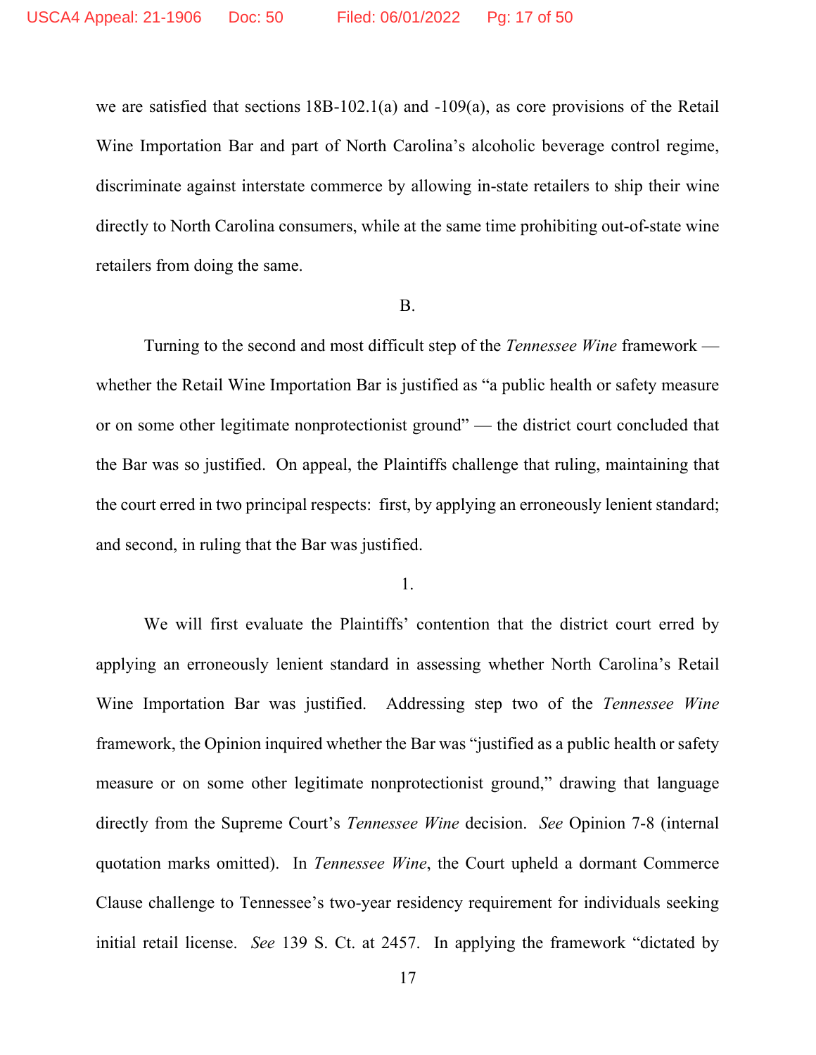we are satisfied that sections 18B-102.1(a) and -109(a), as core provisions of the Retail Wine Importation Bar and part of North Carolina's alcoholic beverage control regime, discriminate against interstate commerce by allowing in-state retailers to ship their wine directly to North Carolina consumers, while at the same time prohibiting out-of-state wine retailers from doing the same.

B.

Turning to the second and most difficult step of the *Tennessee Wine* framework — whether the Retail Wine Importation Bar is justified as "a public health or safety measure or on some other legitimate nonprotectionist ground" — the district court concluded that the Bar was so justified. On appeal, the Plaintiffs challenge that ruling, maintaining that the court erred in two principal respects: first, by applying an erroneously lenient standard; and second, in ruling that the Bar was justified.

1.

We will first evaluate the Plaintiffs' contention that the district court erred by applying an erroneously lenient standard in assessing whether North Carolina's Retail Wine Importation Bar was justified. Addressing step two of the *Tennessee Wine* framework, the Opinion inquired whether the Bar was "justified as a public health or safety measure or on some other legitimate nonprotectionist ground," drawing that language directly from the Supreme Court's *Tennessee Wine* decision. *See* Opinion 7-8 (internal quotation marks omitted). In *Tennessee Wine*, the Court upheld a dormant Commerce Clause challenge to Tennessee's two-year residency requirement for individuals seeking initial retail license. *See* 139 S. Ct. at 2457. In applying the framework "dictated by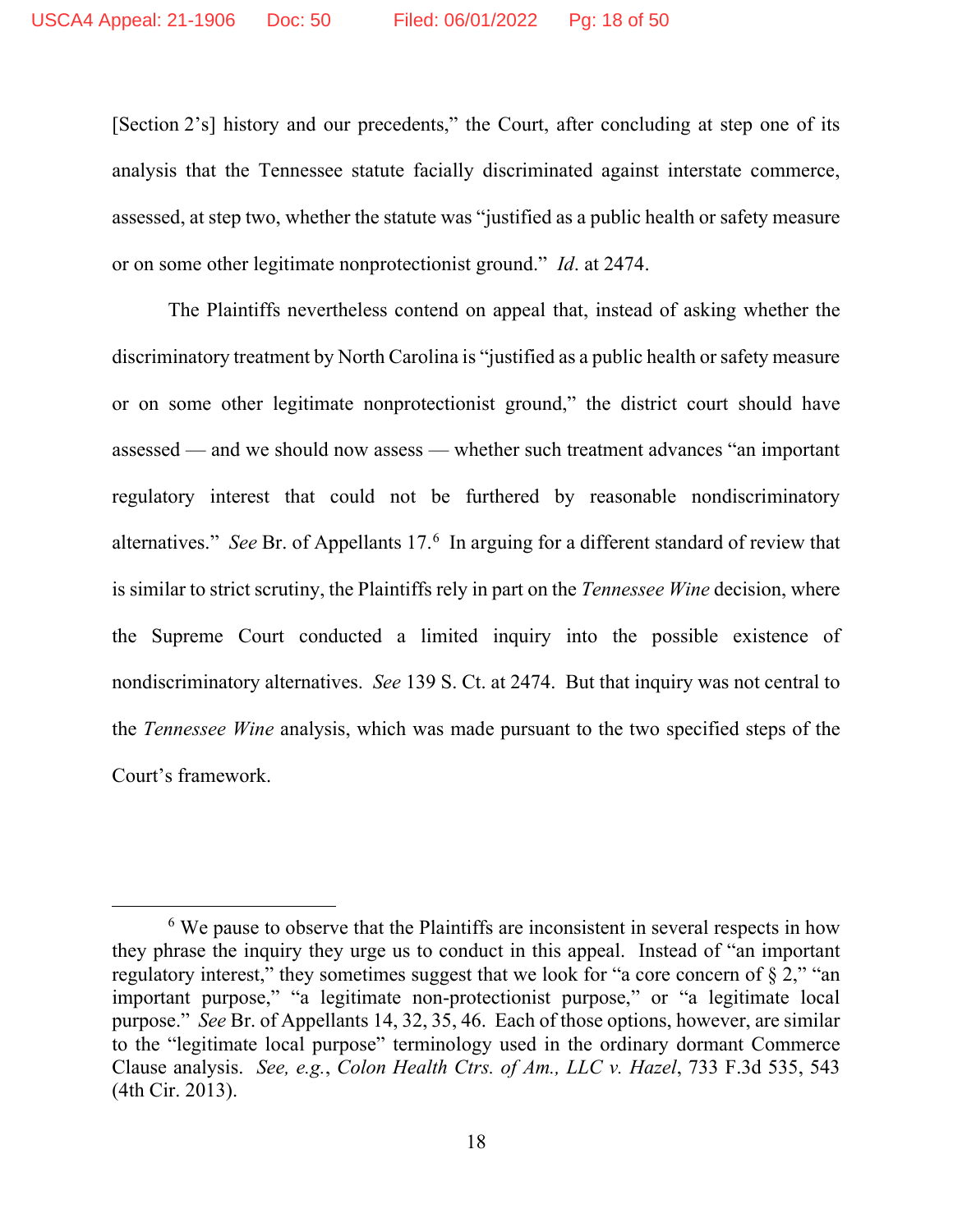[Section 2's] history and our precedents," the Court, after concluding at step one of its analysis that the Tennessee statute facially discriminated against interstate commerce, assessed, at step two, whether the statute was "justified as a public health or safety measure or on some other legitimate nonprotectionist ground." *Id*. at 2474.

The Plaintiffs nevertheless contend on appeal that, instead of asking whether the discriminatory treatment by North Carolina is "justified as a public health or safety measure or on some other legitimate nonprotectionist ground," the district court should have assessed — and we should now assess — whether such treatment advances "an important regulatory interest that could not be furthered by reasonable nondiscriminatory alternatives." *See* Br. of Appellants 17.[6] In arguing for a different standard of review that is similar to strict scrutiny, the Plaintiffs rely in part on the *Tennessee Wine* decision, where the Supreme Court conducted a limited inquiry into the possible existence of nondiscriminatory alternatives. *See* 139 S. Ct. at 2474. But that inquiry was not central to the *Tennessee Wine* analysis, which was made pursuant to the two specified steps of the Court's framework.

---

[6] We pause to observe that the Plaintiffs are inconsistent in several respects in how they phrase the inquiry they urge us to conduct in this appeal. Instead of "an important regulatory interest," they sometimes suggest that we look for "a core concern of § 2," "an important purpose," "a legitimate non-protectionist purpose," or "a legitimate local purpose." *See* Br. of Appellants 14, 32, 35, 46. Each of those options, however, are similar to the "legitimate local purpose" terminology used in the ordinary dormant Commerce Clause analysis. *See, e.g.*, *Colon Health Ctrs. of Am., LLC v. Hazel*, 733 F.3d 535, 543 (4th Cir. 2013).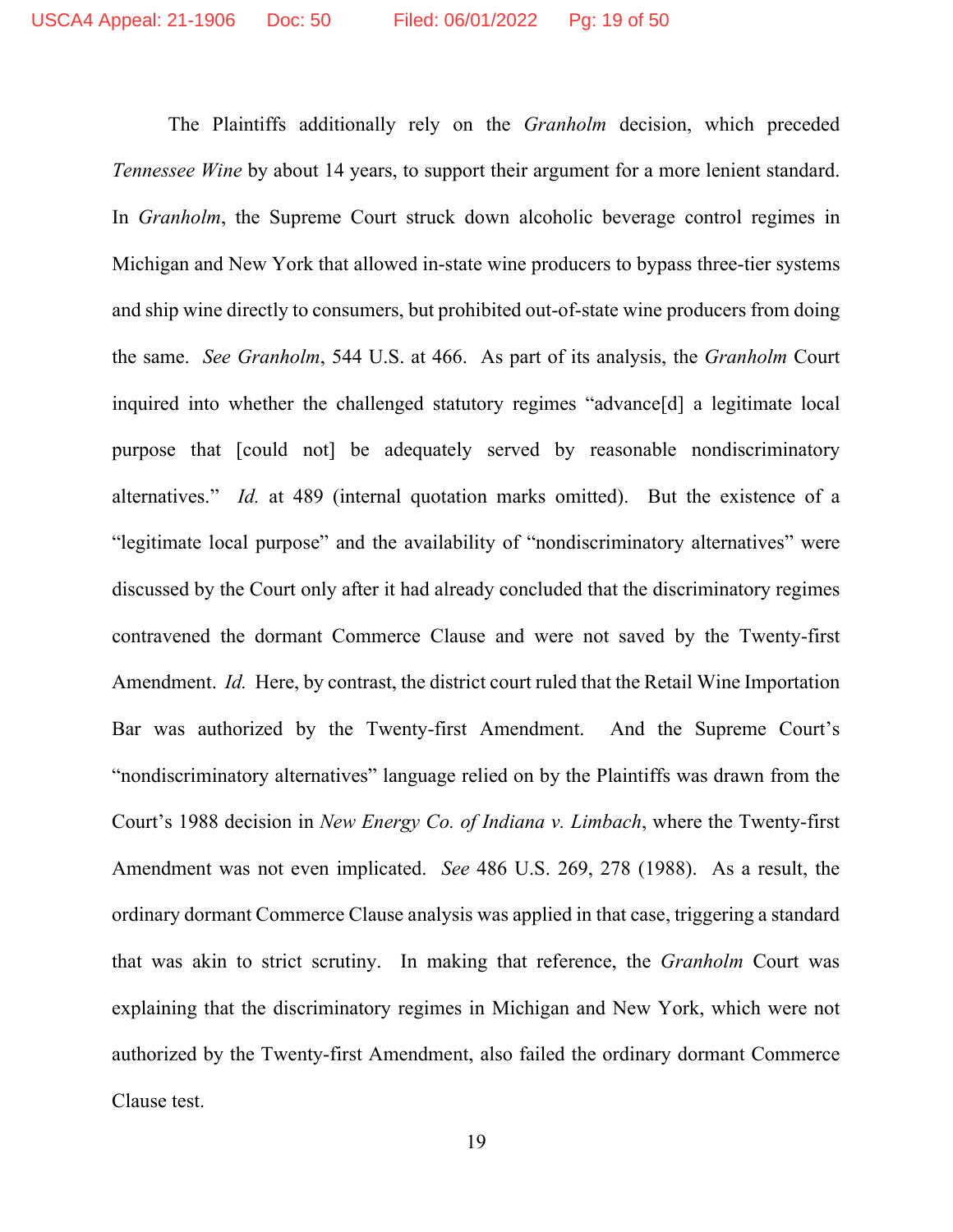The Plaintiffs additionally rely on the *Granholm* decision, which preceded *Tennessee Wine* by about 14 years, to support their argument for a more lenient standard. In *Granholm*, the Supreme Court struck down alcoholic beverage control regimes in Michigan and New York that allowed in-state wine producers to bypass three-tier systems and ship wine directly to consumers, but prohibited out-of-state wine producers from doing the same. *See Granholm*, 544 U.S. at 466. As part of its analysis, the *Granholm* Court inquired into whether the challenged statutory regimes "advance[d] a legitimate local purpose that [could not] be adequately served by reasonable nondiscriminatory alternatives." *Id.* at 489 (internal quotation marks omitted). But the existence of a "legitimate local purpose" and the availability of "nondiscriminatory alternatives" were discussed by the Court only after it had already concluded that the discriminatory regimes contravened the dormant Commerce Clause and were not saved by the Twenty-first Amendment. *Id.* Here, by contrast, the district court ruled that the Retail Wine Importation Bar was authorized by the Twenty-first Amendment. And the Supreme Court's "nondiscriminatory alternatives" language relied on by the Plaintiffs was drawn from the Court's 1988 decision in *New Energy Co. of Indiana v. Limbach*, where the Twenty-first Amendment was not even implicated. *See* 486 U.S. 269, 278 (1988). As a result, the ordinary dormant Commerce Clause analysis was applied in that case, triggering a standard that was akin to strict scrutiny. In making that reference, the *Granholm* Court was explaining that the discriminatory regimes in Michigan and New York, which were not authorized by the Twenty-first Amendment, also failed the ordinary dormant Commerce Clause test.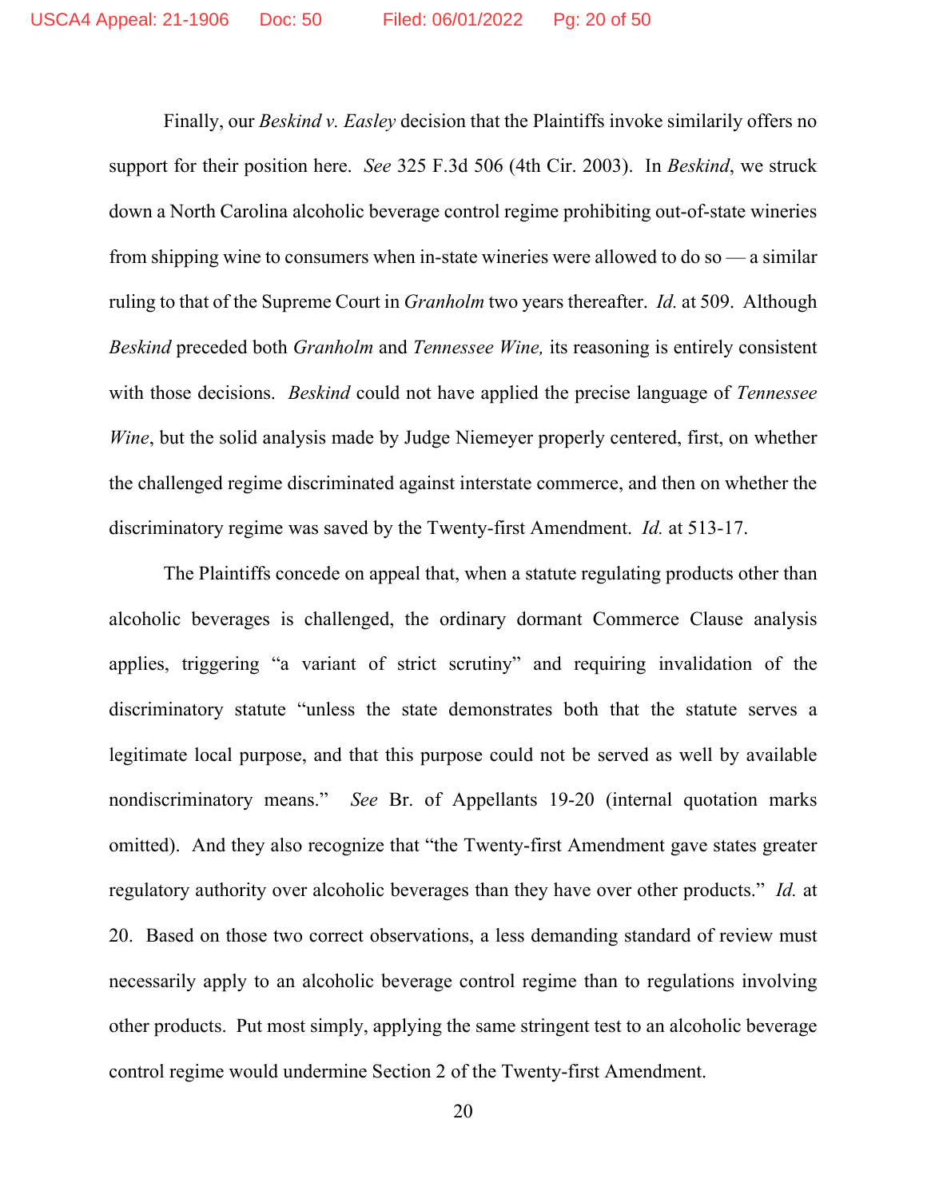Finally, our *Beskind v. Easley* decision that the Plaintiffs invoke similarly offers no support for their position here. *See* 325 F.3d 506 (4th Cir. 2003). In *Beskind*, we struck down a North Carolina alcoholic beverage control regime prohibiting out-of-state wineries from shipping wine to consumers when in-state wineries were allowed to do so — a similar ruling to that of the Supreme Court in *Granholm* two years thereafter. *Id.* at 509. Although *Beskind* preceded both *Granholm* and *Tennessee Wine,* its reasoning is entirely consistent with those decisions. *Beskind* could not have applied the precise language of *Tennessee Wine*, but the solid analysis made by Judge Niemeyer properly centered, first, on whether the challenged regime discriminated against interstate commerce, and then on whether the discriminatory regime was saved by the Twenty-first Amendment. *Id.* at 513-17.

The Plaintiffs concede on appeal that, when a statute regulating products other than alcoholic beverages is challenged, the ordinary dormant Commerce Clause analysis applies, triggering "a variant of strict scrutiny" and requiring invalidation of the discriminatory statute "unless the state demonstrates both that the statute serves a legitimate local purpose, and that this purpose could not be served as well by available nondiscriminatory means." *See* Br. of Appellants 19-20 (internal quotation marks omitted). And they also recognize that "the Twenty-first Amendment gave states greater regulatory authority over alcoholic beverages than they have over other products." *Id.* at 20. Based on those two correct observations, a less demanding standard of review must necessarily apply to an alcoholic beverage control regime than to regulations involving other products. Put most simply, applying the same stringent test to an alcoholic beverage control regime would undermine Section 2 of the Twenty-first Amendment.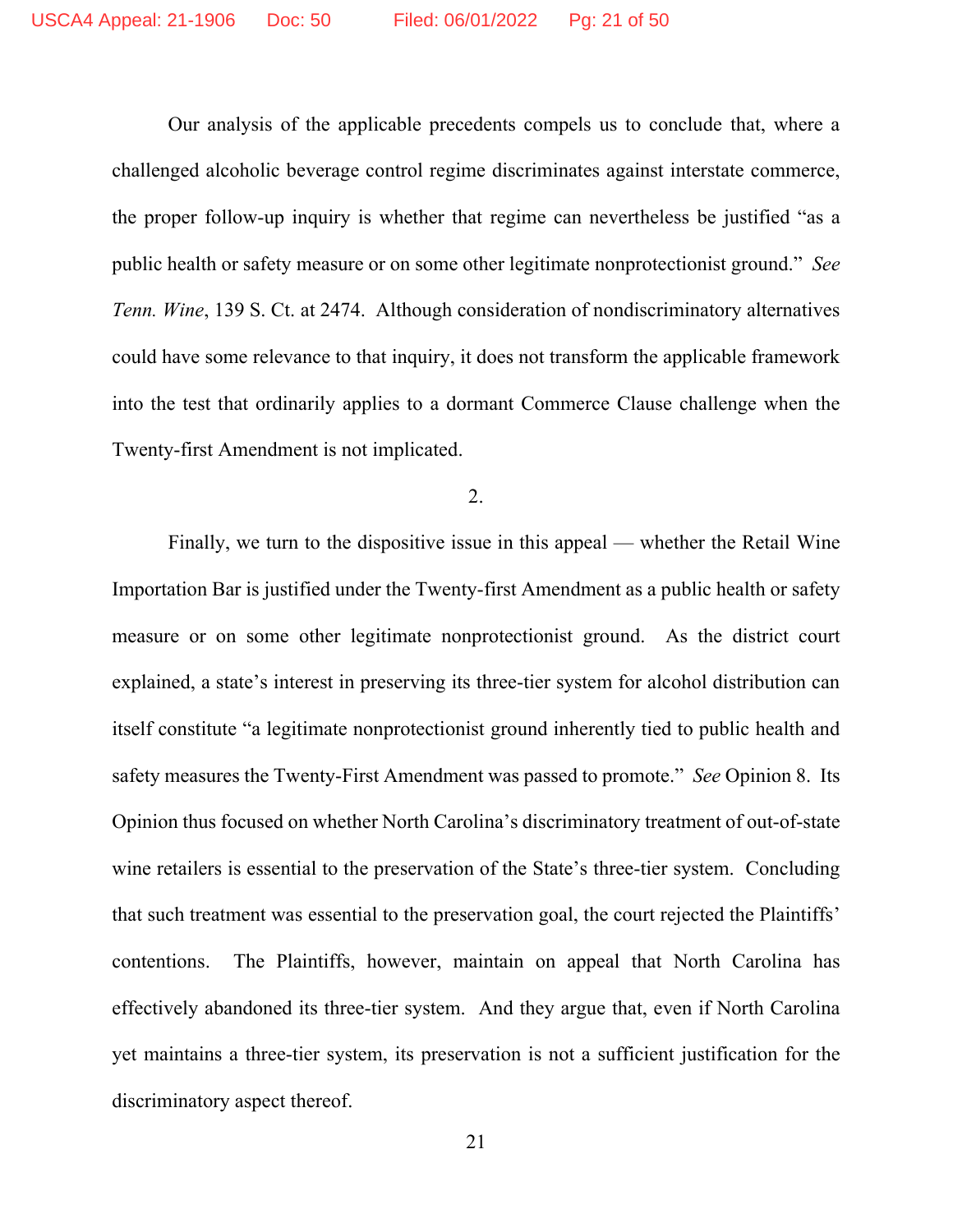Our analysis of the applicable precedents compels us to conclude that, where a challenged alcoholic beverage control regime discriminates against interstate commerce, the proper follow-up inquiry is whether that regime can nevertheless be justified "as a public health or safety measure or on some other legitimate nonprotectionist ground." *See Tenn. Wine*, 139 S. Ct. at 2474. Although consideration of nondiscriminatory alternatives could have some relevance to that inquiry, it does not transform the applicable framework into the test that ordinarily applies to a dormant Commerce Clause challenge when the Twenty-first Amendment is not implicated.

2.

Finally, we turn to the dispositive issue in this appeal — whether the Retail Wine Importation Bar is justified under the Twenty-first Amendment as a public health or safety measure or on some other legitimate nonprotectionist ground. As the district court explained, a state's interest in preserving its three-tier system for alcohol distribution can itself constitute "a legitimate nonprotectionist ground inherently tied to public health and safety measures the Twenty-First Amendment was passed to promote." *See* Opinion 8. Its Opinion thus focused on whether North Carolina's discriminatory treatment of out-of-state wine retailers is essential to the preservation of the State's three-tier system. Concluding that such treatment was essential to the preservation goal, the court rejected the Plaintiffs' contentions. The Plaintiffs, however, maintain on appeal that North Carolina has effectively abandoned its three-tier system. And they argue that, even if North Carolina yet maintains a three-tier system, its preservation is not a sufficient justification for the discriminatory aspect thereof.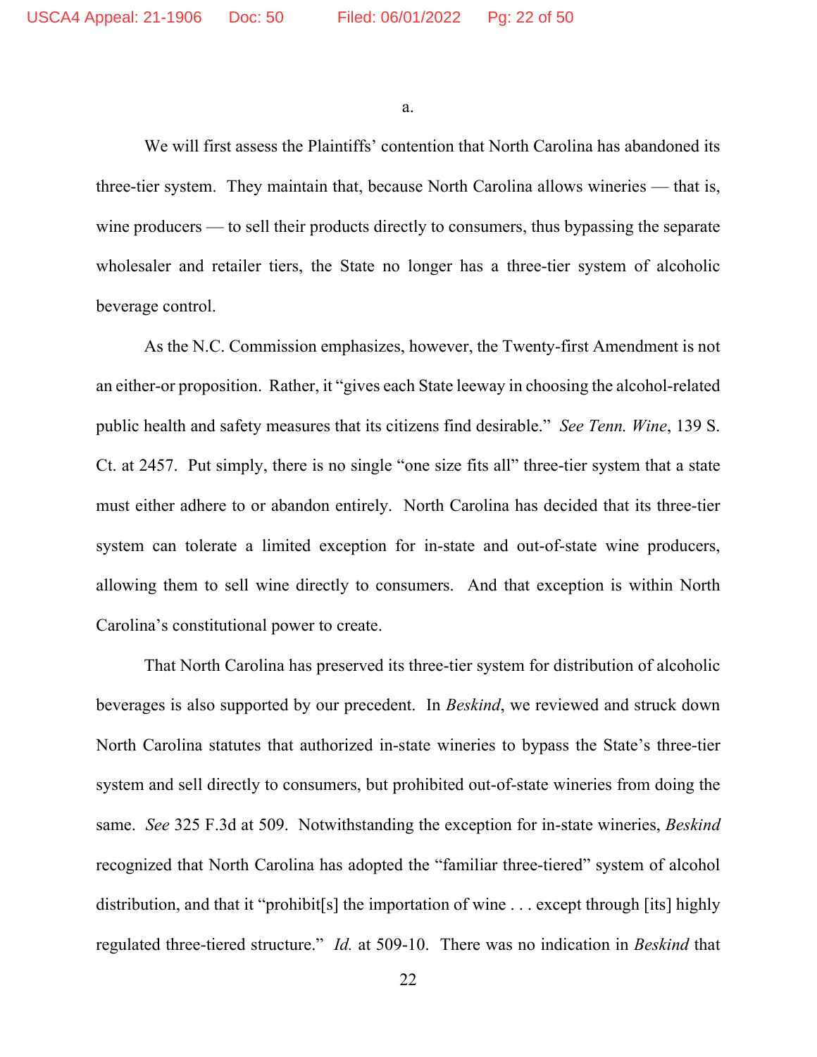a.

We will first assess the Plaintiffs' contention that North Carolina has abandoned its three-tier system. They maintain that, because North Carolina allows wineries — that is, wine producers — to sell their products directly to consumers, thus bypassing the separate wholesaler and retailer tiers, the State no longer has a three-tier system of alcoholic beverage control.

As the N.C. Commission emphasizes, however, the Twenty-first Amendment is not an either-or proposition. Rather, it "gives each State leeway in choosing the alcohol-related public health and safety measures that its citizens find desirable." *See Tenn. Wine*, 139 S. Ct. at 2457. Put simply, there is no single "one size fits all" three-tier system that a state must either adhere to or abandon entirely. North Carolina has decided that its three-tier system can tolerate a limited exception for in-state and out-of-state wine producers, allowing them to sell wine directly to consumers. And that exception is within North Carolina's constitutional power to create.

That North Carolina has preserved its three-tier system for distribution of alcoholic beverages is also supported by our precedent. In *Beskind*, we reviewed and struck down North Carolina statutes that authorized in-state wineries to bypass the State's three-tier system and sell directly to consumers, but prohibited out-of-state wineries from doing the same. *See* 325 F.3d at 509. Notwithstanding the exception for in-state wineries, *Beskind* recognized that North Carolina has adopted the "familiar three-tiered" system of alcohol distribution, and that it "prohibit[s] the importation of wine . . . except through [its] highly regulated three-tiered structure." *Id.* at 509-10. There was no indication in *Beskind* that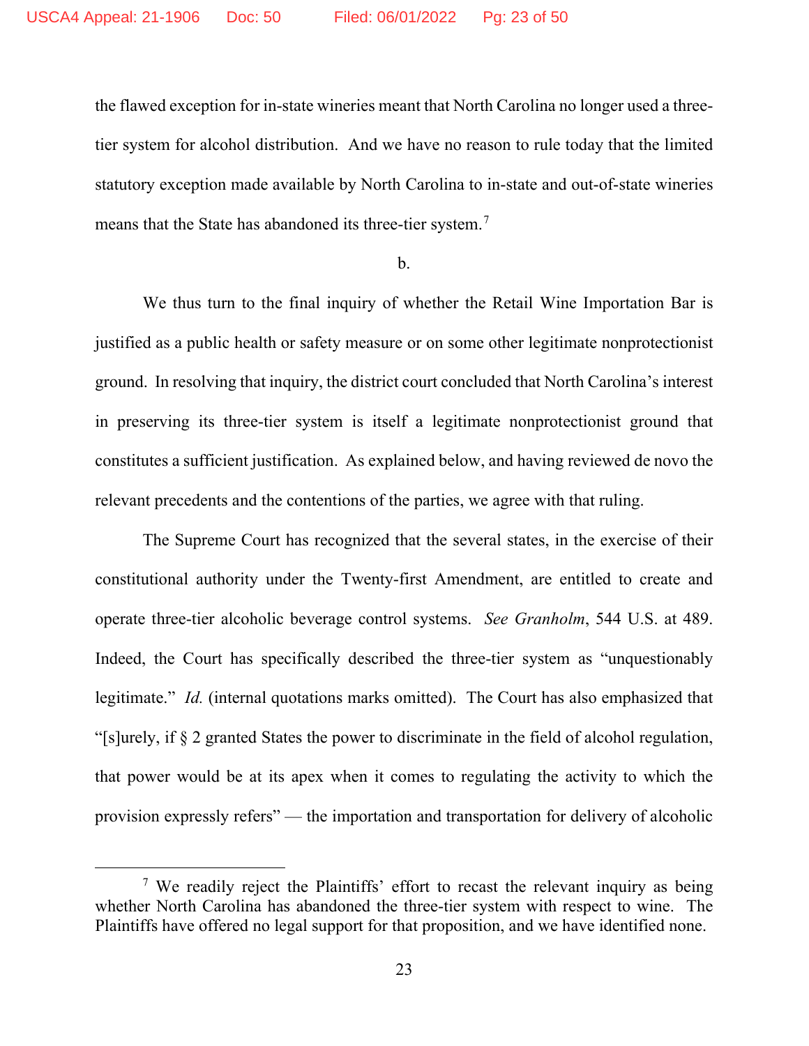the flawed exception for in-state wineries meant that North Carolina no longer used a three-tier system for alcohol distribution. And we have no reason to rule today that the limited statutory exception made available by North Carolina to in-state and out-of-state wineries means that the State has abandoned its three-tier system.[7]

b.

We thus turn to the final inquiry of whether the Retail Wine Importation Bar is justified as a public health or safety measure or on some other legitimate nonprotectionist ground. In resolving that inquiry, the district court concluded that North Carolina's interest in preserving its three-tier system is itself a legitimate nonprotectionist ground that constitutes a sufficient justification. As explained below, and having reviewed de novo the relevant precedents and the contentions of the parties, we agree with that ruling.

The Supreme Court has recognized that the several states, in the exercise of their constitutional authority under the Twenty-first Amendment, are entitled to create and operate three-tier alcoholic beverage control systems. *See Granholm*, 544 U.S. at 489. Indeed, the Court has specifically described the three-tier system as "unquestionably legitimate." *Id.* (internal quotations marks omitted). The Court has also emphasized that "[s]urely, if § 2 granted States the power to discriminate in the field of alcohol regulation, that power would be at its apex when it comes to regulating the activity to which the provision expressly refers" — the importation and transportation for delivery of alcoholic

---

[7] We readily reject the Plaintiffs' effort to recast the relevant inquiry as being whether North Carolina has abandoned the three-tier system with respect to wine. The Plaintiffs have offered no legal support for that proposition, and we have identified none.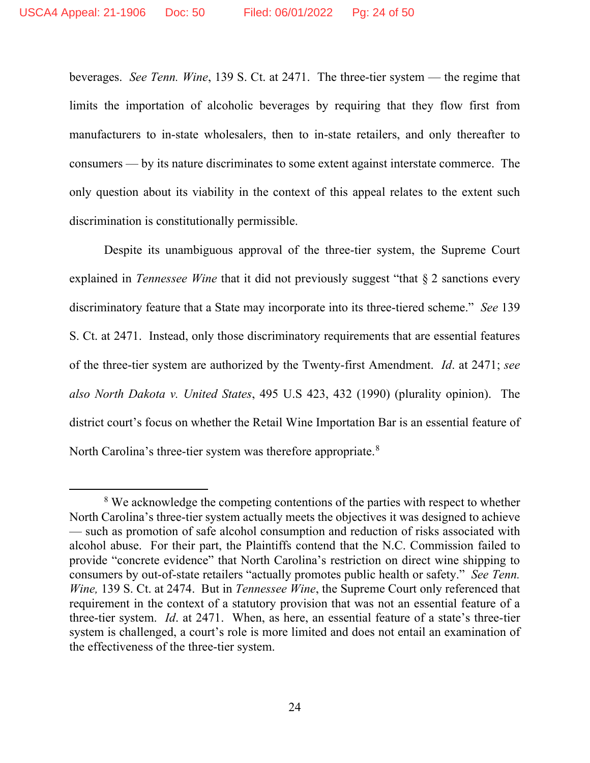beverages. *See Tenn. Wine*, 139 S. Ct. at 2471. The three-tier system — the regime that limits the importation of alcoholic beverages by requiring that they flow first from manufacturers to in-state wholesalers, then to in-state retailers, and only thereafter to consumers — by its nature discriminates to some extent against interstate commerce. The only question about its viability in the context of this appeal relates to the extent such discrimination is constitutionally permissible.

Despite its unambiguous approval of the three-tier system, the Supreme Court explained in *Tennessee Wine* that it did not previously suggest "that § 2 sanctions every discriminatory feature that a State may incorporate into its three-tiered scheme." *See* 139 S. Ct. at 2471. Instead, only those discriminatory requirements that are essential features of the three-tier system are authorized by the Twenty-first Amendment. *Id*. at 2471; *see also North Dakota v. United States*, 495 U.S 423, 432 (1990) (plurality opinion). The district court's focus on whether the Retail Wine Importation Bar is an essential feature of North Carolina's three-tier system was therefore appropriate.[8]

---

[8] We acknowledge the competing contentions of the parties with respect to whether North Carolina's three-tier system actually meets the objectives it was designed to achieve — such as promotion of safe alcohol consumption and reduction of risks associated with alcohol abuse. For their part, the Plaintiffs contend that the N.C. Commission failed to provide "concrete evidence" that North Carolina's restriction on direct wine shipping to consumers by out-of-state retailers "actually promotes public health or safety." *See Tenn. Wine,* 139 S. Ct. at 2474. But in *Tennessee Wine*, the Supreme Court only referenced that requirement in the context of a statutory provision that was not an essential feature of a three-tier system. *Id*. at 2471. When, as here, an essential feature of a state's three-tier system is challenged, a court's role is more limited and does not entail an examination of the effectiveness of the three-tier system.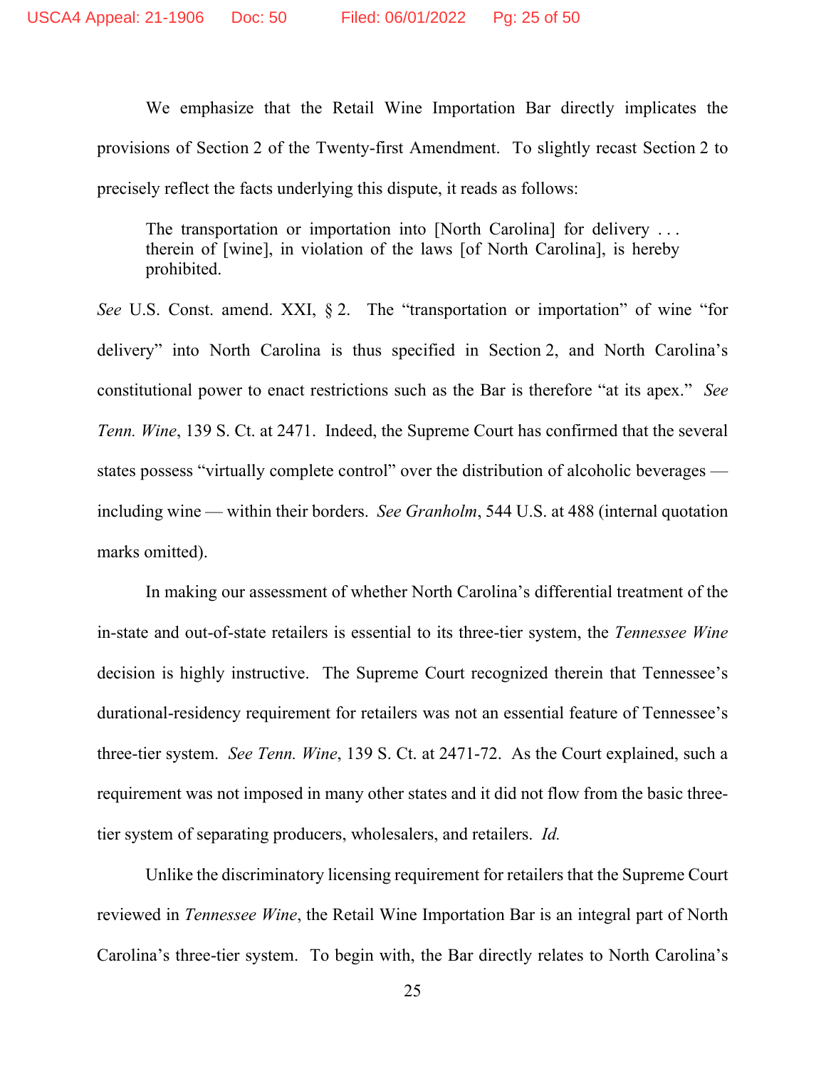We emphasize that the Retail Wine Importation Bar directly implicates the provisions of Section 2 of the Twenty-first Amendment. To slightly recast Section 2 to precisely reflect the facts underlying this dispute, it reads as follows:

> The transportation or importation into [North Carolina] for delivery . . . therein of [wine], in violation of the laws [of North Carolina], is hereby prohibited.

*See* U.S. Const. amend. XXI, § 2. The "transportation or importation" of wine "for delivery" into North Carolina is thus specified in Section 2, and North Carolina's constitutional power to enact restrictions such as the Bar is therefore "at its apex." *See Tenn. Wine*, 139 S. Ct. at 2471. Indeed, the Supreme Court has confirmed that the several states possess "virtually complete control" over the distribution of alcoholic beverages — including wine — within their borders. *See Granholm*, 544 U.S. at 488 (internal quotation marks omitted).

In making our assessment of whether North Carolina's differential treatment of the in-state and out-of-state retailers is essential to its three-tier system, the *Tennessee Wine* decision is highly instructive. The Supreme Court recognized therein that Tennessee's durational-residency requirement for retailers was not an essential feature of Tennessee's three-tier system. *See Tenn. Wine*, 139 S. Ct. at 2471-72. As the Court explained, such a requirement was not imposed in many other states and it did not flow from the basic three-tier system of separating producers, wholesalers, and retailers. *Id.*

Unlike the discriminatory licensing requirement for retailers that the Supreme Court reviewed in *Tennessee Wine*, the Retail Wine Importation Bar is an integral part of North Carolina's three-tier system. To begin with, the Bar directly relates to North Carolina's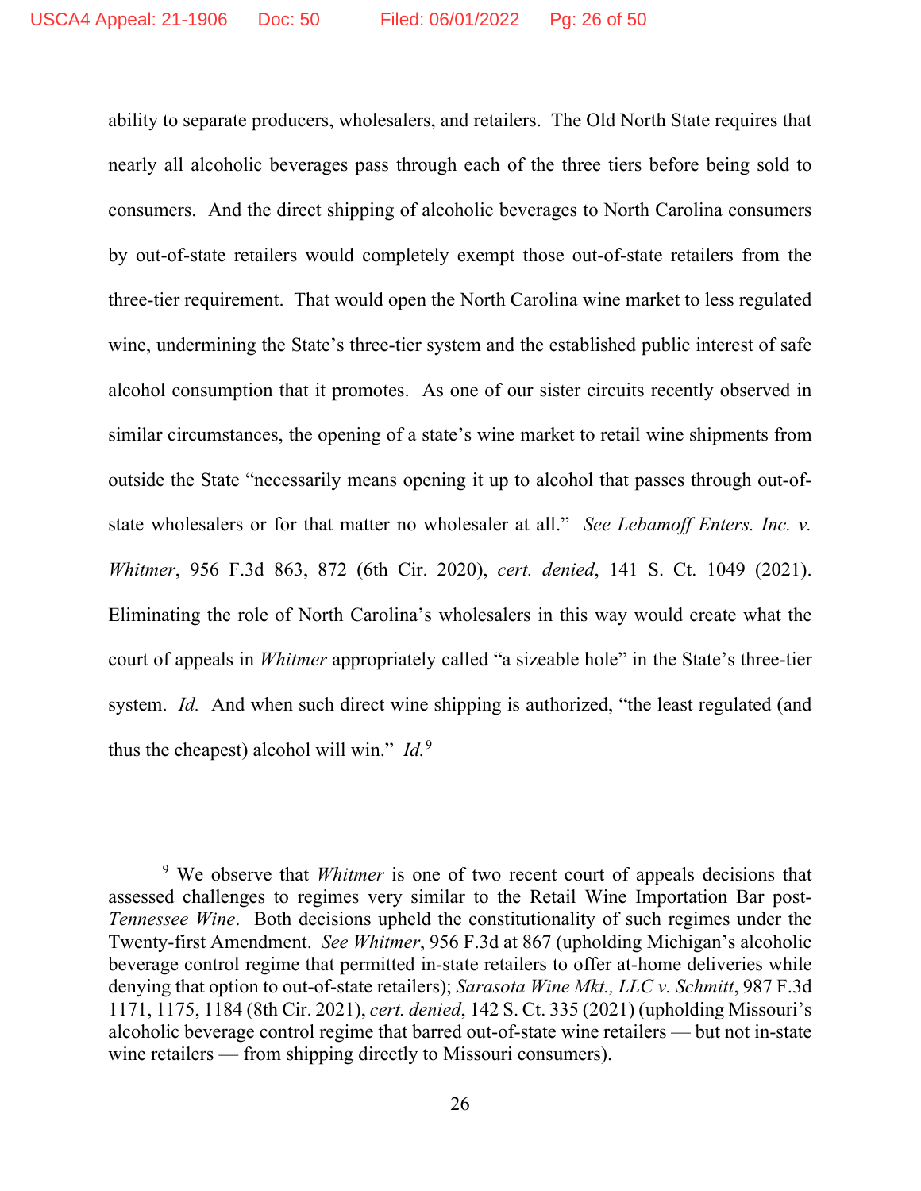ability to separate producers, wholesalers, and retailers. The Old North State requires that nearly all alcoholic beverages pass through each of the three tiers before being sold to consumers. And the direct shipping of alcoholic beverages to North Carolina consumers by out-of-state retailers would completely exempt those out-of-state retailers from the three-tier requirement. That would open the North Carolina wine market to less regulated wine, undermining the State's three-tier system and the established public interest of safe alcohol consumption that it promotes. As one of our sister circuits recently observed in similar circumstances, the opening of a state's wine market to retail wine shipments from outside the State "necessarily means opening it up to alcohol that passes through out-of-state wholesalers or for that matter no wholesaler at all." *See Lebamoff Enters. Inc. v. Whitmer*, 956 F.3d 863, 872 (6th Cir. 2020), *cert. denied*, 141 S. Ct. 1049 (2021). Eliminating the role of North Carolina's wholesalers in this way would create what the court of appeals in *Whitmer* appropriately called "a sizeable hole" in the State's three-tier system. *Id.* And when such direct wine shipping is authorized, "the least regulated (and thus the cheapest) alcohol will win." *Id.*[9]

---

[9] We observe that *Whitmer* is one of two recent court of appeals decisions that assessed challenges to regimes very similar to the Retail Wine Importation Bar post-*Tennessee Wine*. Both decisions upheld the constitutionality of such regimes under the Twenty-first Amendment. *See Whitmer*, 956 F.3d at 867 (upholding Michigan's alcoholic beverage control regime that permitted in-state retailers to offer at-home deliveries while denying that option to out-of-state retailers); *Sarasota Wine Mkt., LLC v. Schmitt*, 987 F.3d 1171, 1175, 1184 (8th Cir. 2021), *cert. denied*, 142 S. Ct. 335 (2021) (upholding Missouri's alcoholic beverage control regime that barred out-of-state wine retailers — but not in-state wine retailers — from shipping directly to Missouri consumers).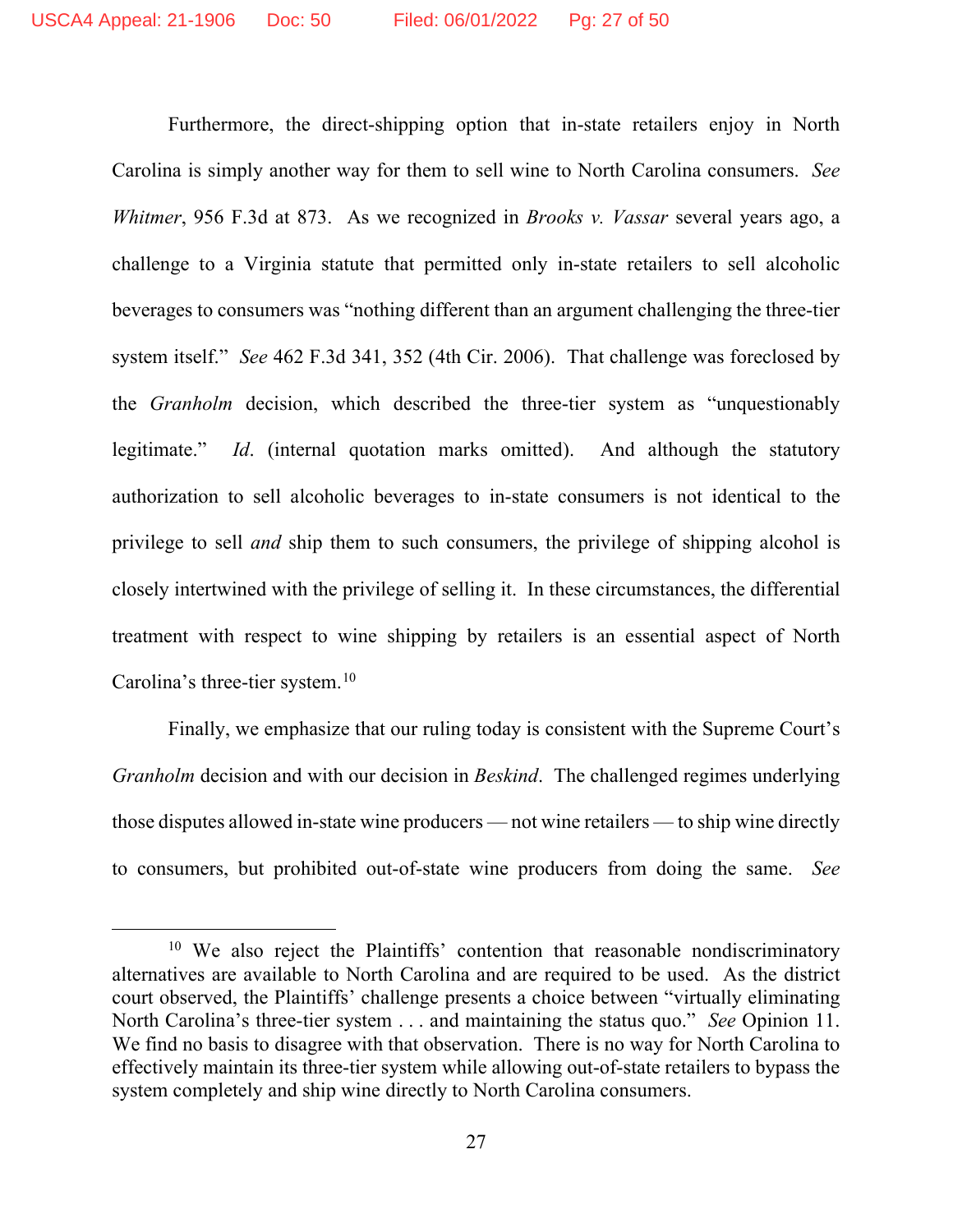Furthermore, the direct-shipping option that in-state retailers enjoy in North Carolina is simply another way for them to sell wine to North Carolina consumers. *See Whitmer*, 956 F.3d at 873. As we recognized in *Brooks v. Vassar* several years ago, a challenge to a Virginia statute that permitted only in-state retailers to sell alcoholic beverages to consumers was "nothing different than an argument challenging the three-tier system itself." *See* 462 F.3d 341, 352 (4th Cir. 2006). That challenge was foreclosed by the *Granholm* decision, which described the three-tier system as "unquestionably legitimate." *Id*. (internal quotation marks omitted). And although the statutory authorization to sell alcoholic beverages to in-state consumers is not identical to the privilege to sell *and* ship them to such consumers, the privilege of shipping alcohol is closely intertwined with the privilege of selling it. In these circumstances, the differential treatment with respect to wine shipping by retailers is an essential aspect of North Carolina's three-tier system.[10]

Finally, we emphasize that our ruling today is consistent with the Supreme Court's *Granholm* decision and with our decision in *Beskind*. The challenged regimes underlying those disputes allowed in-state wine producers — not wine retailers — to ship wine directly to consumers, but prohibited out-of-state wine producers from doing the same. *See*

---

[10] We also reject the Plaintiffs' contention that reasonable nondiscriminatory alternatives are available to North Carolina and are required to be used. As the district court observed, the Plaintiffs' challenge presents a choice between "virtually eliminating North Carolina's three-tier system . . . and maintaining the status quo." *See* Opinion 11. We find no basis to disagree with that observation. There is no way for North Carolina to effectively maintain its three-tier system while allowing out-of-state retailers to bypass the system completely and ship wine directly to North Carolina consumers.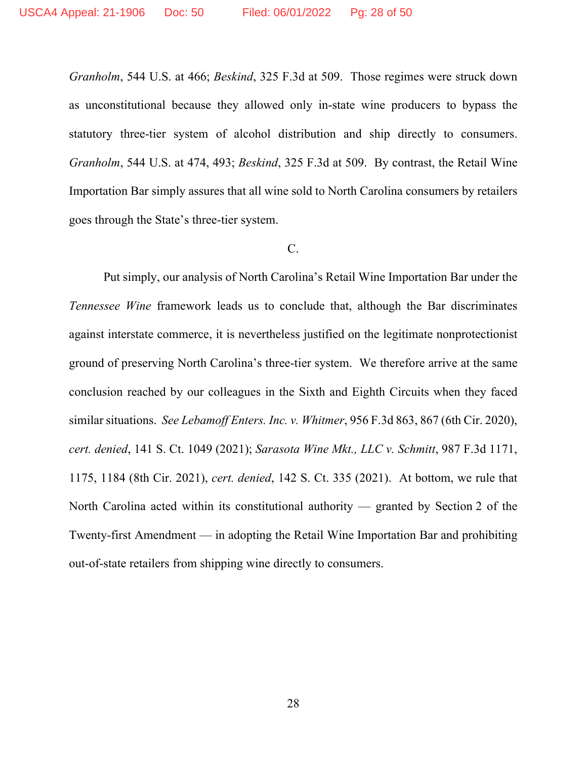*Granholm*, 544 U.S. at 466; *Beskind*, 325 F.3d at 509. Those regimes were struck down as unconstitutional because they allowed only in-state wine producers to bypass the statutory three-tier system of alcohol distribution and ship directly to consumers. *Granholm*, 544 U.S. at 474, 493; *Beskind*, 325 F.3d at 509. By contrast, the Retail Wine Importation Bar simply assures that all wine sold to North Carolina consumers by retailers goes through the State's three-tier system.

C.

Put simply, our analysis of North Carolina's Retail Wine Importation Bar under the *Tennessee Wine* framework leads us to conclude that, although the Bar discriminates against interstate commerce, it is nevertheless justified on the legitimate nonprotectionist ground of preserving North Carolina's three-tier system. We therefore arrive at the same conclusion reached by our colleagues in the Sixth and Eighth Circuits when they faced similar situations. *See Lebamoff Enters. Inc. v. Whitmer*, 956 F.3d 863, 867 (6th Cir. 2020), *cert. denied*, 141 S. Ct. 1049 (2021); *Sarasota Wine Mkt., LLC v. Schmitt*, 987 F.3d 1171, 1175, 1184 (8th Cir. 2021), *cert. denied*, 142 S. Ct. 335 (2021). At bottom, we rule that North Carolina acted within its constitutional authority — granted by Section 2 of the Twenty-first Amendment — in adopting the Retail Wine Importation Bar and prohibiting out-of-state retailers from shipping wine directly to consumers.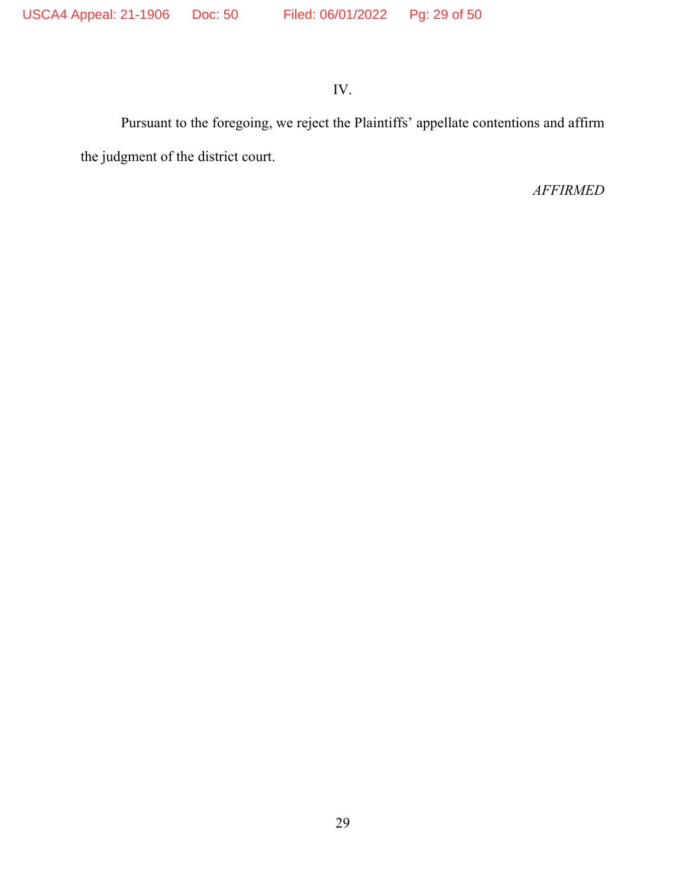IV.

Pursuant to the foregoing, we reject the Plaintiffs' appellate contentions and affirm the judgment of the district court.

*AFFIRMED*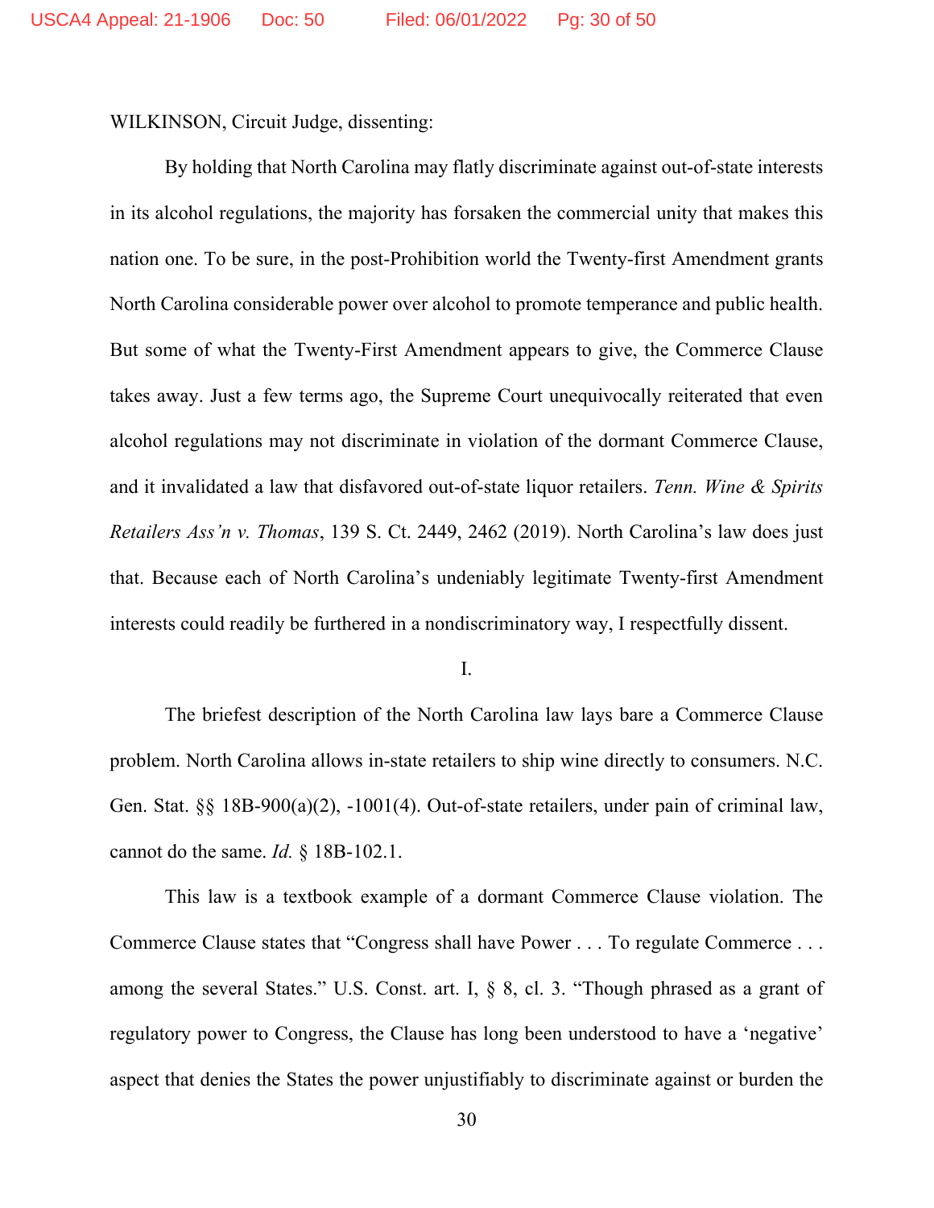WILKINSON, Circuit Judge, dissenting:

By holding that North Carolina may flatly discriminate against out-of-state interests in its alcohol regulations, the majority has forsaken the commercial unity that makes this nation one. To be sure, in the post-Prohibition world the Twenty-first Amendment grants North Carolina considerable power over alcohol to promote temperance and public health. But some of what the Twenty-First Amendment appears to give, the Commerce Clause takes away. Just a few terms ago, the Supreme Court unequivocally reiterated that even alcohol regulations may not discriminate in violation of the dormant Commerce Clause, and it invalidated a law that disfavored out-of-state liquor retailers. *Tenn. Wine & Spirits Retailers Ass'n v. Thomas*, 139 S. Ct. 2449, 2462 (2019). North Carolina's law does just that. Because each of North Carolina's undeniably legitimate Twenty-first Amendment interests could readily be furthered in a nondiscriminatory way, I respectfully dissent.

I.

The briefest description of the North Carolina law lays bare a Commerce Clause problem. North Carolina allows in-state retailers to ship wine directly to consumers. N.C. Gen. Stat. §§ 18B-900(a)(2), -1001(4). Out-of-state retailers, under pain of criminal law, cannot do the same. *Id.* § 18B-102.1.

This law is a textbook example of a dormant Commerce Clause violation. The Commerce Clause states that "Congress shall have Power . . . To regulate Commerce . . . among the several States." U.S. Const. art. I, § 8, cl. 3. "Though phrased as a grant of regulatory power to Congress, the Clause has long been understood to have a 'negative' aspect that denies the States the power unjustifiably to discriminate against or burden the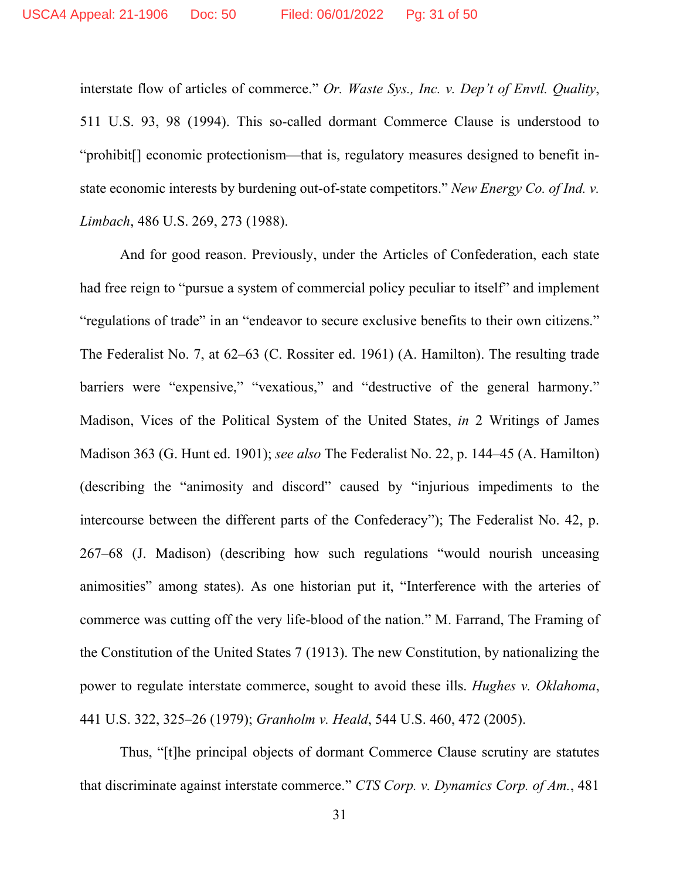interstate flow of articles of commerce." *Or. Waste Sys., Inc. v. Dep't of Envtl. Quality*, 511 U.S. 93, 98 (1994). This so-called dormant Commerce Clause is understood to "prohibit[] economic protectionism—that is, regulatory measures designed to benefit in-state economic interests by burdening out-of-state competitors." *New Energy Co. of Ind. v. Limbach*, 486 U.S. 269, 273 (1988).

And for good reason. Previously, under the Articles of Confederation, each state had free reign to "pursue a system of commercial policy peculiar to itself" and implement "regulations of trade" in an "endeavor to secure exclusive benefits to their own citizens." The Federalist No. 7, at 62–63 (C. Rossiter ed. 1961) (A. Hamilton). The resulting trade barriers were "expensive," "vexatious," and "destructive of the general harmony." Madison, Vices of the Political System of the United States, *in* 2 Writings of James Madison 363 (G. Hunt ed. 1901); *see also* The Federalist No. 22, p. 144–45 (A. Hamilton) (describing the "animosity and discord" caused by "injurious impediments to the intercourse between the different parts of the Confederacy"); The Federalist No. 42, p. 267–68 (J. Madison) (describing how such regulations "would nourish unceasing animosities" among states). As one historian put it, "Interference with the arteries of commerce was cutting off the very life-blood of the nation." M. Farrand, The Framing of the Constitution of the United States 7 (1913). The new Constitution, by nationalizing the power to regulate interstate commerce, sought to avoid these ills. *Hughes v. Oklahoma*, 441 U.S. 322, 325–26 (1979); *Granholm v. Heald*, 544 U.S. 460, 472 (2005).

Thus, "[t]he principal objects of dormant Commerce Clause scrutiny are statutes that discriminate against interstate commerce." *CTS Corp. v. Dynamics Corp. of Am.*, 481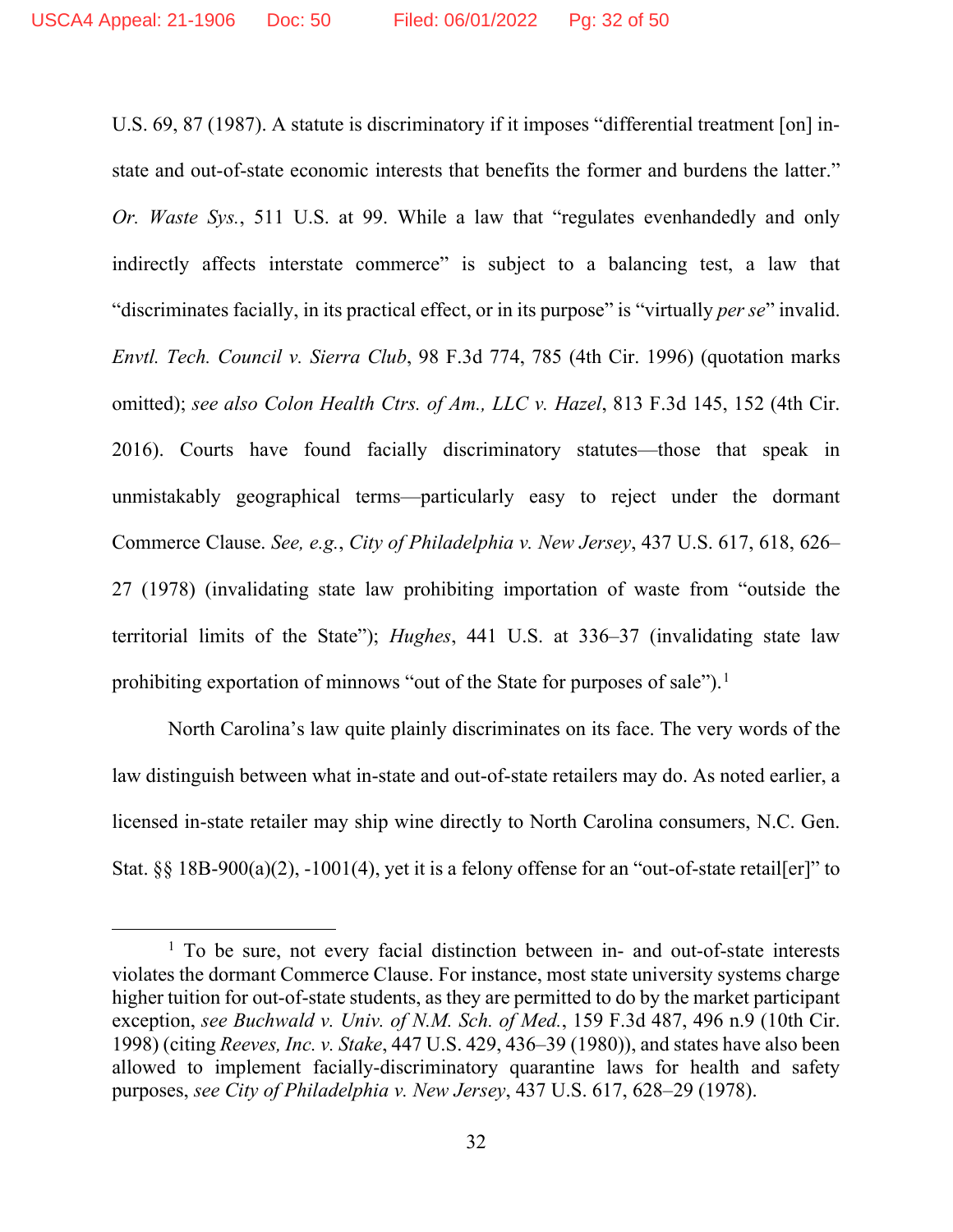U.S. 69, 87 (1987). A statute is discriminatory if it imposes "differential treatment [on] in-state and out-of-state economic interests that benefits the former and burdens the latter." *Or. Waste Sys.*, 511 U.S. at 99. While a law that "regulates evenhandedly and only indirectly affects interstate commerce" is subject to a balancing test, a law that "discriminates facially, in its practical effect, or in its purpose" is "virtually *per se*" invalid. *Envtl. Tech. Council v. Sierra Club*, 98 F.3d 774, 785 (4th Cir. 1996) (quotation marks omitted); *see also Colon Health Ctrs. of Am., LLC v. Hazel*, 813 F.3d 145, 152 (4th Cir. 2016). Courts have found facially discriminatory statutes—those that speak in unmistakably geographical terms—particularly easy to reject under the dormant Commerce Clause. *See, e.g.*, *City of Philadelphia v. New Jersey*, 437 U.S. 617, 618, 626–27 (1978) (invalidating state law prohibiting importation of waste from "outside the territorial limits of the State"); *Hughes*, 441 U.S. at 336–37 (invalidating state law prohibiting exportation of minnows "out of the State for purposes of sale").[1]

North Carolina's law quite plainly discriminates on its face. The very words of the law distinguish between what in-state and out-of-state retailers may do. As noted earlier, a licensed in-state retailer may ship wine directly to North Carolina consumers, N.C. Gen. Stat. §§ 18B-900(a)(2), -1001(4), yet it is a felony offense for an "out-of-state retail[er]" to

---

[1] To be sure, not every facial distinction between in- and out-of-state interests violates the dormant Commerce Clause. For instance, most state university systems charge higher tuition for out-of-state students, as they are permitted to do by the market participant exception, *see Buchwald v. Univ. of N.M. Sch. of Med.*, 159 F.3d 487, 496 n.9 (10th Cir. 1998) (citing *Reeves, Inc. v. Stake*, 447 U.S. 429, 436–39 (1980)), and states have also been allowed to implement facially-discriminatory quarantine laws for health and safety purposes, *see City of Philadelphia v. New Jersey*, 437 U.S. 617, 628–29 (1978).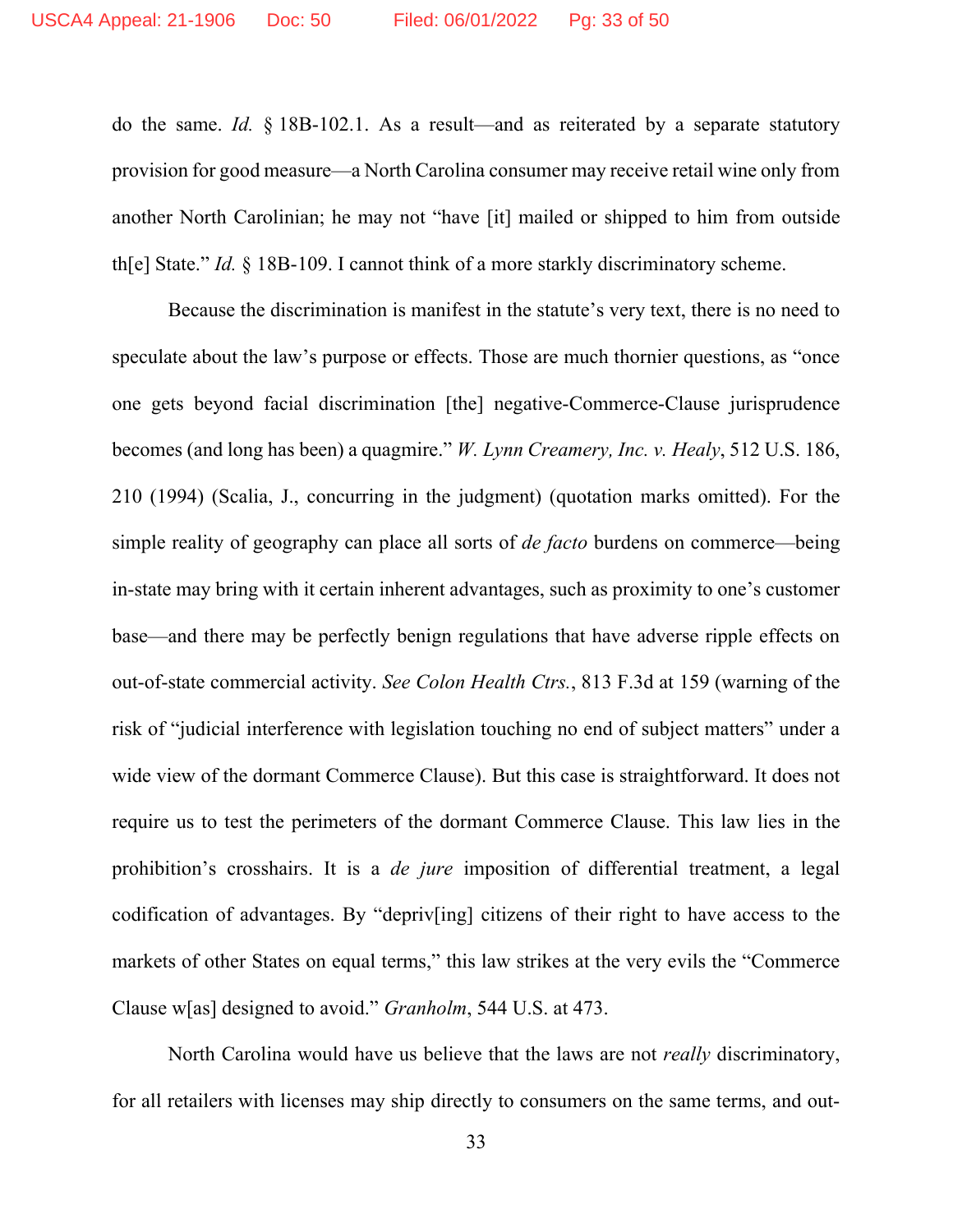do the same. *Id.* § 18B-102.1. As a result—and as reiterated by a separate statutory provision for good measure—a North Carolina consumer may receive retail wine only from another North Carolinian; he may not "have [it] mailed or shipped to him from outside th[e] State." *Id.* § 18B-109. I cannot think of a more starkly discriminatory scheme.

Because the discrimination is manifest in the statute's very text, there is no need to speculate about the law's purpose or effects. Those are much thornier questions, as "once one gets beyond facial discrimination [the] negative-Commerce-Clause jurisprudence becomes (and long has been) a quagmire." *W. Lynn Creamery, Inc. v. Healy*, 512 U.S. 186, 210 (1994) (Scalia, J., concurring in the judgment) (quotation marks omitted). For the simple reality of geography can place all sorts of *de facto* burdens on commerce—being in-state may bring with it certain inherent advantages, such as proximity to one's customer base—and there may be perfectly benign regulations that have adverse ripple effects on out-of-state commercial activity. *See Colon Health Ctrs.*, 813 F.3d at 159 (warning of the risk of "judicial interference with legislation touching no end of subject matters" under a wide view of the dormant Commerce Clause). But this case is straightforward. It does not require us to test the perimeters of the dormant Commerce Clause. This law lies in the prohibition's crosshairs. It is a *de jure* imposition of differential treatment, a legal codification of advantages. By "depriv[ing] citizens of their right to have access to the markets of other States on equal terms," this law strikes at the very evils the "Commerce Clause w[as] designed to avoid." *Granholm*, 544 U.S. at 473.

North Carolina would have us believe that the laws are not *really* discriminatory, for all retailers with licenses may ship directly to consumers on the same terms, and out-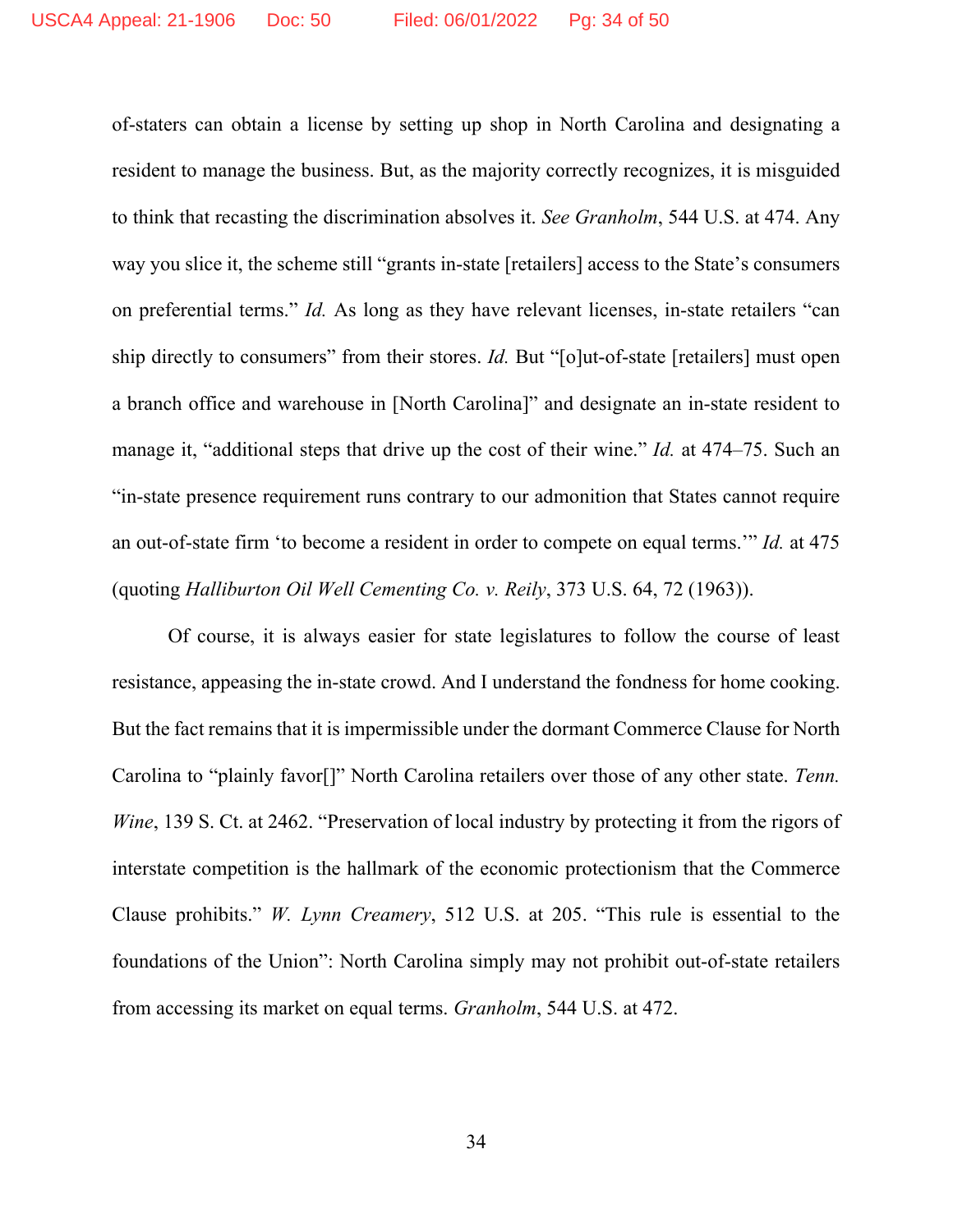of-staters can obtain a license by setting up shop in North Carolina and designating a resident to manage the business. But, as the majority correctly recognizes, it is misguided to think that recasting the discrimination absolves it. *See Granholm*, 544 U.S. at 474. Any way you slice it, the scheme still "grants in-state [retailers] access to the State's consumers on preferential terms." *Id.* As long as they have relevant licenses, in-state retailers "can ship directly to consumers" from their stores. *Id.* But "[o]ut-of-state [retailers] must open a branch office and warehouse in [North Carolina]" and designate an in-state resident to manage it, "additional steps that drive up the cost of their wine." *Id.* at 474–75. Such an "in-state presence requirement runs contrary to our admonition that States cannot require an out-of-state firm 'to become a resident in order to compete on equal terms.'" *Id.* at 475 (quoting *Halliburton Oil Well Cementing Co. v. Reily*, 373 U.S. 64, 72 (1963)).

Of course, it is always easier for state legislatures to follow the course of least resistance, appeasing the in-state crowd. And I understand the fondness for home cooking. But the fact remains that it is impermissible under the dormant Commerce Clause for North Carolina to "plainly favor[]" North Carolina retailers over those of any other state. *Tenn. Wine*, 139 S. Ct. at 2462. "Preservation of local industry by protecting it from the rigors of interstate competition is the hallmark of the economic protectionism that the Commerce Clause prohibits." *W. Lynn Creamery*, 512 U.S. at 205. "This rule is essential to the foundations of the Union": North Carolina simply may not prohibit out-of-state retailers from accessing its market on equal terms. *Granholm*, 544 U.S. at 472.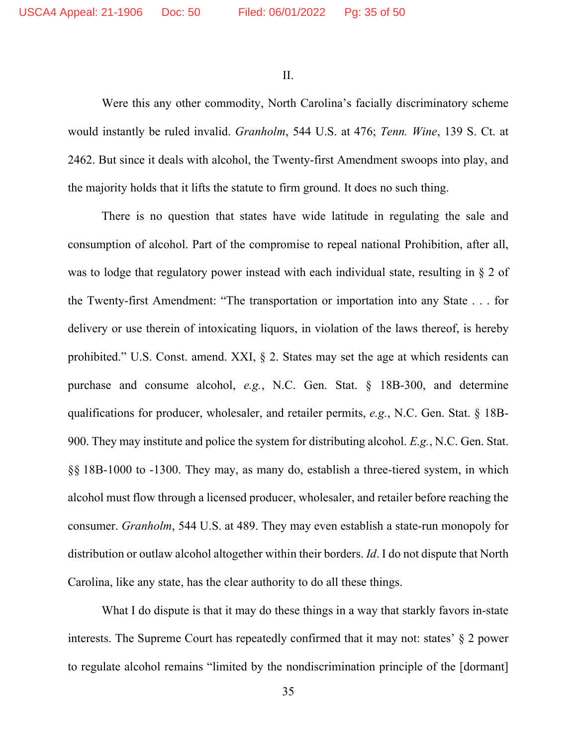II.

Were this any other commodity, North Carolina's facially discriminatory scheme would instantly be ruled invalid. *Granholm*, 544 U.S. at 476; *Tenn. Wine*, 139 S. Ct. at 2462. But since it deals with alcohol, the Twenty-first Amendment swoops into play, and the majority holds that it lifts the statute to firm ground. It does no such thing.

There is no question that states have wide latitude in regulating the sale and consumption of alcohol. Part of the compromise to repeal national Prohibition, after all, was to lodge that regulatory power instead with each individual state, resulting in § 2 of the Twenty-first Amendment: "The transportation or importation into any State . . . for delivery or use therein of intoxicating liquors, in violation of the laws thereof, is hereby prohibited." U.S. Const. amend. XXI, § 2. States may set the age at which residents can purchase and consume alcohol, *e.g.*, N.C. Gen. Stat. § 18B-300, and determine qualifications for producer, wholesaler, and retailer permits, *e.g.*, N.C. Gen. Stat. § 18B-900. They may institute and police the system for distributing alcohol. *E.g.*, N.C. Gen. Stat. §§ 18B-1000 to -1300. They may, as many do, establish a three-tiered system, in which alcohol must flow through a licensed producer, wholesaler, and retailer before reaching the consumer. *Granholm*, 544 U.S. at 489. They may even establish a state-run monopoly for distribution or outlaw alcohol altogether within their borders. *Id*. I do not dispute that North Carolina, like any state, has the clear authority to do all these things.

What I do dispute is that it may do these things in a way that starkly favors in-state interests. The Supreme Court has repeatedly confirmed that it may not: states' § 2 power to regulate alcohol remains "limited by the nondiscrimination principle of the [dormant]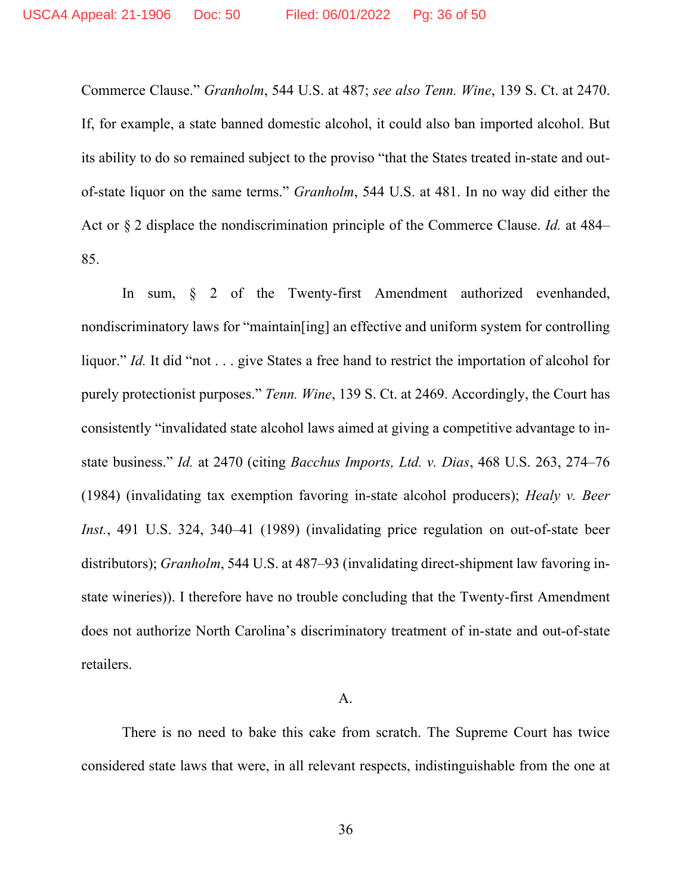Commerce Clause." *Granholm*, 544 U.S. at 487; *see also Tenn. Wine*, 139 S. Ct. at 2470. If, for example, a state banned domestic alcohol, it could also ban imported alcohol. But its ability to do so remained subject to the proviso "that the States treated in-state and out-of-state liquor on the same terms." *Granholm*, 544 U.S. at 481. In no way did either the Act or § 2 displace the nondiscrimination principle of the Commerce Clause. *Id.* at 484–85.

In sum, § 2 of the Twenty-first Amendment authorized evenhanded, nondiscriminatory laws for "maintain[ing] an effective and uniform system for controlling liquor." *Id.* It did "not . . . give States a free hand to restrict the importation of alcohol for purely protectionist purposes." *Tenn. Wine*, 139 S. Ct. at 2469. Accordingly, the Court has consistently "invalidated state alcohol laws aimed at giving a competitive advantage to in-state business." *Id.* at 2470 (citing *Bacchus Imports, Ltd. v. Dias*, 468 U.S. 263, 274–76 (1984) (invalidating tax exemption favoring in-state alcohol producers); *Healy v. Beer Inst.*, 491 U.S. 324, 340–41 (1989) (invalidating price regulation on out-of-state beer distributors); *Granholm*, 544 U.S. at 487–93 (invalidating direct-shipment law favoring in-state wineries)). I therefore have no trouble concluding that the Twenty-first Amendment does not authorize North Carolina's discriminatory treatment of in-state and out-of-state retailers.

### A.

There is no need to bake this cake from scratch. The Supreme Court has twice considered state laws that were, in all relevant respects, indistinguishable from the one at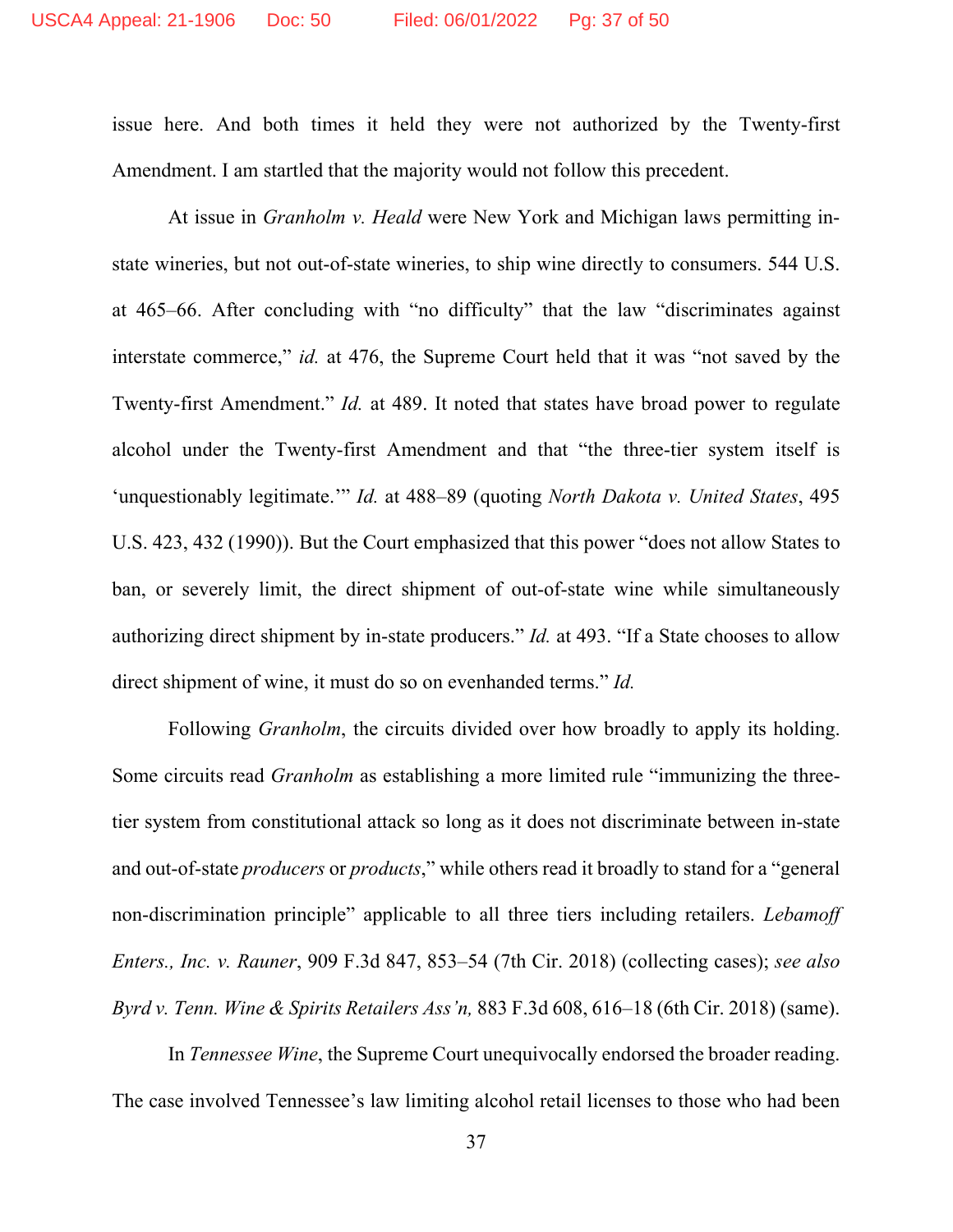issue here. And both times it held they were not authorized by the Twenty-first Amendment. I am startled that the majority would not follow this precedent.

At issue in *Granholm v. Heald* were New York and Michigan laws permitting in-state wineries, but not out-of-state wineries, to ship wine directly to consumers. 544 U.S. at 465–66. After concluding with "no difficulty" that the law "discriminates against interstate commerce," *id.* at 476, the Supreme Court held that it was "not saved by the Twenty-first Amendment." *Id.* at 489. It noted that states have broad power to regulate alcohol under the Twenty-first Amendment and that "the three-tier system itself is 'unquestionably legitimate.'" *Id.* at 488–89 (quoting *North Dakota v. United States*, 495 U.S. 423, 432 (1990)). But the Court emphasized that this power "does not allow States to ban, or severely limit, the direct shipment of out-of-state wine while simultaneously authorizing direct shipment by in-state producers." *Id.* at 493. "If a State chooses to allow direct shipment of wine, it must do so on evenhanded terms." *Id.*

Following *Granholm*, the circuits divided over how broadly to apply its holding. Some circuits read *Granholm* as establishing a more limited rule "immunizing the three-tier system from constitutional attack so long as it does not discriminate between in-state and out-of-state *producers* or *products*," while others read it broadly to stand for a "general non-discrimination principle" applicable to all three tiers including retailers. *Lebamoff Enters., Inc. v. Rauner*, 909 F.3d 847, 853–54 (7th Cir. 2018) (collecting cases); *see also Byrd v. Tenn. Wine & Spirits Retailers Ass'n,* 883 F.3d 608, 616–18 (6th Cir. 2018) (same).

In *Tennessee Wine*, the Supreme Court unequivocally endorsed the broader reading. The case involved Tennessee's law limiting alcohol retail licenses to those who had been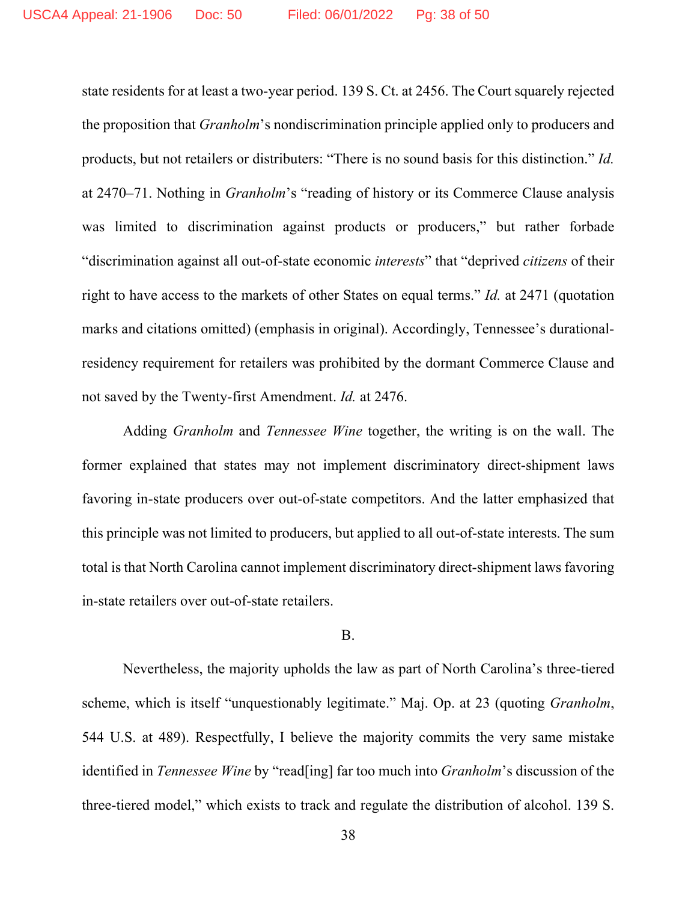state residents for at least a two-year period. 139 S. Ct. at 2456. The Court squarely rejected the proposition that *Granholm*'s nondiscrimination principle applied only to producers and products, but not retailers or distributers: "There is no sound basis for this distinction." *Id.* at 2470–71. Nothing in *Granholm*'s "reading of history or its Commerce Clause analysis was limited to discrimination against products or producers," but rather forbade "discrimination against all out-of-state economic *interests*" that "deprived *citizens* of their right to have access to the markets of other States on equal terms." *Id.* at 2471 (quotation marks and citations omitted) (emphasis in original). Accordingly, Tennessee's durational-residency requirement for retailers was prohibited by the dormant Commerce Clause and not saved by the Twenty-first Amendment. *Id.* at 2476.

Adding *Granholm* and *Tennessee Wine* together, the writing is on the wall. The former explained that states may not implement discriminatory direct-shipment laws favoring in-state producers over out-of-state competitors. And the latter emphasized that this principle was not limited to producers, but applied to all out-of-state interests. The sum total is that North Carolina cannot implement discriminatory direct-shipment laws favoring in-state retailers over out-of-state retailers.

B.

Nevertheless, the majority upholds the law as part of North Carolina's three-tiered scheme, which is itself "unquestionably legitimate." Maj. Op. at 23 (quoting *Granholm*, 544 U.S. at 489). Respectfully, I believe the majority commits the very same mistake identified in *Tennessee Wine* by "read[ing] far too much into *Granholm*'s discussion of the three-tiered model," which exists to track and regulate the distribution of alcohol. 139 S.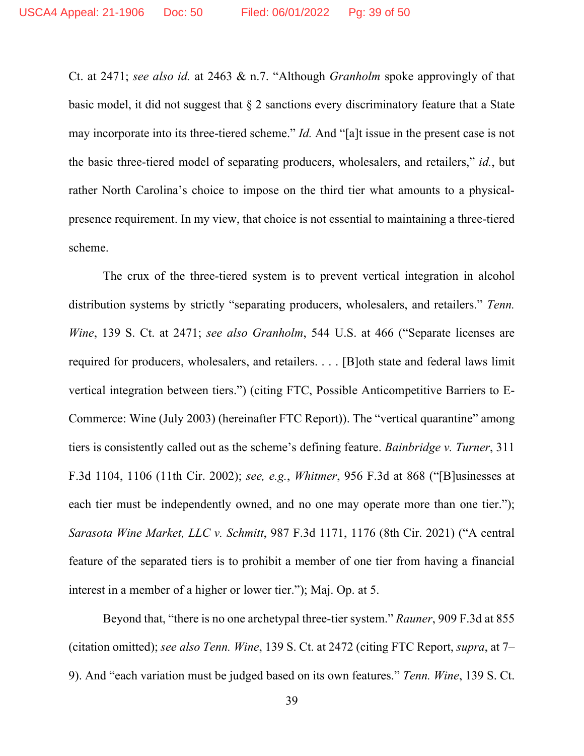Ct. at 2471; *see also id.* at 2463 & n.7. "Although *Granholm* spoke approvingly of that basic model, it did not suggest that § 2 sanctions every discriminatory feature that a State may incorporate into its three-tiered scheme." *Id.* And "[a]t issue in the present case is not the basic three-tiered model of separating producers, wholesalers, and retailers," *id.*, but rather North Carolina's choice to impose on the third tier what amounts to a physical-presence requirement. In my view, that choice is not essential to maintaining a three-tiered scheme.

The crux of the three-tiered system is to prevent vertical integration in alcohol distribution systems by strictly "separating producers, wholesalers, and retailers." *Tenn. Wine*, 139 S. Ct. at 2471; *see also Granholm*, 544 U.S. at 466 ("Separate licenses are required for producers, wholesalers, and retailers. . . . [B]oth state and federal laws limit vertical integration between tiers.") (citing FTC, Possible Anticompetitive Barriers to E-Commerce: Wine (July 2003) (hereinafter FTC Report)). The "vertical quarantine" among tiers is consistently called out as the scheme's defining feature. *Bainbridge v. Turner*, 311 F.3d 1104, 1106 (11th Cir. 2002); *see, e.g.*, *Whitmer*, 956 F.3d at 868 ("[B]usinesses at each tier must be independently owned, and no one may operate more than one tier."); *Sarasota Wine Market, LLC v. Schmitt*, 987 F.3d 1171, 1176 (8th Cir. 2021) ("A central feature of the separated tiers is to prohibit a member of one tier from having a financial interest in a member of a higher or lower tier."); Maj. Op. at 5.

Beyond that, "there is no one archetypal three-tier system." *Rauner*, 909 F.3d at 855 (citation omitted); *see also Tenn. Wine*, 139 S. Ct. at 2472 (citing FTC Report, *supra*, at 7–9). And "each variation must be judged based on its own features." *Tenn. Wine*, 139 S. Ct.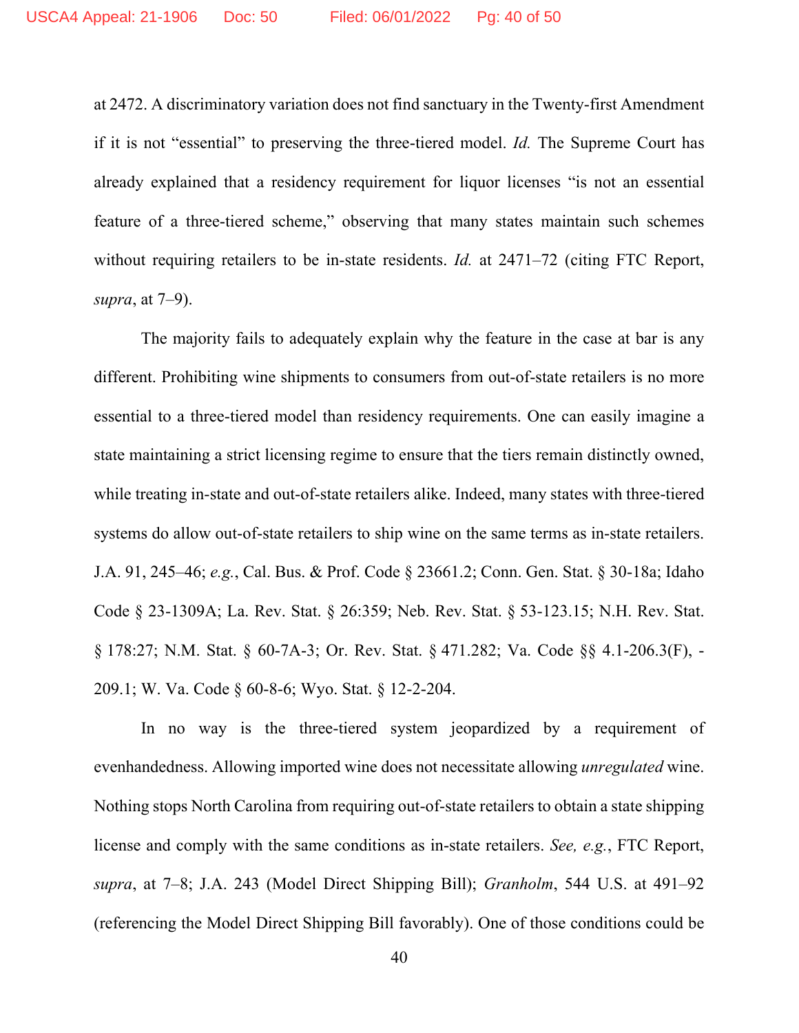at 2472. A discriminatory variation does not find sanctuary in the Twenty-first Amendment if it is not "essential" to preserving the three-tiered model. *Id.* The Supreme Court has already explained that a residency requirement for liquor licenses "is not an essential feature of a three-tiered scheme," observing that many states maintain such schemes without requiring retailers to be in-state residents. *Id.* at 2471–72 (citing FTC Report, *supra*, at 7–9).

The majority fails to adequately explain why the feature in the case at bar is any different. Prohibiting wine shipments to consumers from out-of-state retailers is no more essential to a three-tiered model than residency requirements. One can easily imagine a state maintaining a strict licensing regime to ensure that the tiers remain distinctly owned, while treating in-state and out-of-state retailers alike. Indeed, many states with three-tiered systems do allow out-of-state retailers to ship wine on the same terms as in-state retailers. J.A. 91, 245–46; *e.g.*, Cal. Bus. & Prof. Code § 23661.2; Conn. Gen. Stat. § 30-18a; Idaho Code § 23-1309A; La. Rev. Stat. § 26:359; Neb. Rev. Stat. § 53-123.15; N.H. Rev. Stat. § 178:27; N.M. Stat. § 60-7A-3; Or. Rev. Stat. § 471.282; Va. Code §§ 4.1-206.3(F), -209.1; W. Va. Code § 60-8-6; Wyo. Stat. § 12-2-204.

In no way is the three-tiered system jeopardized by a requirement of evenhandedness. Allowing imported wine does not necessitate allowing *unregulated* wine. Nothing stops North Carolina from requiring out-of-state retailers to obtain a state shipping license and comply with the same conditions as in-state retailers. *See, e.g.*, FTC Report, *supra*, at 7–8; J.A. 243 (Model Direct Shipping Bill); *Granholm*, 544 U.S. at 491–92 (referencing the Model Direct Shipping Bill favorably). One of those conditions could be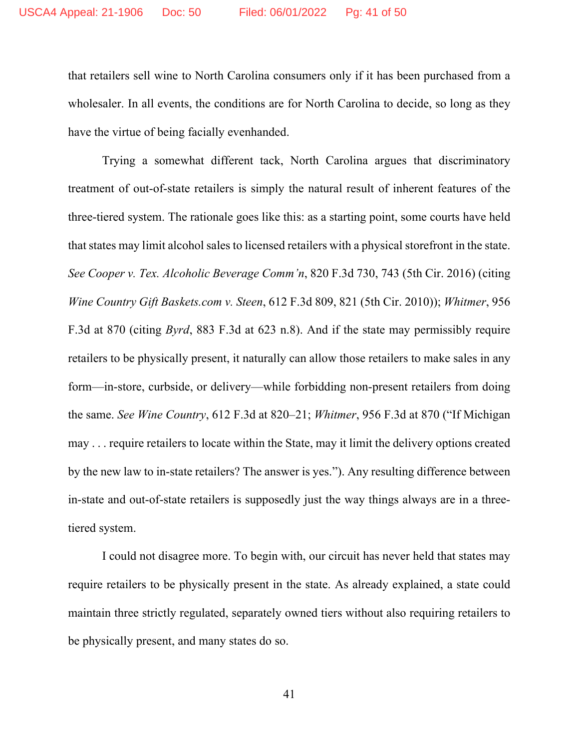that retailers sell wine to North Carolina consumers only if it has been purchased from a wholesaler. In all events, the conditions are for North Carolina to decide, so long as they have the virtue of being facially evenhanded.

Trying a somewhat different tack, North Carolina argues that discriminatory treatment of out-of-state retailers is simply the natural result of inherent features of the three-tiered system. The rationale goes like this: as a starting point, some courts have held that states may limit alcohol sales to licensed retailers with a physical storefront in the state. *See Cooper v. Tex. Alcoholic Beverage Comm'n*, 820 F.3d 730, 743 (5th Cir. 2016) (citing *Wine Country Gift Baskets.com v. Steen*, 612 F.3d 809, 821 (5th Cir. 2010)); *Whitmer*, 956 F.3d at 870 (citing *Byrd*, 883 F.3d at 623 n.8). And if the state may permissibly require retailers to be physically present, it naturally can allow those retailers to make sales in any form—in-store, curbside, or delivery—while forbidding non-present retailers from doing the same. *See Wine Country*, 612 F.3d at 820–21; *Whitmer*, 956 F.3d at 870 ("If Michigan may . . . require retailers to locate within the State, may it limit the delivery options created by the new law to in-state retailers? The answer is yes."). Any resulting difference between in-state and out-of-state retailers is supposedly just the way things always are in a three-tiered system.

I could not disagree more. To begin with, our circuit has never held that states may require retailers to be physically present in the state. As already explained, a state could maintain three strictly regulated, separately owned tiers without also requiring retailers to be physically present, and many states do so.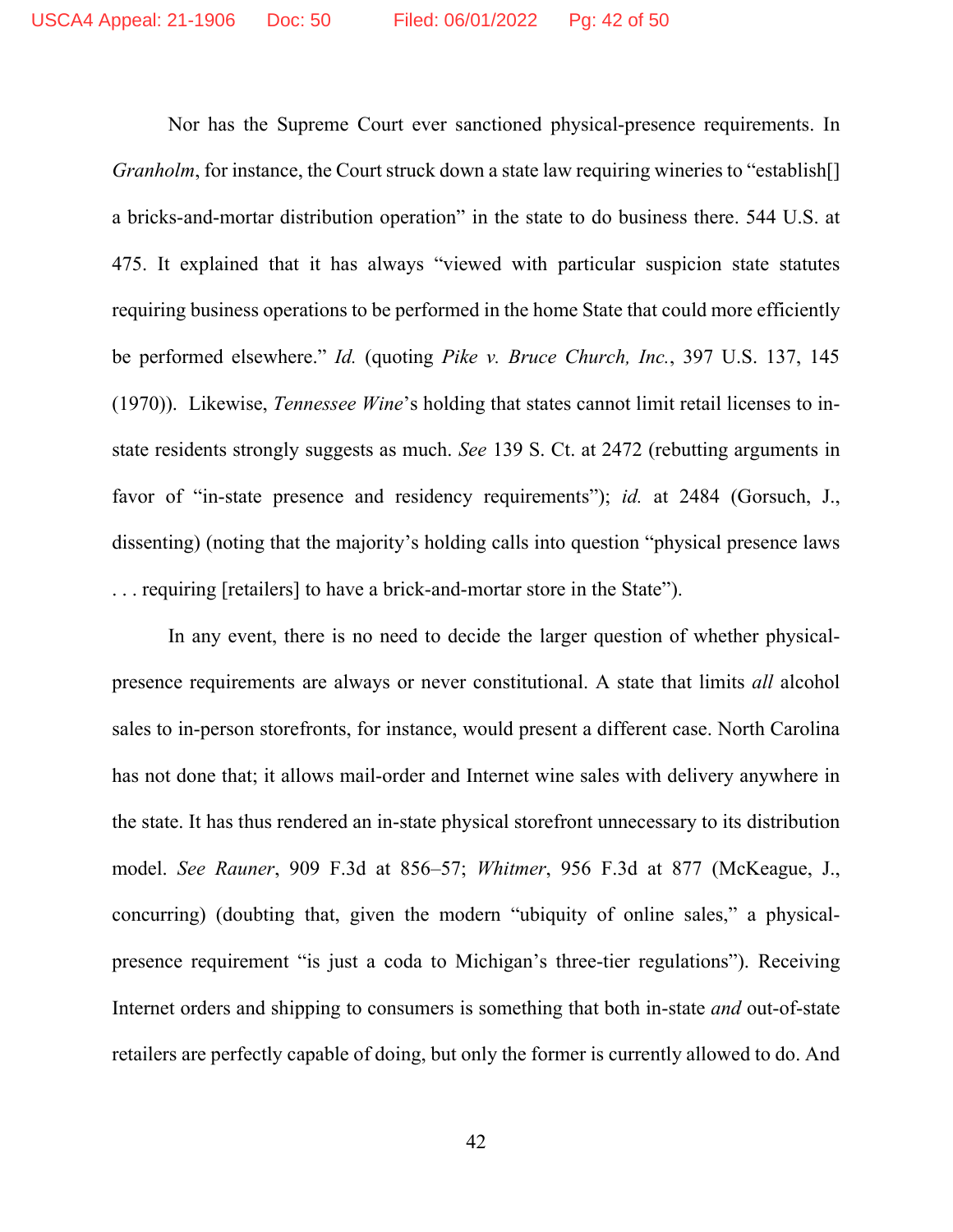Nor has the Supreme Court ever sanctioned physical-presence requirements. In *Granholm*, for instance, the Court struck down a state law requiring wineries to "establish[] a bricks-and-mortar distribution operation" in the state to do business there. 544 U.S. at 475. It explained that it has always "viewed with particular suspicion state statutes requiring business operations to be performed in the home State that could more efficiently be performed elsewhere." *Id.* (quoting *Pike v. Bruce Church, Inc.*, 397 U.S. 137, 145 (1970)). Likewise, *Tennessee Wine*'s holding that states cannot limit retail licenses to in-state residents strongly suggests as much. *See* 139 S. Ct. at 2472 (rebutting arguments in favor of "in-state presence and residency requirements"); *id.* at 2484 (Gorsuch, J., dissenting) (noting that the majority's holding calls into question "physical presence laws . . . requiring [retailers] to have a brick-and-mortar store in the State").

In any event, there is no need to decide the larger question of whether physical-presence requirements are always or never constitutional. A state that limits *all* alcohol sales to in-person storefronts, for instance, would present a different case. North Carolina has not done that; it allows mail-order and Internet wine sales with delivery anywhere in the state. It has thus rendered an in-state physical storefront unnecessary to its distribution model. *See Rauner*, 909 F.3d at 856–57; *Whitmer*, 956 F.3d at 877 (McKeague, J., concurring) (doubting that, given the modern "ubiquity of online sales," a physical-presence requirement "is just a coda to Michigan's three-tier regulations"). Receiving Internet orders and shipping to consumers is something that both in-state *and* out-of-state retailers are perfectly capable of doing, but only the former is currently allowed to do. And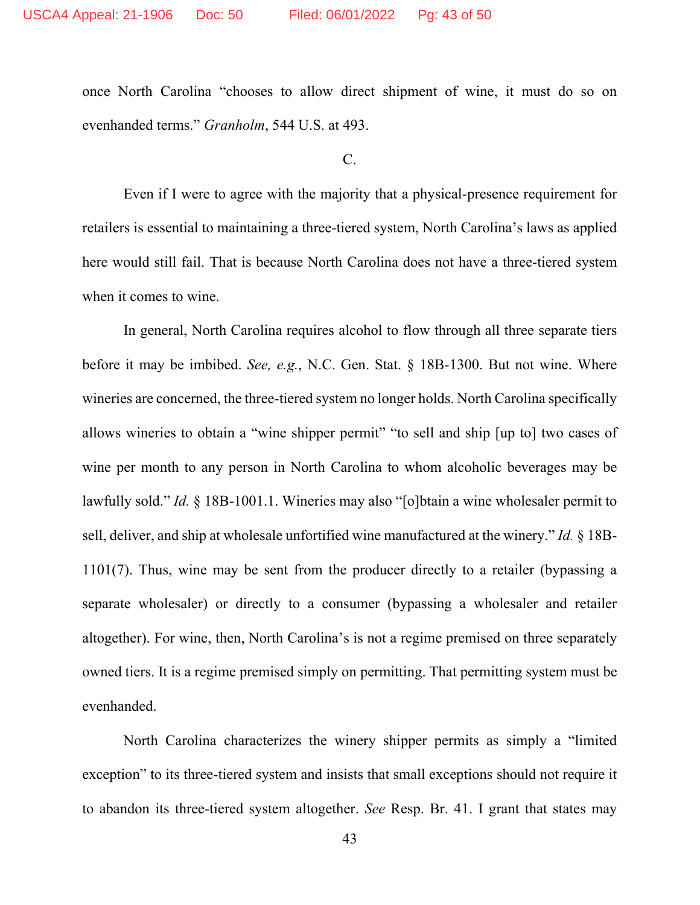once North Carolina "chooses to allow direct shipment of wine, it must do so on evenhanded terms." *Granholm*, 544 U.S. at 493.

C.

Even if I were to agree with the majority that a physical-presence requirement for retailers is essential to maintaining a three-tiered system, North Carolina's laws as applied here would still fail. That is because North Carolina does not have a three-tiered system when it comes to wine.

In general, North Carolina requires alcohol to flow through all three separate tiers before it may be imbibed. *See, e.g.*, N.C. Gen. Stat. § 18B-1300. But not wine. Where wineries are concerned, the three-tiered system no longer holds. North Carolina specifically allows wineries to obtain a "wine shipper permit" "to sell and ship [up to] two cases of wine per month to any person in North Carolina to whom alcoholic beverages may be lawfully sold." *Id.* § 18B-1001.1. Wineries may also "[o]btain a wine wholesaler permit to sell, deliver, and ship at wholesale unfortified wine manufactured at the winery." *Id.* § 18B-1101(7). Thus, wine may be sent from the producer directly to a retailer (bypassing a separate wholesaler) or directly to a consumer (bypassing a wholesaler and retailer altogether). For wine, then, North Carolina's is not a regime premised on three separately owned tiers. It is a regime premised simply on permitting. That permitting system must be evenhanded.

North Carolina characterizes the winery shipper permits as simply a "limited exception" to its three-tiered system and insists that small exceptions should not require it to abandon its three-tiered system altogether. *See* Resp. Br. 41. I grant that states may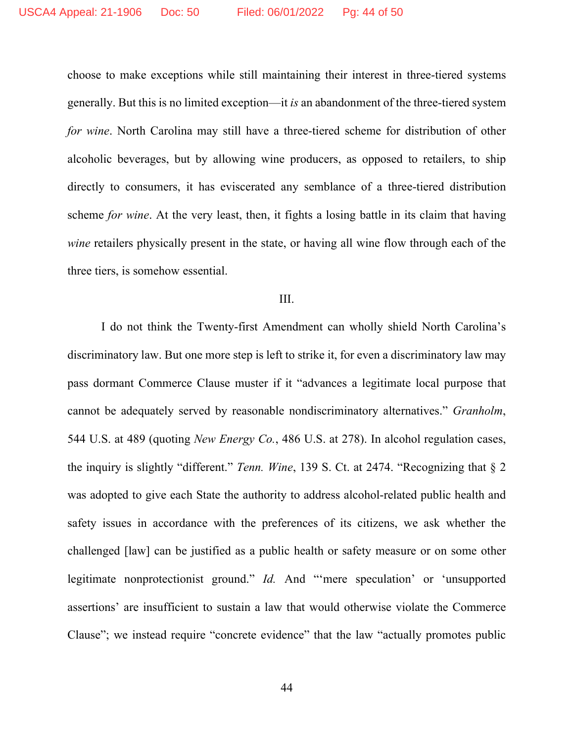choose to make exceptions while still maintaining their interest in three-tiered systems generally. But this is no limited exception—it *is* an abandonment of the three-tiered system *for wine*. North Carolina may still have a three-tiered scheme for distribution of other alcoholic beverages, but by allowing wine producers, as opposed to retailers, to ship directly to consumers, it has eviscerated any semblance of a three-tiered distribution scheme *for wine*. At the very least, then, it fights a losing battle in its claim that having *wine* retailers physically present in the state, or having all wine flow through each of the three tiers, is somehow essential.

III.

I do not think the Twenty-first Amendment can wholly shield North Carolina's discriminatory law. But one more step is left to strike it, for even a discriminatory law may pass dormant Commerce Clause muster if it "advances a legitimate local purpose that cannot be adequately served by reasonable nondiscriminatory alternatives." *Granholm*, 544 U.S. at 489 (quoting *New Energy Co.*, 486 U.S. at 278). In alcohol regulation cases, the inquiry is slightly "different." *Tenn. Wine*, 139 S. Ct. at 2474. "Recognizing that § 2 was adopted to give each State the authority to address alcohol-related public health and safety issues in accordance with the preferences of its citizens, we ask whether the challenged [law] can be justified as a public health or safety measure or on some other legitimate nonprotectionist ground." *Id.* And "'mere speculation' or 'unsupported assertions' are insufficient to sustain a law that would otherwise violate the Commerce Clause"; we instead require "concrete evidence" that the law "actually promotes public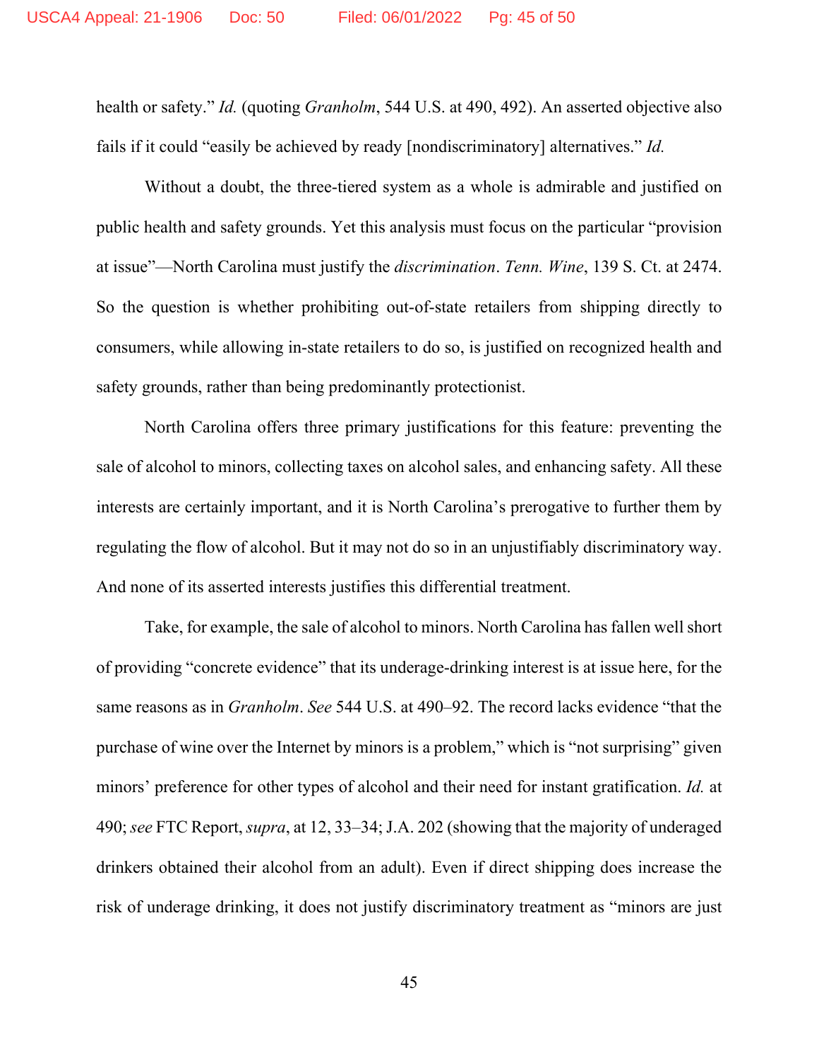health or safety." *Id.* (quoting *Granholm*, 544 U.S. at 490, 492). An asserted objective also fails if it could "easily be achieved by ready [nondiscriminatory] alternatives." *Id.*

Without a doubt, the three-tiered system as a whole is admirable and justified on public health and safety grounds. Yet this analysis must focus on the particular "provision at issue"—North Carolina must justify the *discrimination*. *Tenn. Wine*, 139 S. Ct. at 2474. So the question is whether prohibiting out-of-state retailers from shipping directly to consumers, while allowing in-state retailers to do so, is justified on recognized health and safety grounds, rather than being predominantly protectionist.

North Carolina offers three primary justifications for this feature: preventing the sale of alcohol to minors, collecting taxes on alcohol sales, and enhancing safety. All these interests are certainly important, and it is North Carolina's prerogative to further them by regulating the flow of alcohol. But it may not do so in an unjustifiably discriminatory way. And none of its asserted interests justifies this differential treatment.

Take, for example, the sale of alcohol to minors. North Carolina has fallen well short of providing "concrete evidence" that its underage-drinking interest is at issue here, for the same reasons as in *Granholm*. *See* 544 U.S. at 490–92. The record lacks evidence "that the purchase of wine over the Internet by minors is a problem," which is "not surprising" given minors' preference for other types of alcohol and their need for instant gratification. *Id.* at 490; *see* FTC Report, *supra*, at 12, 33–34; J.A. 202 (showing that the majority of underaged drinkers obtained their alcohol from an adult). Even if direct shipping does increase the risk of underage drinking, it does not justify discriminatory treatment as "minors are just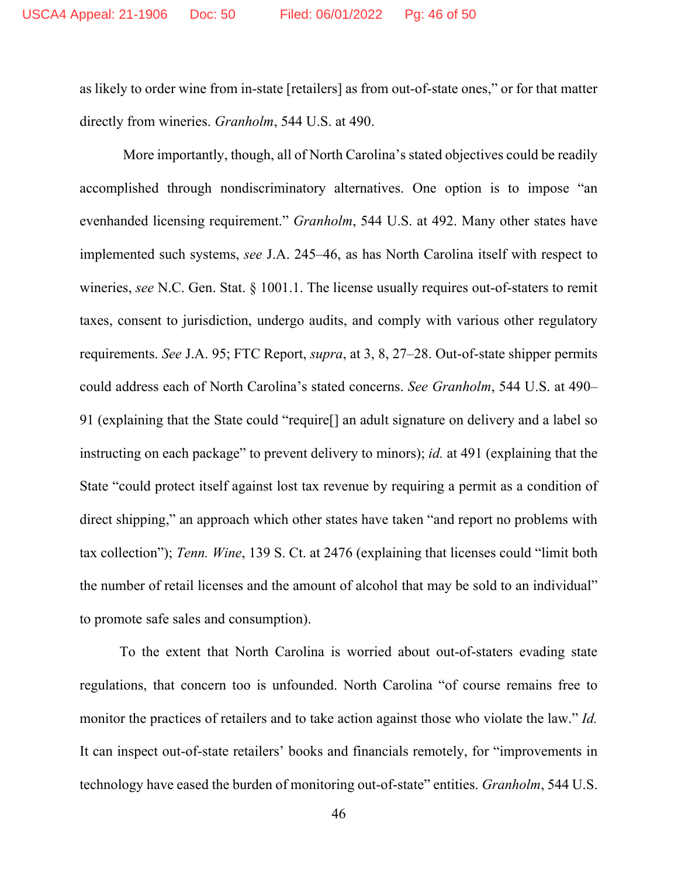as likely to order wine from in-state [retailers] as from out-of-state ones," or for that matter directly from wineries. *Granholm*, 544 U.S. at 490.

More importantly, though, all of North Carolina's stated objectives could be readily accomplished through nondiscriminatory alternatives. One option is to impose "an evenhanded licensing requirement." *Granholm*, 544 U.S. at 492. Many other states have implemented such systems, *see* J.A. 245–46, as has North Carolina itself with respect to wineries, *see* N.C. Gen. Stat. § 1001.1. The license usually requires out-of-staters to remit taxes, consent to jurisdiction, undergo audits, and comply with various other regulatory requirements. *See* J.A. 95; FTC Report, *supra*, at 3, 8, 27–28. Out-of-state shipper permits could address each of North Carolina's stated concerns. *See Granholm*, 544 U.S. at 490–91 (explaining that the State could "require[] an adult signature on delivery and a label so instructing on each package" to prevent delivery to minors); *id.* at 491 (explaining that the State "could protect itself against lost tax revenue by requiring a permit as a condition of direct shipping," an approach which other states have taken "and report no problems with tax collection"); *Tenn. Wine*, 139 S. Ct. at 2476 (explaining that licenses could "limit both the number of retail licenses and the amount of alcohol that may be sold to an individual" to promote safe sales and consumption).

To the extent that North Carolina is worried about out-of-staters evading state regulations, that concern too is unfounded. North Carolina "of course remains free to monitor the practices of retailers and to take action against those who violate the law." *Id.* It can inspect out-of-state retailers' books and financials remotely, for "improvements in technology have eased the burden of monitoring out-of-state" entities. *Granholm*, 544 U.S.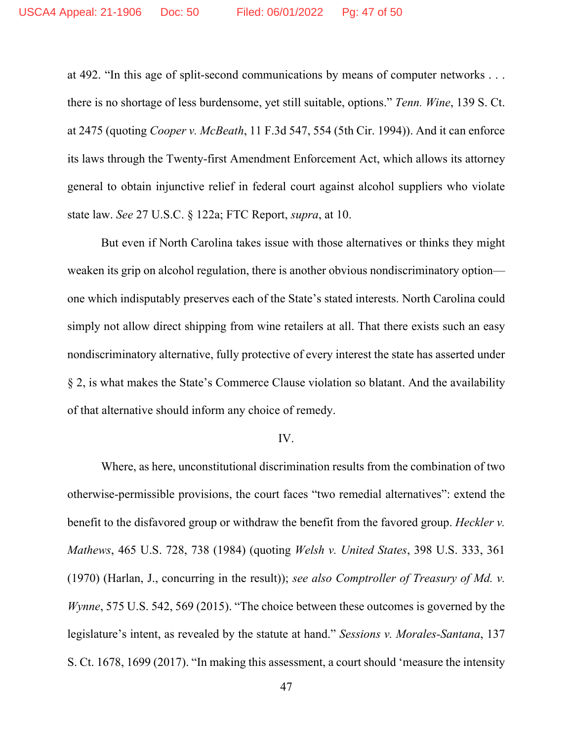at 492. "In this age of split-second communications by means of computer networks . . . there is no shortage of less burdensome, yet still suitable, options." *Tenn. Wine*, 139 S. Ct. at 2475 (quoting *Cooper v. McBeath*, 11 F.3d 547, 554 (5th Cir. 1994)). And it can enforce its laws through the Twenty-first Amendment Enforcement Act, which allows its attorney general to obtain injunctive relief in federal court against alcohol suppliers who violate state law. *See* 27 U.S.C. § 122a; FTC Report, *supra*, at 10.

But even if North Carolina takes issue with those alternatives or thinks they might weaken its grip on alcohol regulation, there is another obvious nondiscriminatory option—one which indisputably preserves each of the State's stated interests. North Carolina could simply not allow direct shipping from wine retailers at all. That there exists such an easy nondiscriminatory alternative, fully protective of every interest the state has asserted under § 2, is what makes the State's Commerce Clause violation so blatant. And the availability of that alternative should inform any choice of remedy.

IV.

Where, as here, unconstitutional discrimination results from the combination of two otherwise-permissible provisions, the court faces "two remedial alternatives": extend the benefit to the disfavored group or withdraw the benefit from the favored group. *Heckler v. Mathews*, 465 U.S. 728, 738 (1984) (quoting *Welsh v. United States*, 398 U.S. 333, 361 (1970) (Harlan, J., concurring in the result)); *see also Comptroller of Treasury of Md. v. Wynne*, 575 U.S. 542, 569 (2015). "The choice between these outcomes is governed by the legislature's intent, as revealed by the statute at hand." *Sessions v. Morales-Santana*, 137 S. Ct. 1678, 1699 (2017). "In making this assessment, a court should 'measure the intensity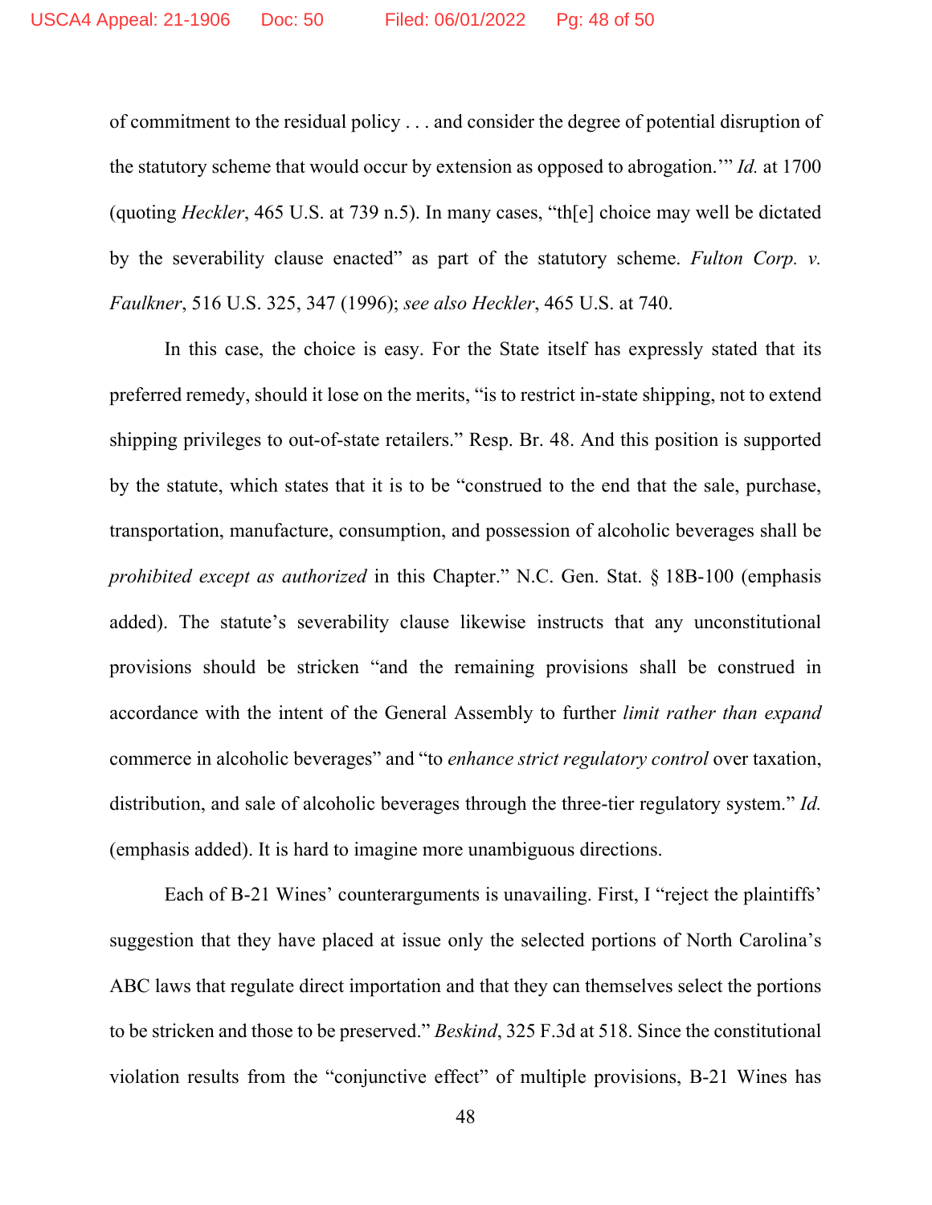of commitment to the residual policy . . . and consider the degree of potential disruption of the statutory scheme that would occur by extension as opposed to abrogation.'" *Id.* at 1700 (quoting *Heckler*, 465 U.S. at 739 n.5). In many cases, "th[e] choice may well be dictated by the severability clause enacted" as part of the statutory scheme. *Fulton Corp. v. Faulkner*, 516 U.S. 325, 347 (1996); *see also Heckler*, 465 U.S. at 740.

In this case, the choice is easy. For the State itself has expressly stated that its preferred remedy, should it lose on the merits, "is to restrict in-state shipping, not to extend shipping privileges to out-of-state retailers." Resp. Br. 48. And this position is supported by the statute, which states that it is to be "construed to the end that the sale, purchase, transportation, manufacture, consumption, and possession of alcoholic beverages shall be *prohibited except as authorized* in this Chapter." N.C. Gen. Stat. § 18B-100 (emphasis added). The statute's severability clause likewise instructs that any unconstitutional provisions should be stricken "and the remaining provisions shall be construed in accordance with the intent of the General Assembly to further *limit rather than expand* commerce in alcoholic beverages" and "to *enhance strict regulatory control* over taxation, distribution, and sale of alcoholic beverages through the three-tier regulatory system." *Id.* (emphasis added). It is hard to imagine more unambiguous directions.

Each of B-21 Wines' counterarguments is unavailing. First, I "reject the plaintiffs' suggestion that they have placed at issue only the selected portions of North Carolina's ABC laws that regulate direct importation and that they can themselves select the portions to be stricken and those to be preserved." *Beskind*, 325 F.3d at 518. Since the constitutional violation results from the "conjunctive effect" of multiple provisions, B-21 Wines has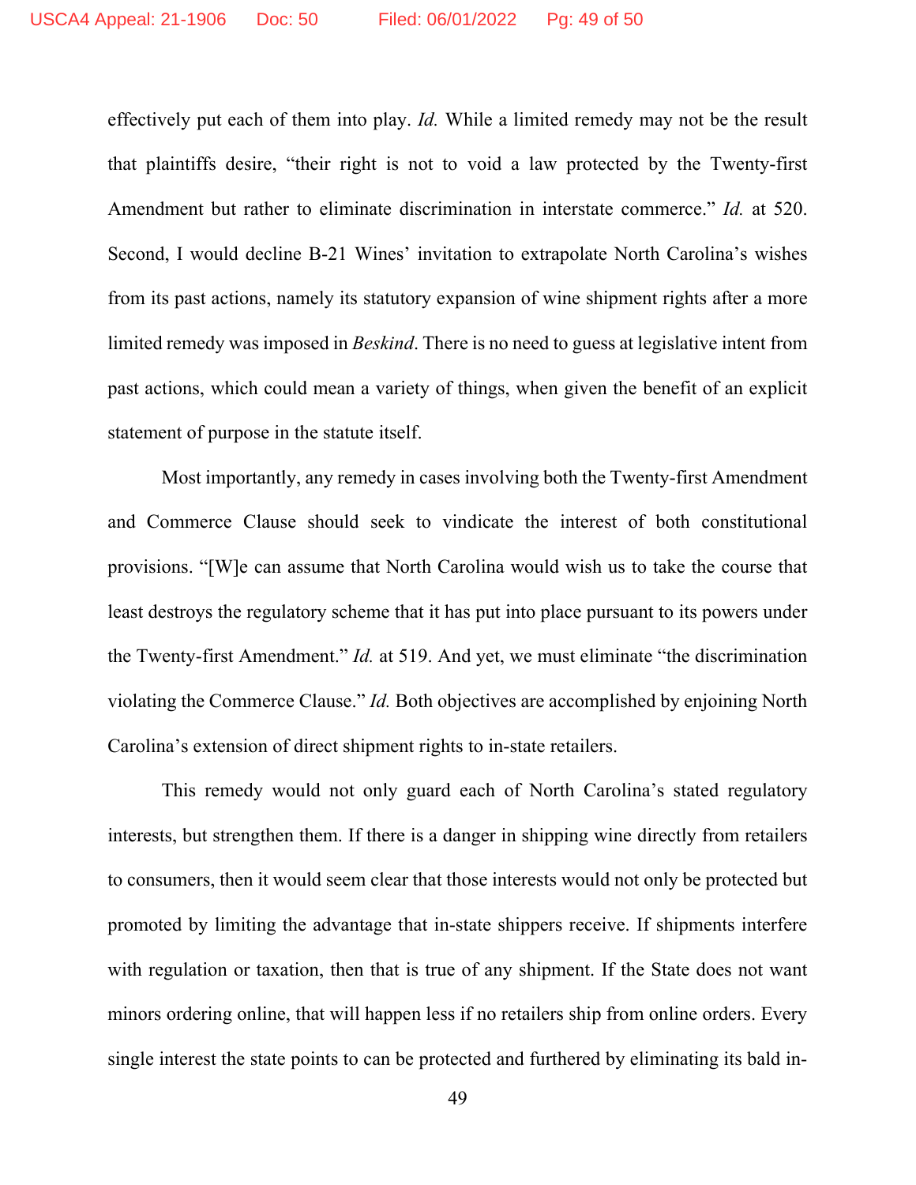effectively put each of them into play. *Id.* While a limited remedy may not be the result that plaintiffs desire, "their right is not to void a law protected by the Twenty-first Amendment but rather to eliminate discrimination in interstate commerce." *Id.* at 520. Second, I would decline B-21 Wines' invitation to extrapolate North Carolina's wishes from its past actions, namely its statutory expansion of wine shipment rights after a more limited remedy was imposed in *Beskind*. There is no need to guess at legislative intent from past actions, which could mean a variety of things, when given the benefit of an explicit statement of purpose in the statute itself.

Most importantly, any remedy in cases involving both the Twenty-first Amendment and Commerce Clause should seek to vindicate the interest of both constitutional provisions. "[W]e can assume that North Carolina would wish us to take the course that least destroys the regulatory scheme that it has put into place pursuant to its powers under the Twenty-first Amendment." *Id.* at 519. And yet, we must eliminate "the discrimination violating the Commerce Clause." *Id.* Both objectives are accomplished by enjoining North Carolina's extension of direct shipment rights to in-state retailers.

This remedy would not only guard each of North Carolina's stated regulatory interests, but strengthen them. If there is a danger in shipping wine directly from retailers to consumers, then it would seem clear that those interests would not only be protected but promoted by limiting the advantage that in-state shippers receive. If shipments interfere with regulation or taxation, then that is true of any shipment. If the State does not want minors ordering online, that will happen less if no retailers ship from online orders. Every single interest the state points to can be protected and furthered by eliminating its bald in-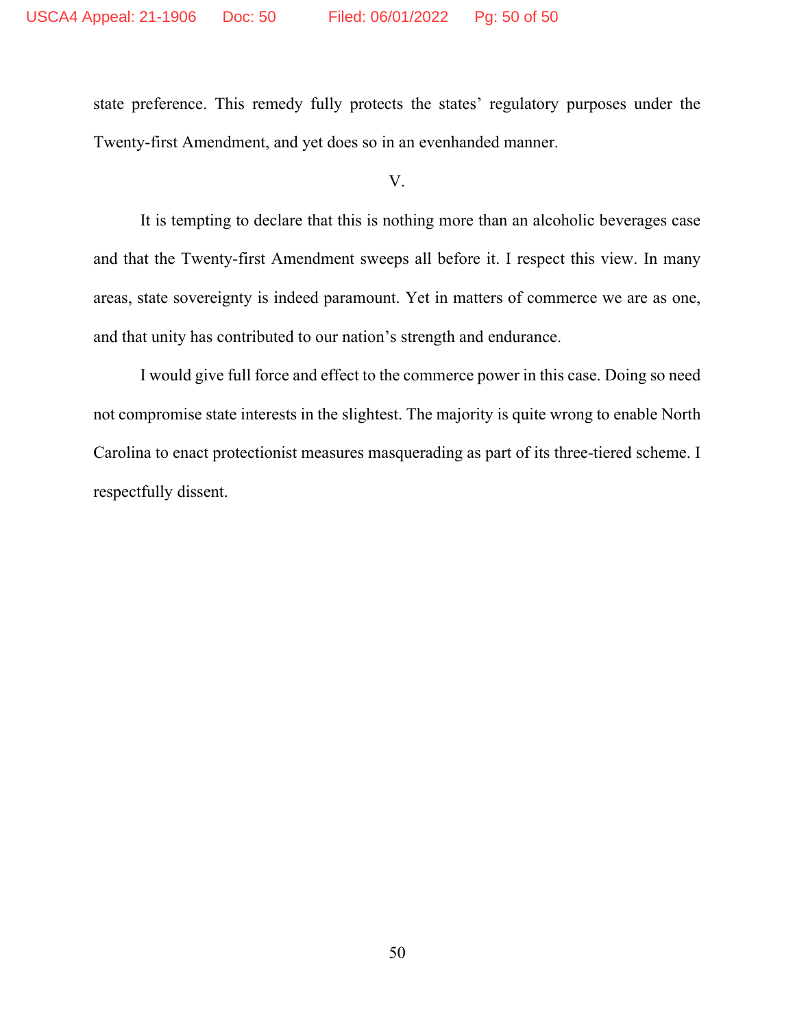state preference. This remedy fully protects the states' regulatory purposes under the Twenty-first Amendment, and yet does so in an evenhanded manner.

V.

It is tempting to declare that this is nothing more than an alcoholic beverages case and that the Twenty-first Amendment sweeps all before it. I respect this view. In many areas, state sovereignty is indeed paramount. Yet in matters of commerce we are as one, and that unity has contributed to our nation's strength and endurance.

I would give full force and effect to the commerce power in this case. Doing so need not compromise state interests in the slightest. The majority is quite wrong to enable North Carolina to enact protectionist measures masquerading as part of its three-tiered scheme. I respectfully dissent.